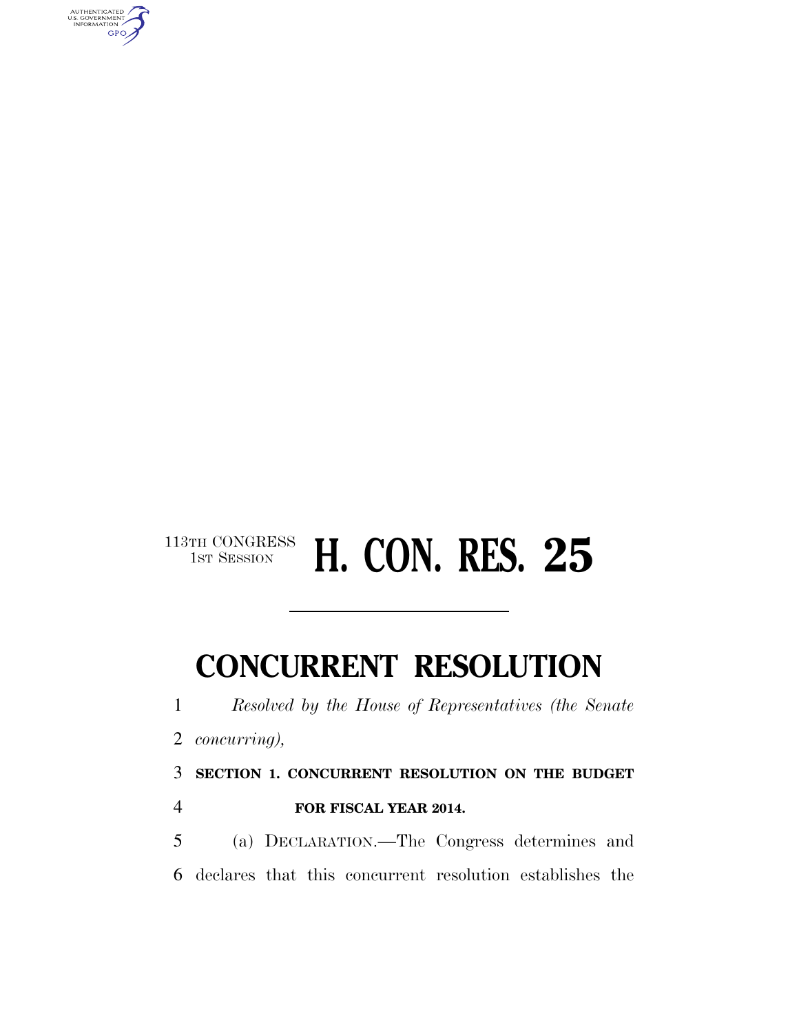113TH CONGRESS
1ST SESSION

# H. CON. RES. 25

# CONCURRENT RESOLUTION

*Resolved by the House of Representatives (the Senate concurring),*

**SECTION 1. CONCURRENT RESOLUTION ON THE BUDGET FOR FISCAL YEAR 2014.**

(a) DECLARATION.—The Congress determines and declares that this concurrent resolution establishes the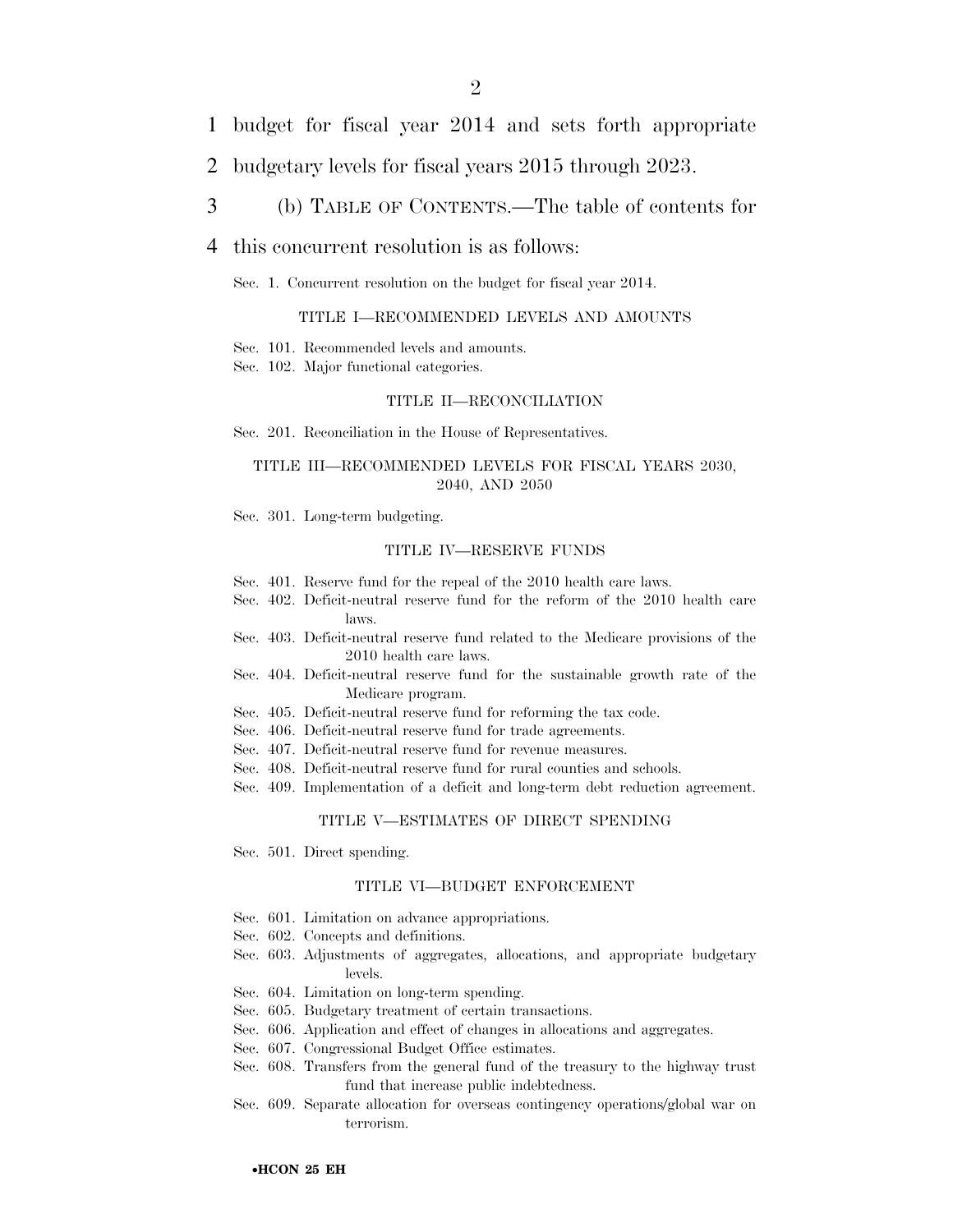budget for fiscal year 2014 and sets forth appropriate budgetary levels for fiscal years 2015 through 2023.

(b) TABLE OF CONTENTS.—The table of contents for this concurrent resolution is as follows:

Sec. 1. Concurrent resolution on the budget for fiscal year 2014.

TITLE I—RECOMMENDED LEVELS AND AMOUNTS

Sec. 101. Recommended levels and amounts.
Sec. 102. Major functional categories.

TITLE II—RECONCILIATION

Sec. 201. Reconciliation in the House of Representatives.

TITLE III—RECOMMENDED LEVELS FOR FISCAL YEARS 2030, 2040, AND 2050

Sec. 301. Long-term budgeting.

TITLE IV—RESERVE FUNDS

Sec. 401. Reserve fund for the repeal of the 2010 health care laws.
Sec. 402. Deficit-neutral reserve fund for the reform of the 2010 health care laws.
Sec. 403. Deficit-neutral reserve fund related to the Medicare provisions of the 2010 health care laws.
Sec. 404. Deficit-neutral reserve fund for the sustainable growth rate of the Medicare program.
Sec. 405. Deficit-neutral reserve fund for reforming the tax code.
Sec. 406. Deficit-neutral reserve fund for trade agreements.
Sec. 407. Deficit-neutral reserve fund for revenue measures.
Sec. 408. Deficit-neutral reserve fund for rural counties and schools.
Sec. 409. Implementation of a deficit and long-term debt reduction agreement.

TITLE V—ESTIMATES OF DIRECT SPENDING

Sec. 501. Direct spending.

TITLE VI—BUDGET ENFORCEMENT

Sec. 601. Limitation on advance appropriations.
Sec. 602. Concepts and definitions.
Sec. 603. Adjustments of aggregates, allocations, and appropriate budgetary levels.
Sec. 604. Limitation on long-term spending.
Sec. 605. Budgetary treatment of certain transactions.
Sec. 606. Application and effect of changes in allocations and aggregates.
Sec. 607. Congressional Budget Office estimates.
Sec. 608. Transfers from the general fund of the treasury to the highway trust fund that increase public indebtedness.
Sec. 609. Separate allocation for overseas contingency operations/global war on terrorism.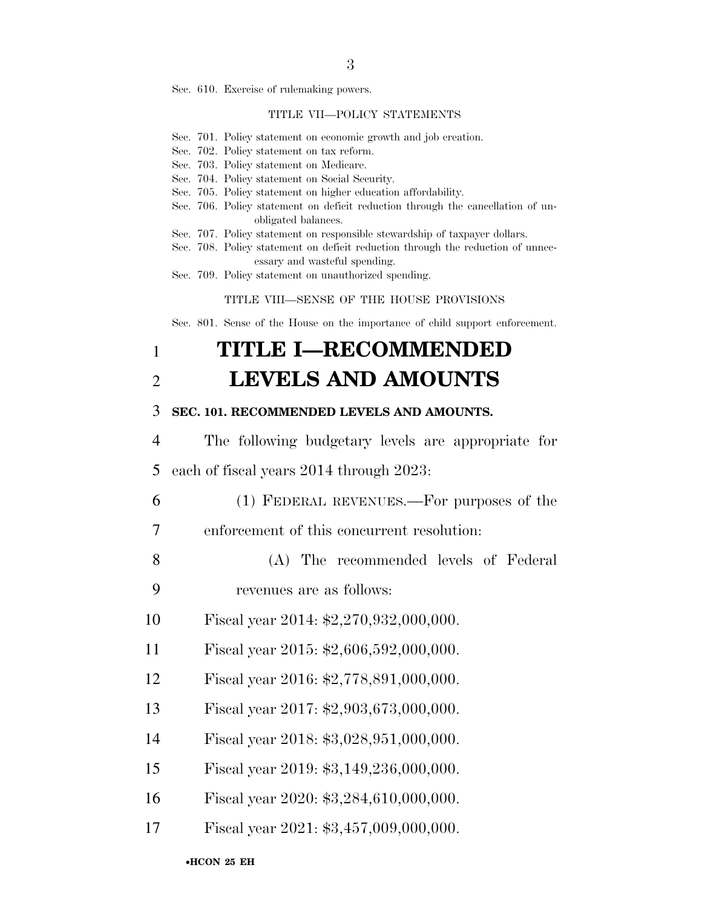Sec. 610. Exercise of rulemaking powers.

TITLE VII—POLICY STATEMENTS

Sec. 701. Policy statement on economic growth and job creation.
Sec. 702. Policy statement on tax reform.
Sec. 703. Policy statement on Medicare.
Sec. 704. Policy statement on Social Security.
Sec. 705. Policy statement on higher education affordability.
Sec. 706. Policy statement on deficit reduction through the cancellation of unobligated balances.
Sec. 707. Policy statement on responsible stewardship of taxpayer dollars.
Sec. 708. Policy statement on deficit reduction through the reduction of unnecessary and wasteful spending.
Sec. 709. Policy statement on unauthorized spending.

TITLE VIII—SENSE OF THE HOUSE PROVISIONS

Sec. 801. Sense of the House on the importance of child support enforcement.

# TITLE I—RECOMMENDED LEVELS AND AMOUNTS

## SEC. 101. RECOMMENDED LEVELS AND AMOUNTS.

The following budgetary levels are appropriate for each of fiscal years 2014 through 2023:

(1) FEDERAL REVENUES.—For purposes of the enforcement of this concurrent resolution:

(A) The recommended levels of Federal revenues are as follows:

Fiscal year 2014: $2,270,932,000,000.

Fiscal year 2015: $2,606,592,000,000.

Fiscal year 2016: $2,778,891,000,000.

Fiscal year 2017: $2,903,673,000,000.

Fiscal year 2018: $3,028,951,000,000.

Fiscal year 2019: $3,149,236,000,000.

Fiscal year 2020: $3,284,610,000,000.

Fiscal year 2021: $3,457,009,000,000.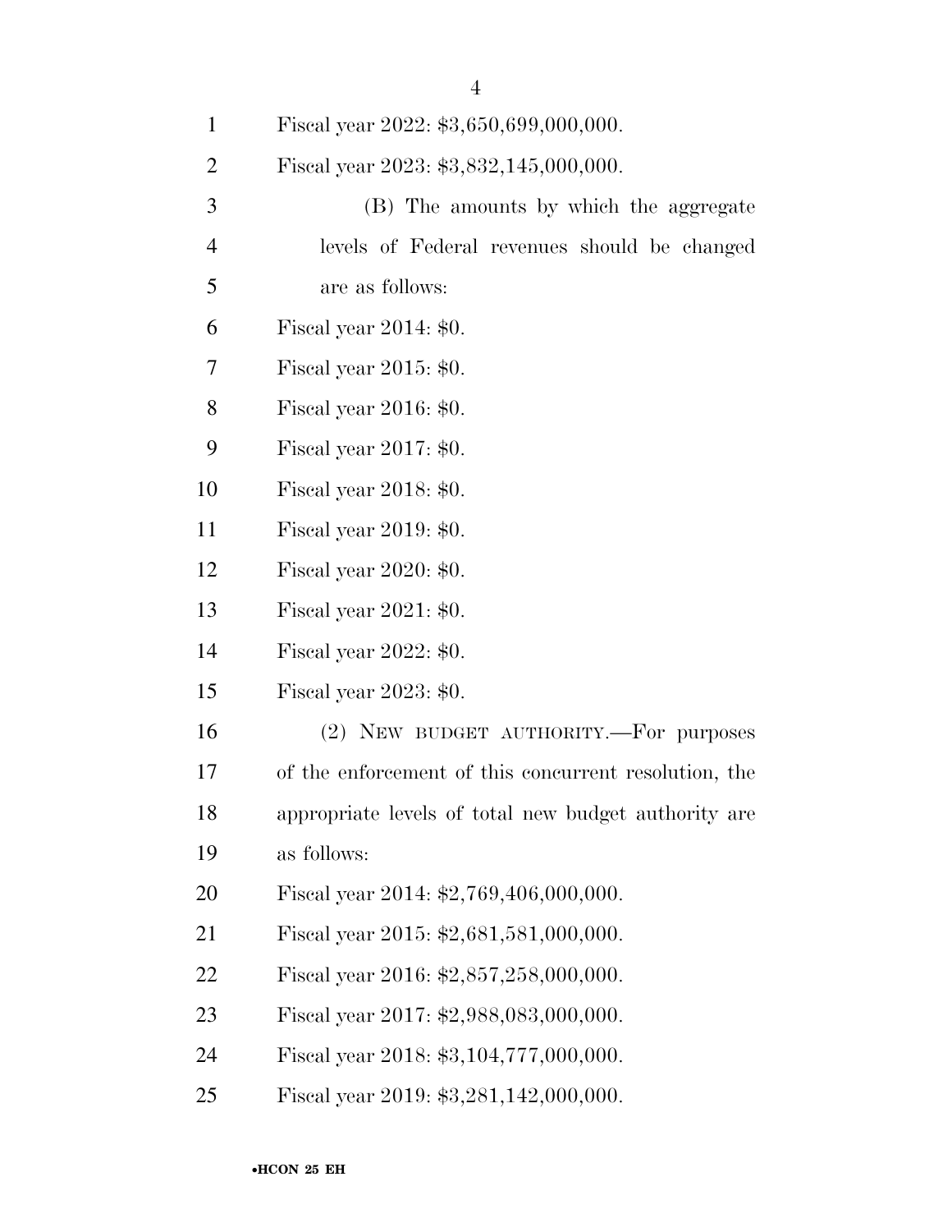Fiscal year 2022: $3,650,699,000,000.

Fiscal year 2023: $3,832,145,000,000.

(B) The amounts by which the aggregate levels of Federal revenues should be changed are as follows:

Fiscal year 2014: $0.

Fiscal year 2015: $0.

Fiscal year 2016: $0.

Fiscal year 2017: $0.

Fiscal year 2018: $0.

Fiscal year 2019: $0.

Fiscal year 2020: $0.

Fiscal year 2021: $0.

Fiscal year 2022: $0.

Fiscal year 2023: $0.

(2) NEW BUDGET AUTHORITY.—For purposes of the enforcement of this concurrent resolution, the appropriate levels of total new budget authority are as follows:

Fiscal year 2014: $2,769,406,000,000.

Fiscal year 2015: $2,681,581,000,000.

Fiscal year 2016: $2,857,258,000,000.

Fiscal year 2017: $2,988,083,000,000.

Fiscal year 2018: $3,104,777,000,000.

Fiscal year 2019: $3,281,142,000,000.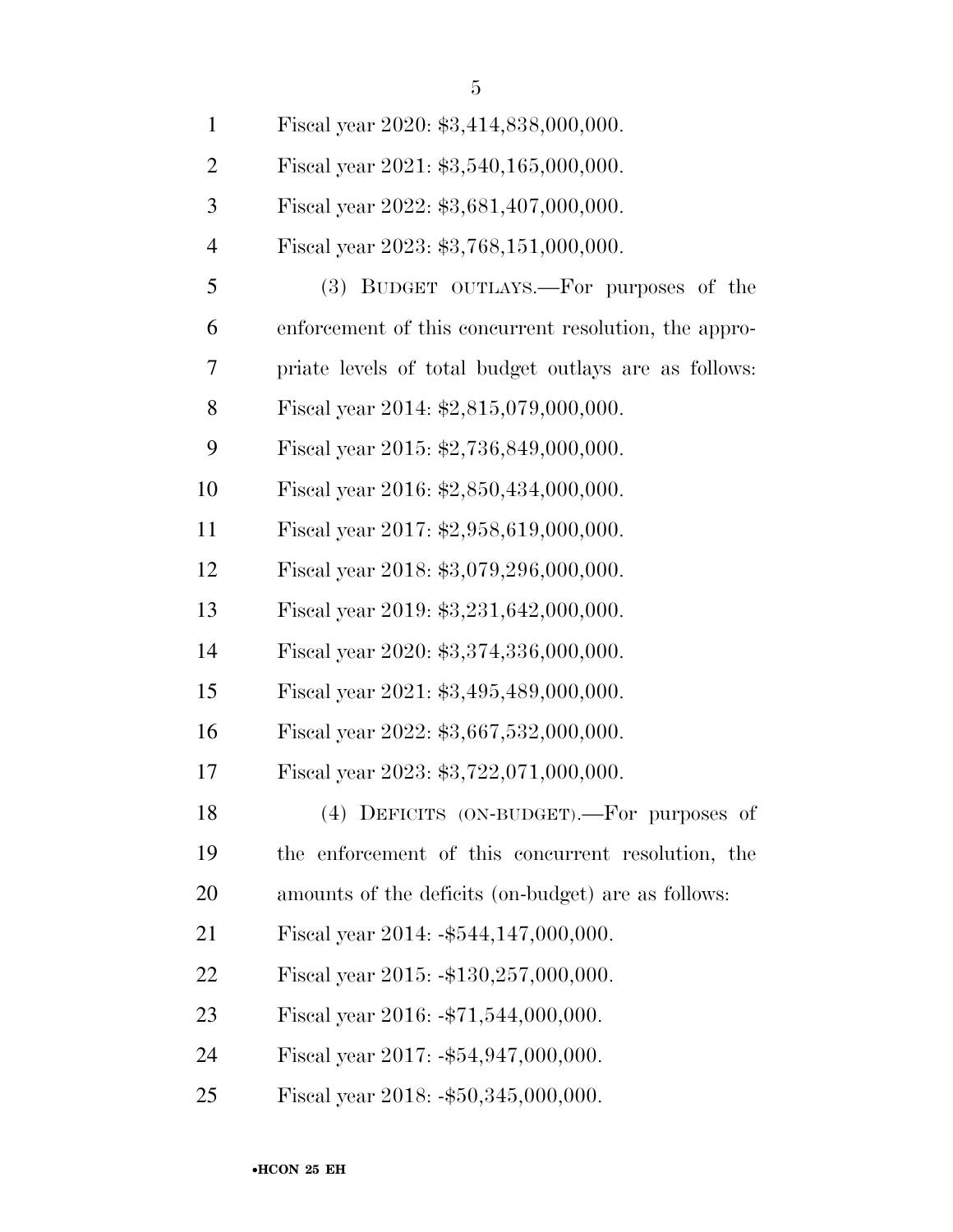Fiscal year 2020: $3,414,838,000,000.

Fiscal year 2021: $3,540,165,000,000.

Fiscal year 2022: $3,681,407,000,000.

Fiscal year 2023: $3,768,151,000,000.

(3) BUDGET OUTLAYS.—For purposes of the enforcement of this concurrent resolution, the appropriate levels of total budget outlays are as follows:

Fiscal year 2014: $2,815,079,000,000.

Fiscal year 2015: $2,736,849,000,000.

Fiscal year 2016: $2,850,434,000,000.

Fiscal year 2017: $2,958,619,000,000.

Fiscal year 2018: $3,079,296,000,000.

Fiscal year 2019: $3,231,642,000,000.

Fiscal year 2020: $3,374,336,000,000.

Fiscal year 2021: $3,495,489,000,000.

Fiscal year 2022: $3,667,532,000,000.

Fiscal year 2023: $3,722,071,000,000.

(4) DEFICITS (ON-BUDGET).—For purposes of the enforcement of this concurrent resolution, the amounts of the deficits (on-budget) are as follows:

Fiscal year 2014: -$544,147,000,000.

Fiscal year 2015: -$130,257,000,000.

Fiscal year 2016: -$71,544,000,000.

Fiscal year 2017: -$54,947,000,000.

Fiscal year 2018: -$50,345,000,000.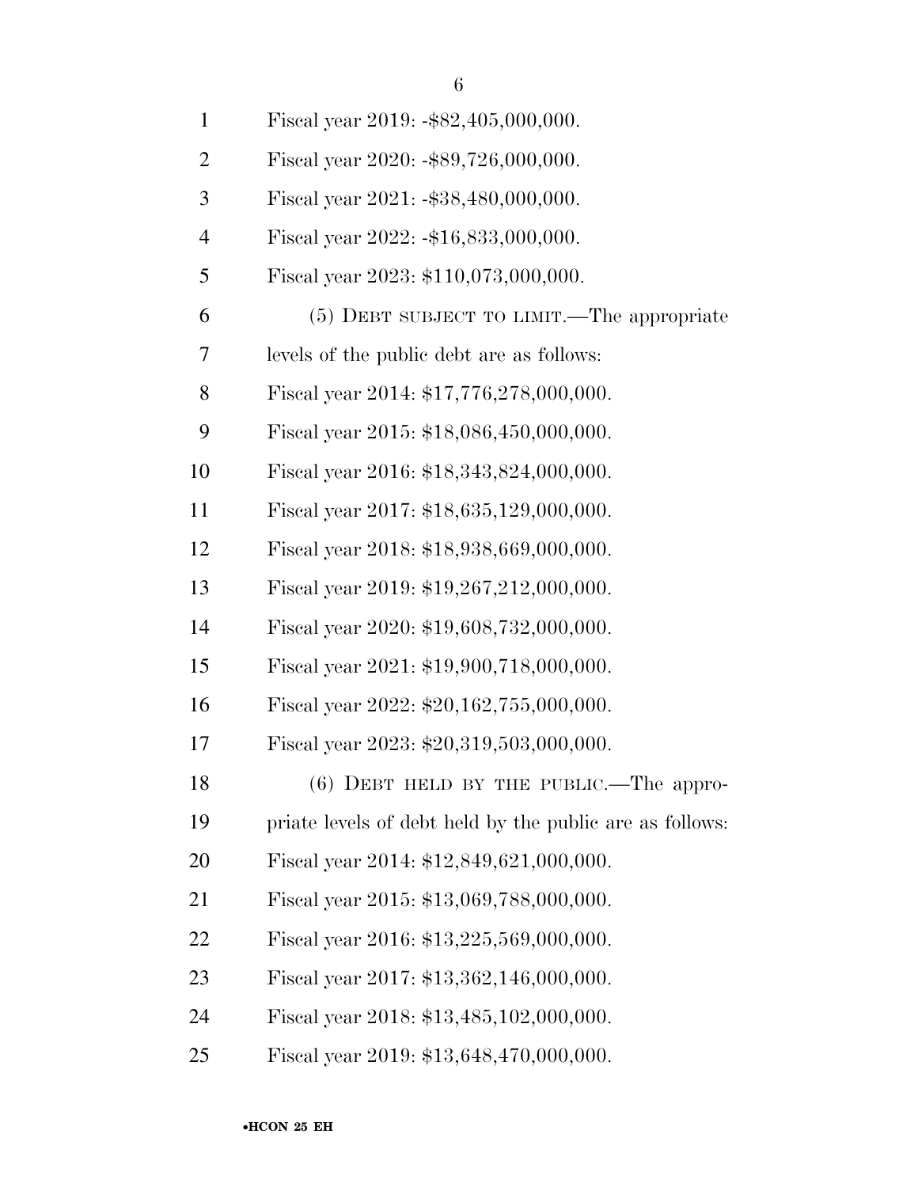Fiscal year 2019: -$82,405,000,000.

Fiscal year 2020: -$89,726,000,000.

Fiscal year 2021: -$38,480,000,000.

Fiscal year 2022: -$16,833,000,000.

Fiscal year 2023: $110,073,000,000.

(5) DEBT SUBJECT TO LIMIT.—The appropriate levels of the public debt are as follows:

Fiscal year 2014: $17,776,278,000,000.

Fiscal year 2015: $18,086,450,000,000.

Fiscal year 2016: $18,343,824,000,000.

Fiscal year 2017: $18,635,129,000,000.

Fiscal year 2018: $18,938,669,000,000.

Fiscal year 2019: $19,267,212,000,000.

Fiscal year 2020: $19,608,732,000,000.

Fiscal year 2021: $19,900,718,000,000.

Fiscal year 2022: $20,162,755,000,000.

Fiscal year 2023: $20,319,503,000,000.

(6) DEBT HELD BY THE PUBLIC.—The appropriate levels of debt held by the public are as follows:

Fiscal year 2014: $12,849,621,000,000.

Fiscal year 2015: $13,069,788,000,000.

Fiscal year 2016: $13,225,569,000,000.

Fiscal year 2017: $13,362,146,000,000.

Fiscal year 2018: $13,485,102,000,000.

Fiscal year 2019: $13,648,470,000,000.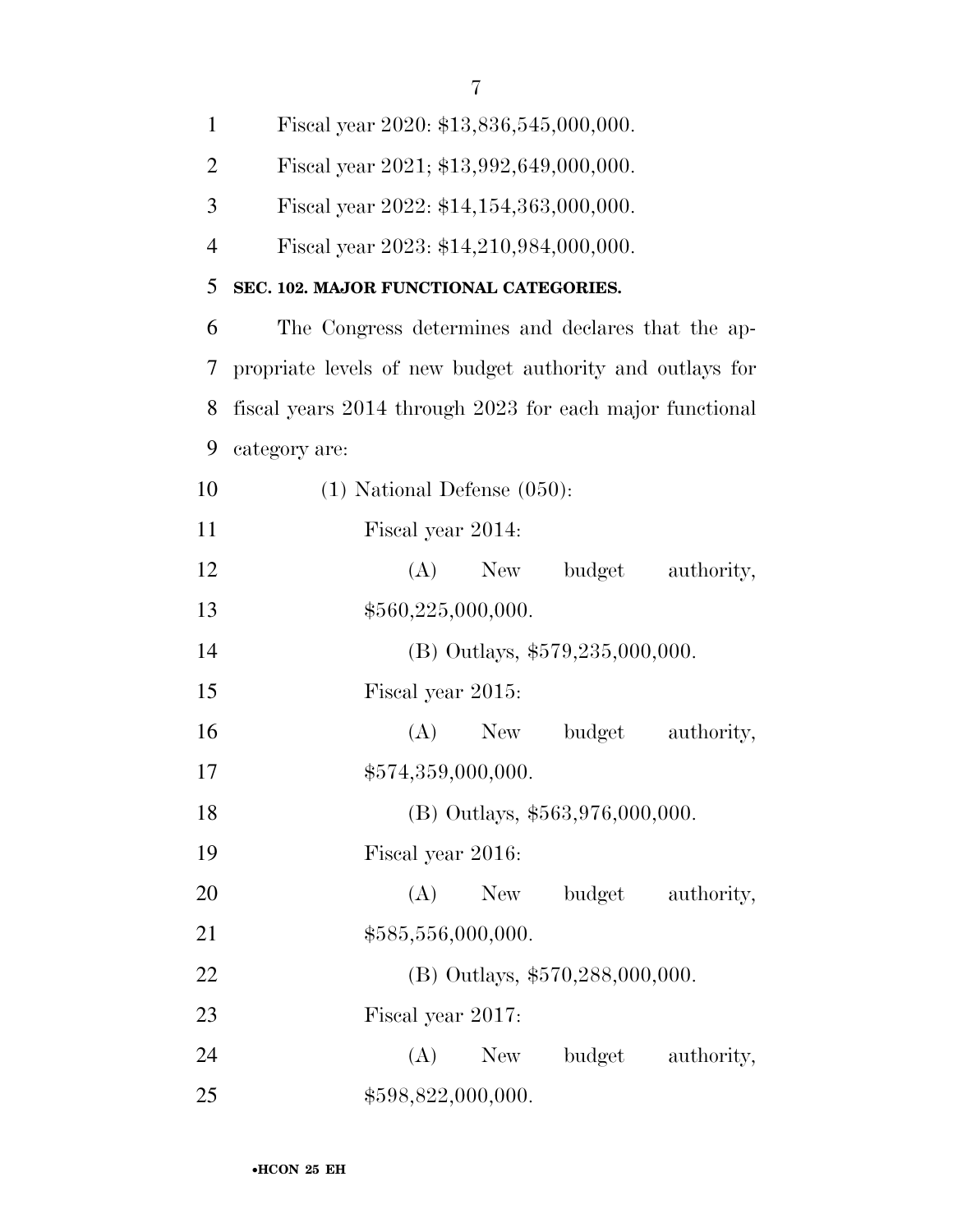Fiscal year 2020: $13,836,545,000,000.

Fiscal year 2021; $13,992,649,000,000.

Fiscal year 2022: $14,154,363,000,000.

Fiscal year 2023: $14,210,984,000,000.

### SEC. 102. MAJOR FUNCTIONAL CATEGORIES.

The Congress determines and declares that the appropriate levels of new budget authority and outlays for fiscal years 2014 through 2023 for each major functional category are:

(1) National Defense (050):

Fiscal year 2014:

(A) New budget authority, $560,225,000,000.

(B) Outlays, $579,235,000,000.

Fiscal year 2015:

(A) New budget authority, $574,359,000,000.

(B) Outlays, $563,976,000,000.

Fiscal year 2016:

(A) New budget authority, $585,556,000,000.

(B) Outlays, $570,288,000,000.

Fiscal year 2017:

(A) New budget authority, $598,822,000,000.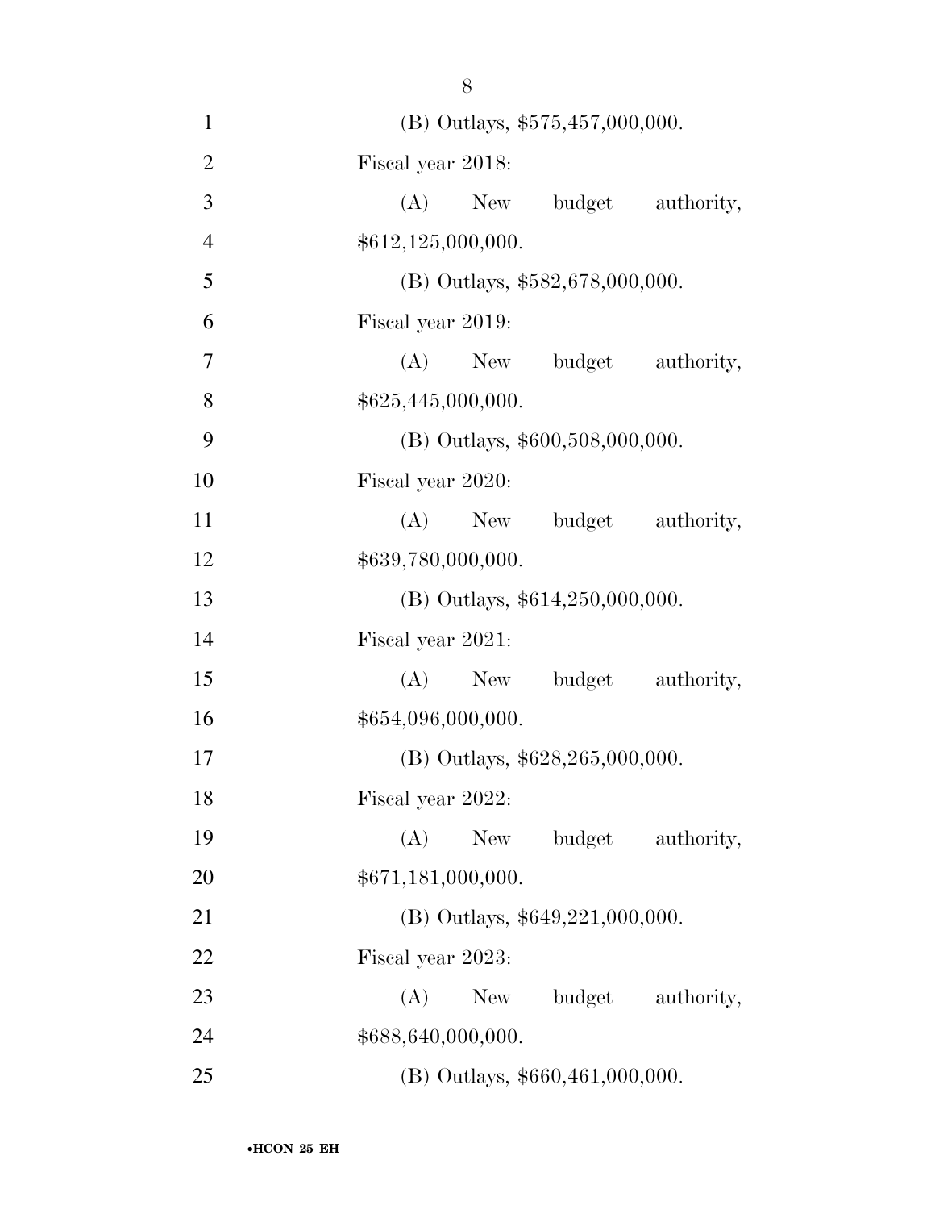(B) Outlays, $575,457,000,000.

Fiscal year 2018:

(A) New budget authority, $612,125,000,000.

(B) Outlays, $582,678,000,000.

Fiscal year 2019:

(A) New budget authority, $625,445,000,000.

(B) Outlays, $600,508,000,000.

Fiscal year 2020:

(A) New budget authority, $639,780,000,000.

(B) Outlays, $614,250,000,000.

Fiscal year 2021:

(A) New budget authority, $654,096,000,000.

(B) Outlays, $628,265,000,000.

Fiscal year 2022:

(A) New budget authority, $671,181,000,000.

(B) Outlays, $649,221,000,000.

Fiscal year 2023:

(A) New budget authority, $688,640,000,000.

(B) Outlays, $660,461,000,000.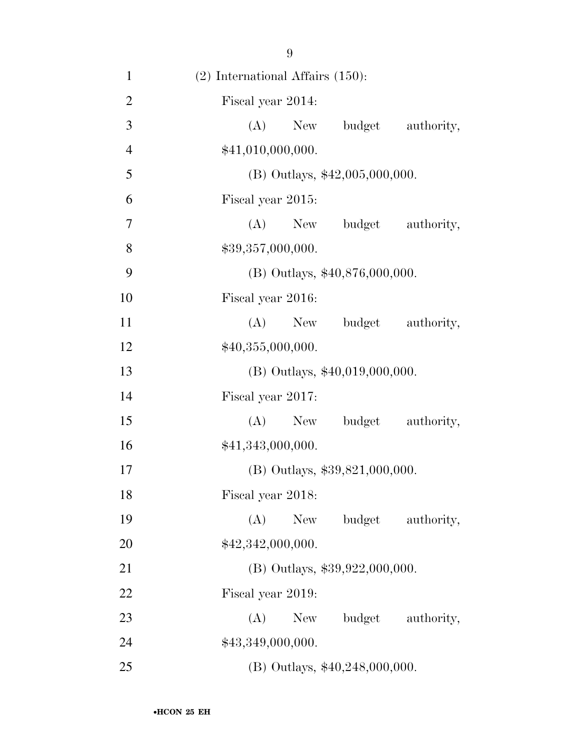(2) International Affairs (150):

Fiscal year 2014:

(A) New budget authority, $41,010,000,000.

(B) Outlays, $42,005,000,000.

Fiscal year 2015:

(A) New budget authority, $39,357,000,000.

(B) Outlays, $40,876,000,000.

Fiscal year 2016:

(A) New budget authority, $40,355,000,000.

(B) Outlays, $40,019,000,000.

Fiscal year 2017:

(A) New budget authority, $41,343,000,000.

(B) Outlays, $39,821,000,000.

Fiscal year 2018:

(A) New budget authority, $42,342,000,000.

(B) Outlays, $39,922,000,000.

Fiscal year 2019:

(A) New budget authority, $43,349,000,000.

(B) Outlays, $40,248,000,000.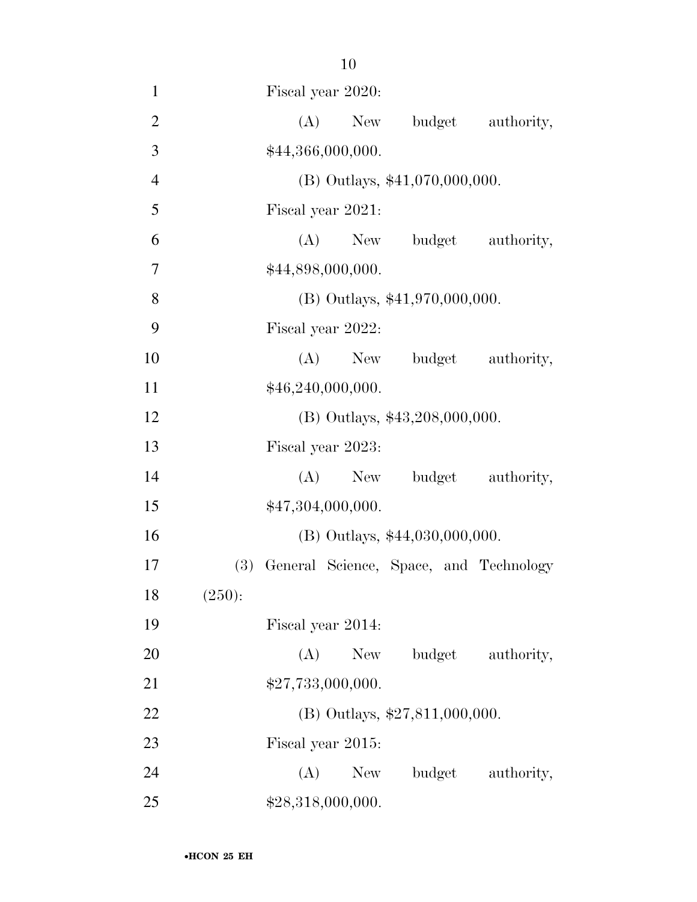Fiscal year 2020:

(A) New budget authority, $44,366,000,000.

(B) Outlays, $41,070,000,000.

Fiscal year 2021:

(A) New budget authority, $44,898,000,000.

(B) Outlays, $41,970,000,000.

Fiscal year 2022:

(A) New budget authority, $46,240,000,000.

(B) Outlays, $43,208,000,000.

Fiscal year 2023:

(A) New budget authority, $47,304,000,000.

(B) Outlays, $44,030,000,000.

(3) General Science, Space, and Technology (250):

Fiscal year 2014:

(A) New budget authority, $27,733,000,000.

(B) Outlays, $27,811,000,000.

Fiscal year 2015:

(A) New budget authority, $28,318,000,000.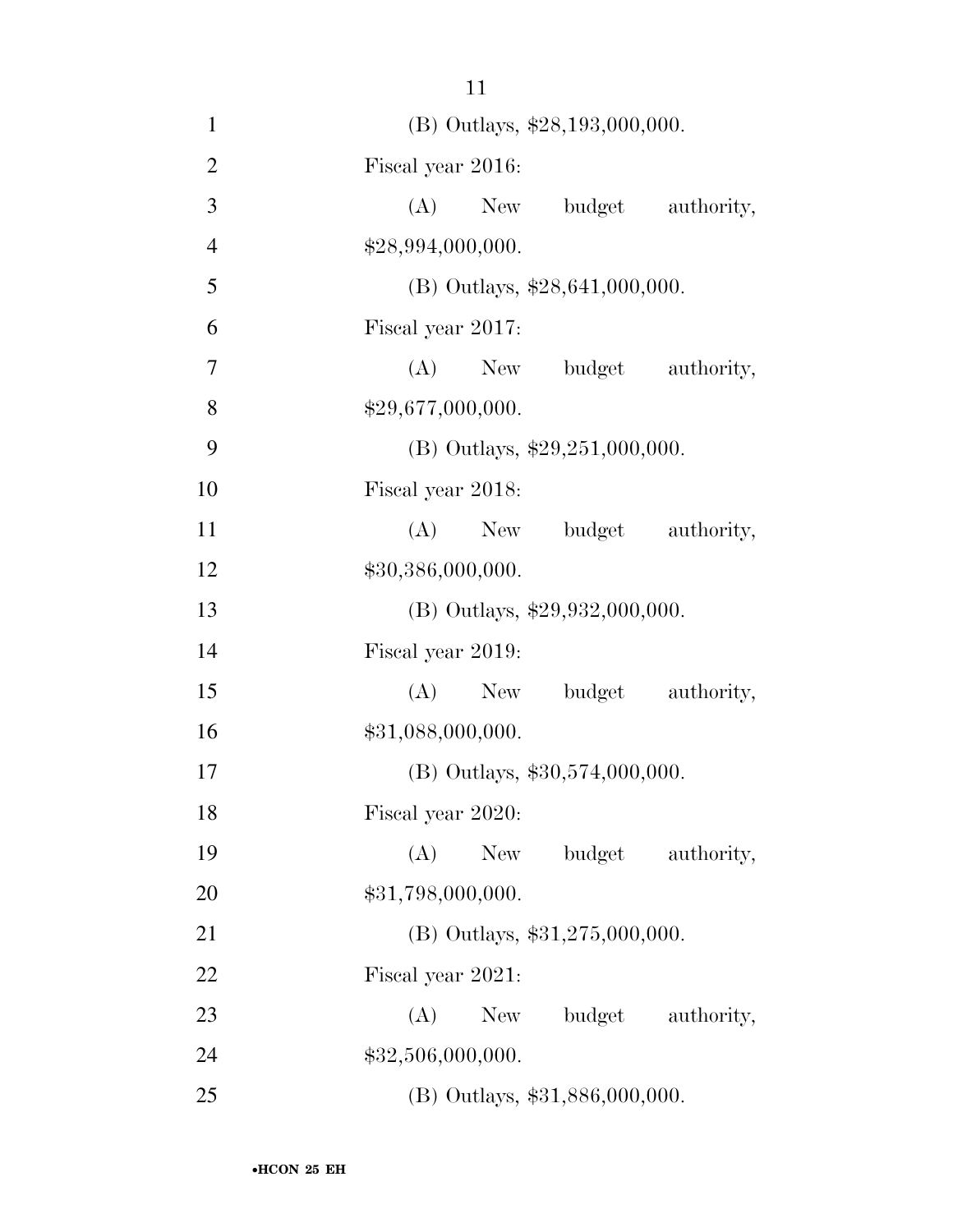(B) Outlays, $28,193,000,000.

Fiscal year 2016:

(A) New budget authority, $28,994,000,000.

(B) Outlays, $28,641,000,000.

Fiscal year 2017:

(A) New budget authority, $29,677,000,000.

(B) Outlays, $29,251,000,000.

Fiscal year 2018:

(A) New budget authority, $30,386,000,000.

(B) Outlays, $29,932,000,000.

Fiscal year 2019:

(A) New budget authority, $31,088,000,000.

(B) Outlays, $30,574,000,000.

Fiscal year 2020:

(A) New budget authority, $31,798,000,000.

(B) Outlays, $31,275,000,000.

Fiscal year 2021:

(A) New budget authority, $32,506,000,000.

(B) Outlays, $31,886,000,000.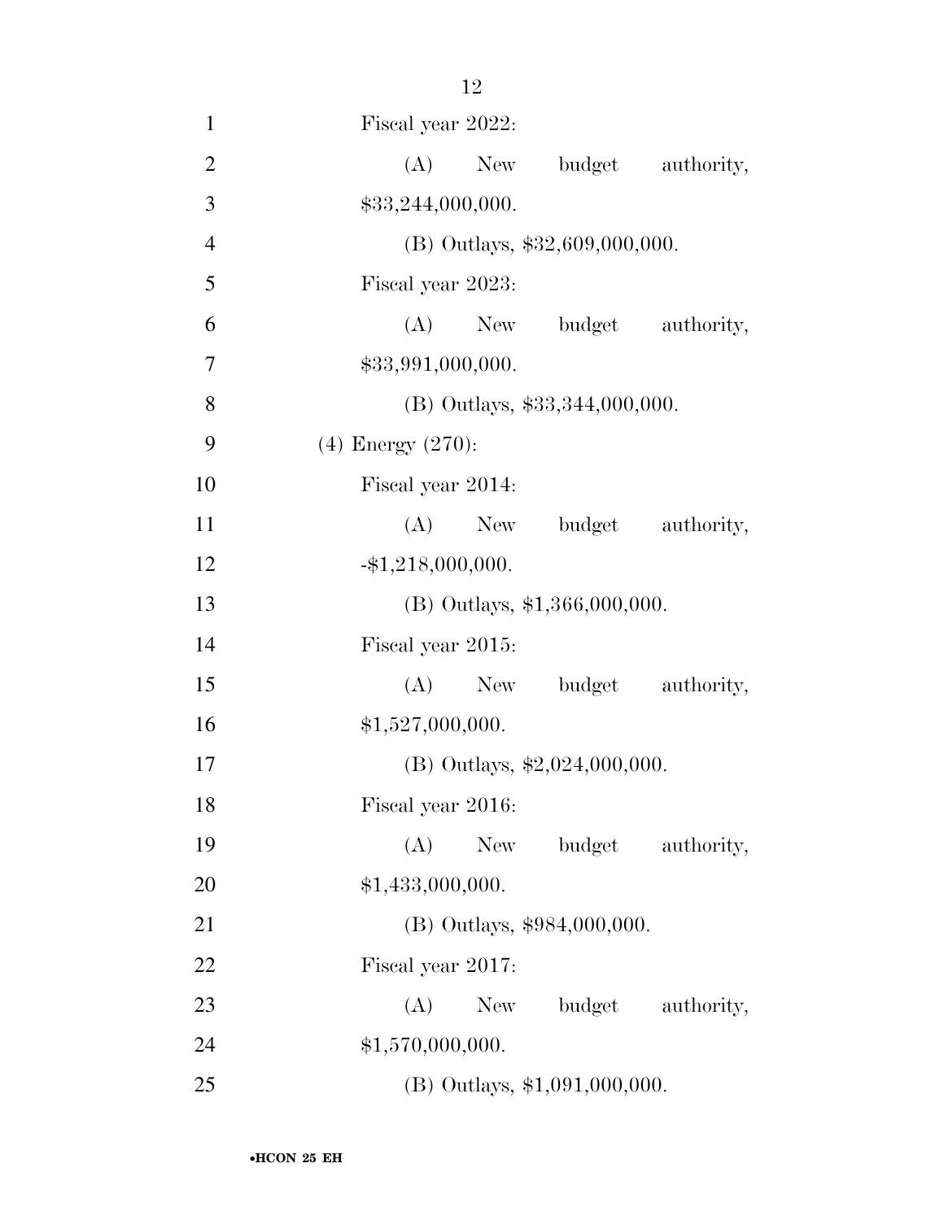Fiscal year 2022:

(A) New budget authority, $33,244,000,000.

(B) Outlays, $32,609,000,000.

Fiscal year 2023:

(A) New budget authority, $33,991,000,000.

(B) Outlays, $33,344,000,000.

(4) Energy (270):

Fiscal year 2014:

(A) New budget authority, -$1,218,000,000.

(B) Outlays, $1,366,000,000.

Fiscal year 2015:

(A) New budget authority, $1,527,000,000.

(B) Outlays, $2,024,000,000.

Fiscal year 2016:

(A) New budget authority, $1,433,000,000.

(B) Outlays, $984,000,000.

Fiscal year 2017:

(A) New budget authority, $1,570,000,000.

(B) Outlays, $1,091,000,000.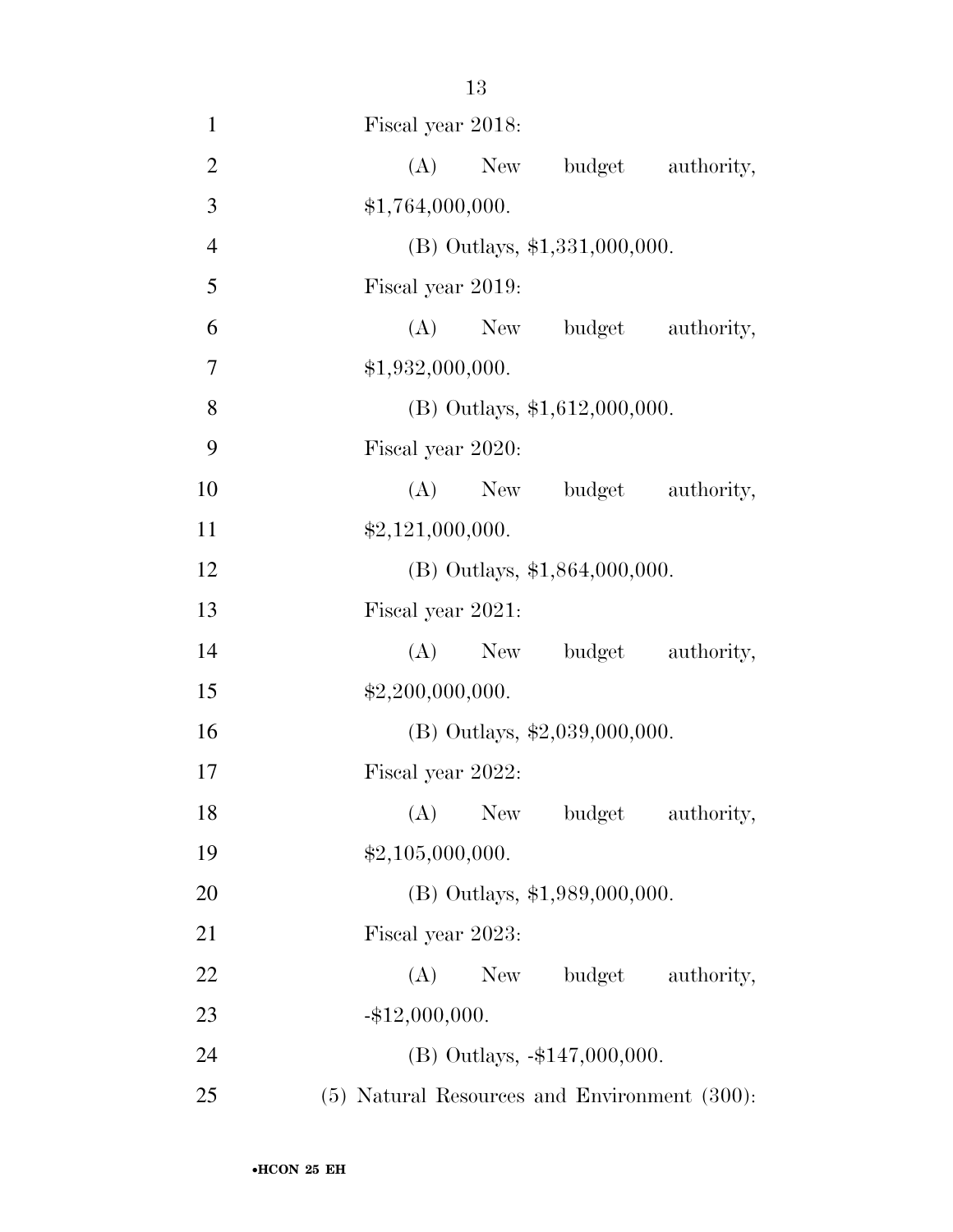Fiscal year 2018:

(A) New budget authority, $1,764,000,000.

(B) Outlays, $1,331,000,000.

Fiscal year 2019:

(A) New budget authority, $1,932,000,000.

(B) Outlays, $1,612,000,000.

Fiscal year 2020:

(A) New budget authority, $2,121,000,000.

(B) Outlays, $1,864,000,000.

Fiscal year 2021:

(A) New budget authority, $2,200,000,000.

(B) Outlays, $2,039,000,000.

Fiscal year 2022:

(A) New budget authority, $2,105,000,000.

(B) Outlays, $1,989,000,000.

Fiscal year 2023:

(A) New budget authority, -$12,000,000.

(B) Outlays, -$147,000,000.

(5) Natural Resources and Environment (300):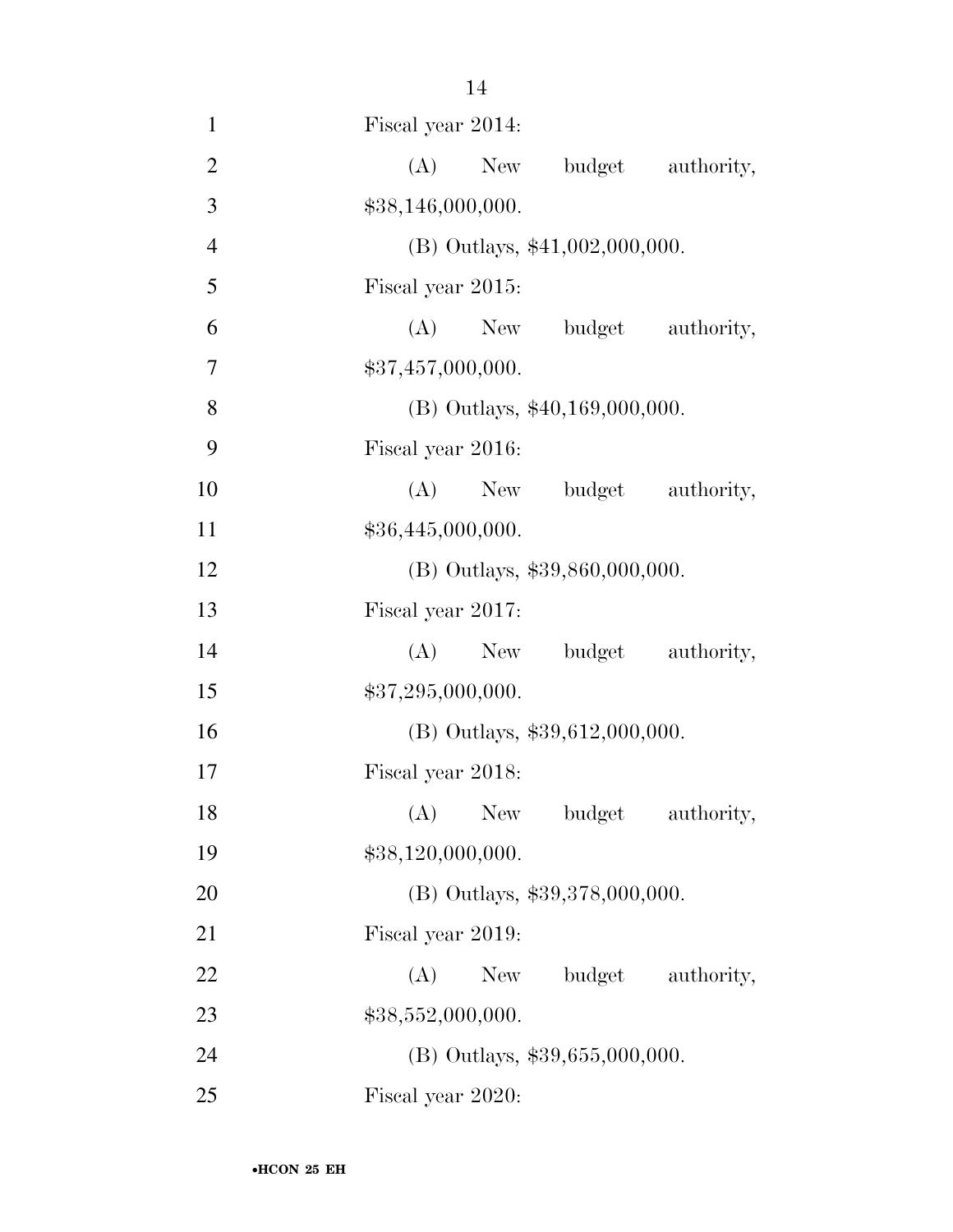Fiscal year 2014:

(A) New budget authority, $38,146,000,000.

(B) Outlays, $41,002,000,000.

Fiscal year 2015:

(A) New budget authority, $37,457,000,000.

(B) Outlays, $40,169,000,000.

Fiscal year 2016:

(A) New budget authority, $36,445,000,000.

(B) Outlays, $39,860,000,000.

Fiscal year 2017:

(A) New budget authority, $37,295,000,000.

(B) Outlays, $39,612,000,000.

Fiscal year 2018:

(A) New budget authority, $38,120,000,000.

(B) Outlays, $39,378,000,000.

Fiscal year 2019:

(A) New budget authority, $38,552,000,000.

(B) Outlays, $39,655,000,000.

Fiscal year 2020: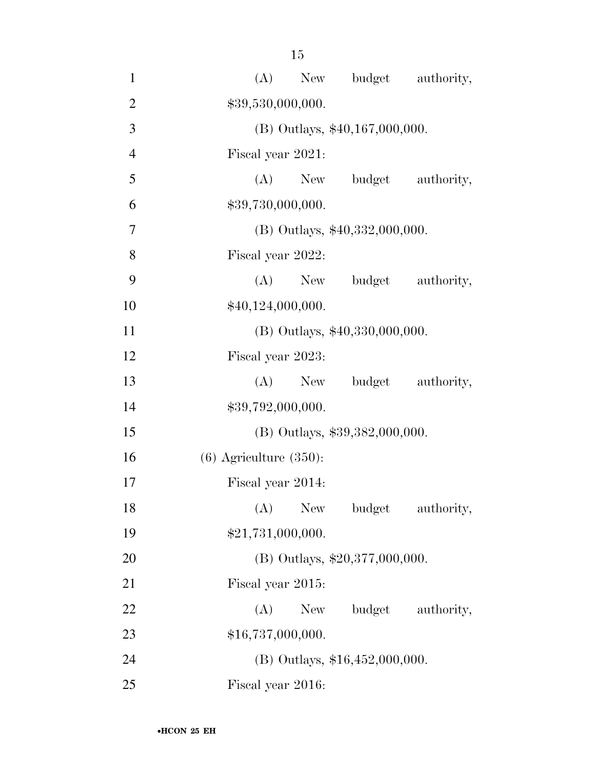(A) New budget authority, $39,530,000,000.

(B) Outlays, $40,167,000,000.

Fiscal year 2021:

(A) New budget authority, $39,730,000,000.

(B) Outlays, $40,332,000,000.

Fiscal year 2022:

(A) New budget authority, $40,124,000,000.

(B) Outlays, $40,330,000,000.

Fiscal year 2023:

(A) New budget authority, $39,792,000,000.

(B) Outlays, $39,382,000,000.

(6) Agriculture (350):

Fiscal year 2014:

(A) New budget authority, $21,731,000,000.

(B) Outlays, $20,377,000,000.

Fiscal year 2015:

(A) New budget authority, $16,737,000,000.

(B) Outlays, $16,452,000,000.

Fiscal year 2016: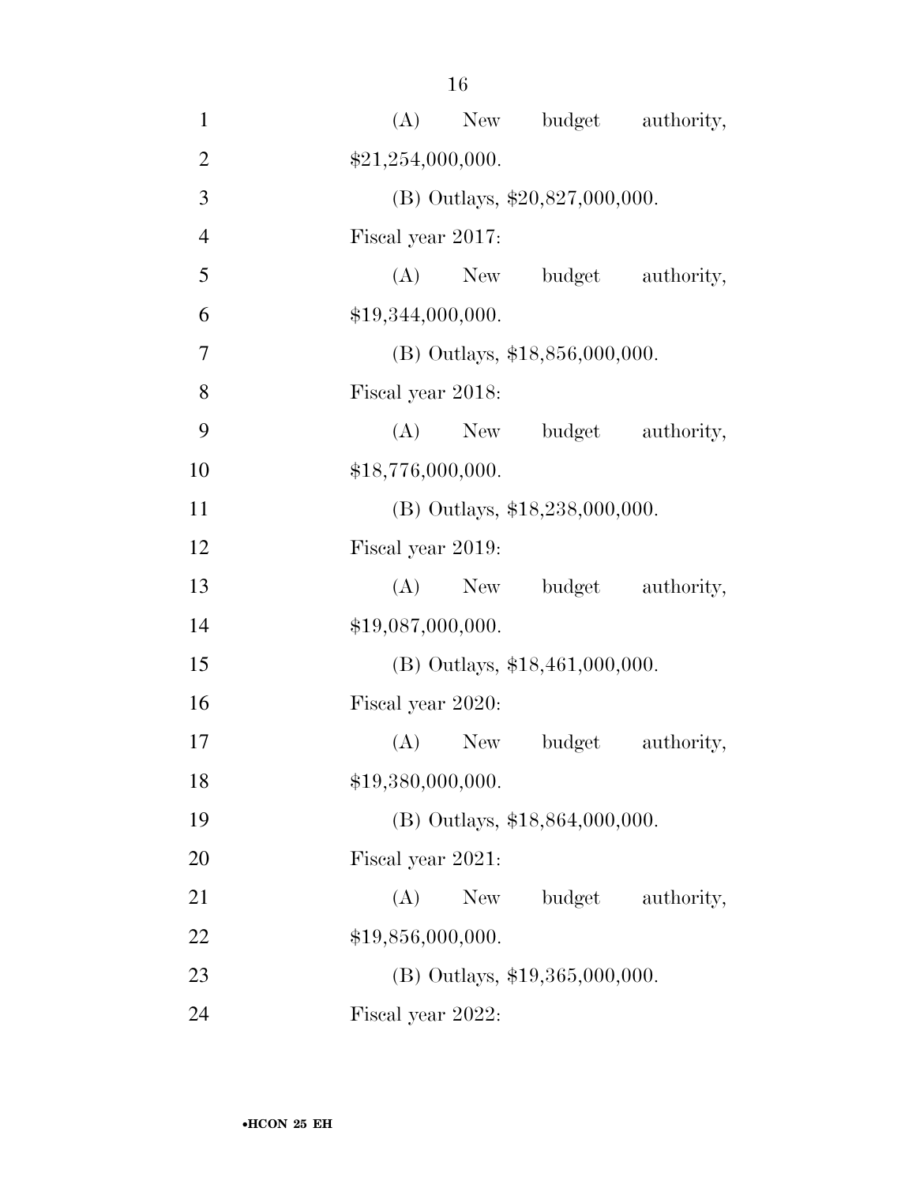(A) New budget authority, $21,254,000,000.

(B) Outlays, $20,827,000,000.

Fiscal year 2017:

(A) New budget authority, $19,344,000,000.

(B) Outlays, $18,856,000,000.

Fiscal year 2018:

(A) New budget authority, $18,776,000,000.

(B) Outlays, $18,238,000,000.

Fiscal year 2019:

(A) New budget authority, $19,087,000,000.

(B) Outlays, $18,461,000,000.

Fiscal year 2020:

(A) New budget authority, $19,380,000,000.

(B) Outlays, $18,864,000,000.

Fiscal year 2021:

(A) New budget authority, $19,856,000,000.

(B) Outlays, $19,365,000,000.

Fiscal year 2022: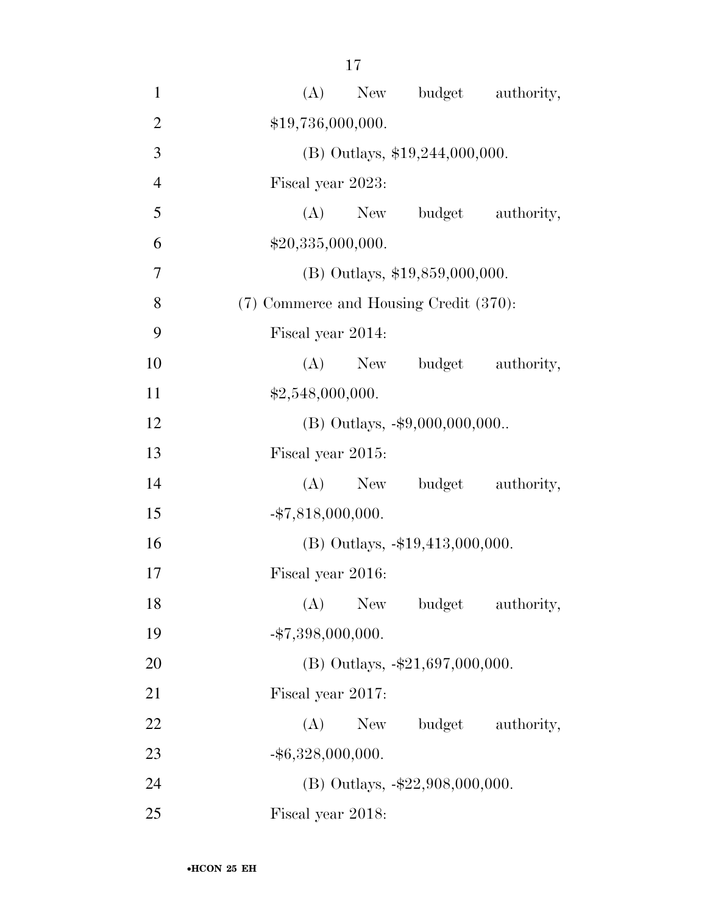(A) New budget authority, $19,736,000,000.

(B) Outlays, $19,244,000,000.

Fiscal year 2023:

(A) New budget authority, $20,335,000,000.

(B) Outlays, $19,859,000,000.

(7) Commerce and Housing Credit (370):

Fiscal year 2014:

(A) New budget authority, $2,548,000,000.

(B) Outlays, -$9,000,000,000..

Fiscal year 2015:

(A) New budget authority, -$7,818,000,000.

(B) Outlays, -$19,413,000,000.

Fiscal year 2016:

(A) New budget authority, -$7,398,000,000.

(B) Outlays, -$21,697,000,000.

Fiscal year 2017:

(A) New budget authority, -$6,328,000,000.

(B) Outlays, -$22,908,000,000.

Fiscal year 2018: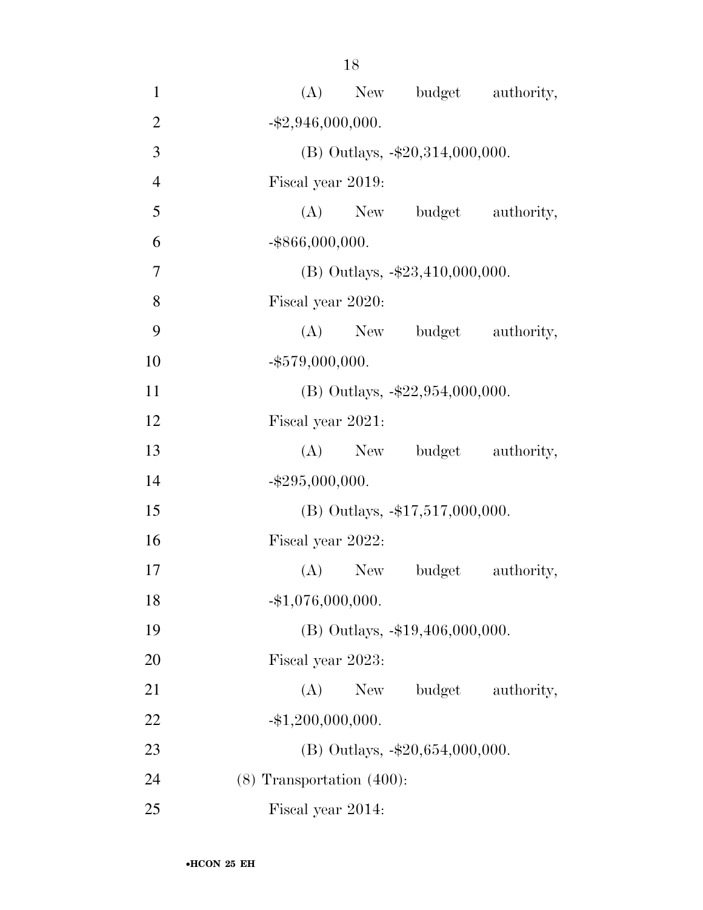(A) New budget authority, -$2,946,000,000.

(B) Outlays, -$20,314,000,000.

Fiscal year 2019:

(A) New budget authority, -$866,000,000.

(B) Outlays, -$23,410,000,000.

Fiscal year 2020:

(A) New budget authority, -$579,000,000.

(B) Outlays, -$22,954,000,000.

Fiscal year 2021:

(A) New budget authority, -$295,000,000.

(B) Outlays, -$17,517,000,000.

Fiscal year 2022:

(A) New budget authority, -$1,076,000,000.

(B) Outlays, -$19,406,000,000.

Fiscal year 2023:

(A) New budget authority, -$1,200,000,000.

(B) Outlays, -$20,654,000,000.

(8) Transportation (400):

Fiscal year 2014: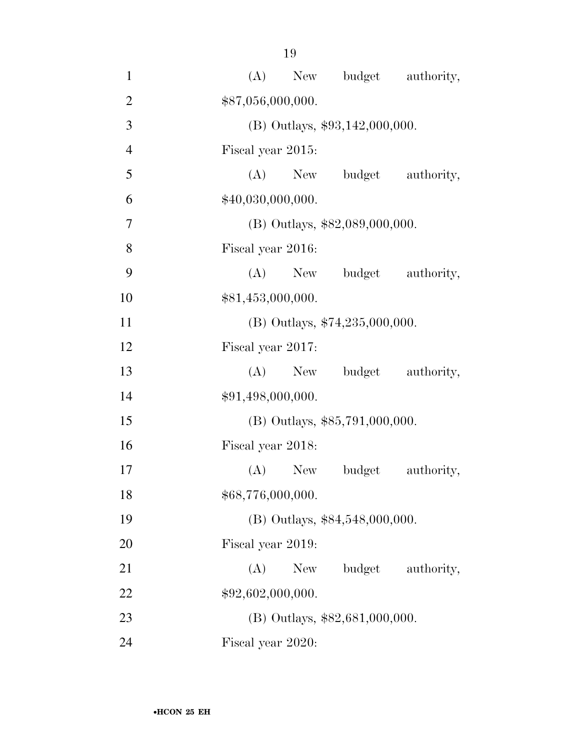(A) New budget authority, $87,056,000,000.

(B) Outlays, $93,142,000,000.

Fiscal year 2015:

(A) New budget authority, $40,030,000,000.

(B) Outlays, $82,089,000,000.

Fiscal year 2016:

(A) New budget authority, $81,453,000,000.

(B) Outlays, $74,235,000,000.

Fiscal year 2017:

(A) New budget authority, $91,498,000,000.

(B) Outlays, $85,791,000,000.

Fiscal year 2018:

(A) New budget authority, $68,776,000,000.

(B) Outlays, $84,548,000,000.

Fiscal year 2019:

(A) New budget authority, $92,602,000,000.

(B) Outlays, $82,681,000,000.

Fiscal year 2020: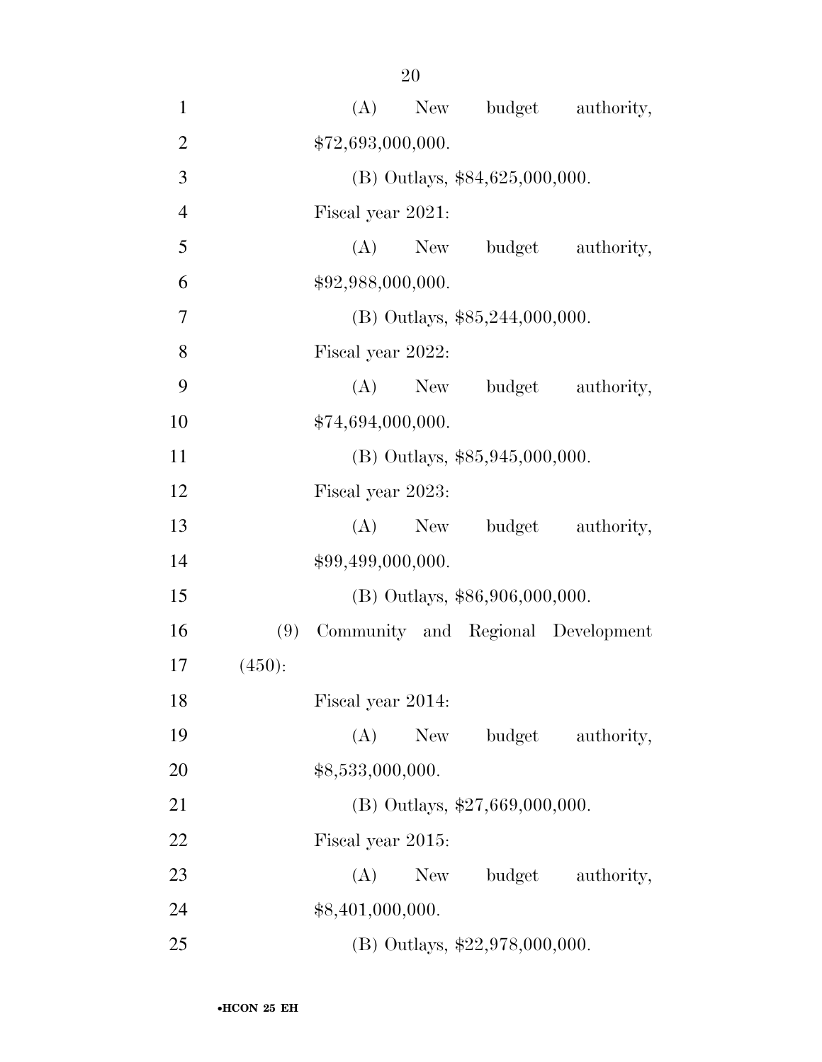(A) New budget authority, $72,693,000,000.

(B) Outlays, $84,625,000,000.

Fiscal year 2021:

(A) New budget authority, $92,988,000,000.

(B) Outlays, $85,244,000,000.

Fiscal year 2022:

(A) New budget authority, $74,694,000,000.

(B) Outlays, $85,945,000,000.

Fiscal year 2023:

(A) New budget authority, $99,499,000,000.

(B) Outlays, $86,906,000,000.

(9) Community and Regional Development (450):

Fiscal year 2014:

(A) New budget authority, $8,533,000,000.

(B) Outlays, $27,669,000,000.

Fiscal year 2015:

(A) New budget authority, $8,401,000,000.

(B) Outlays, $22,978,000,000.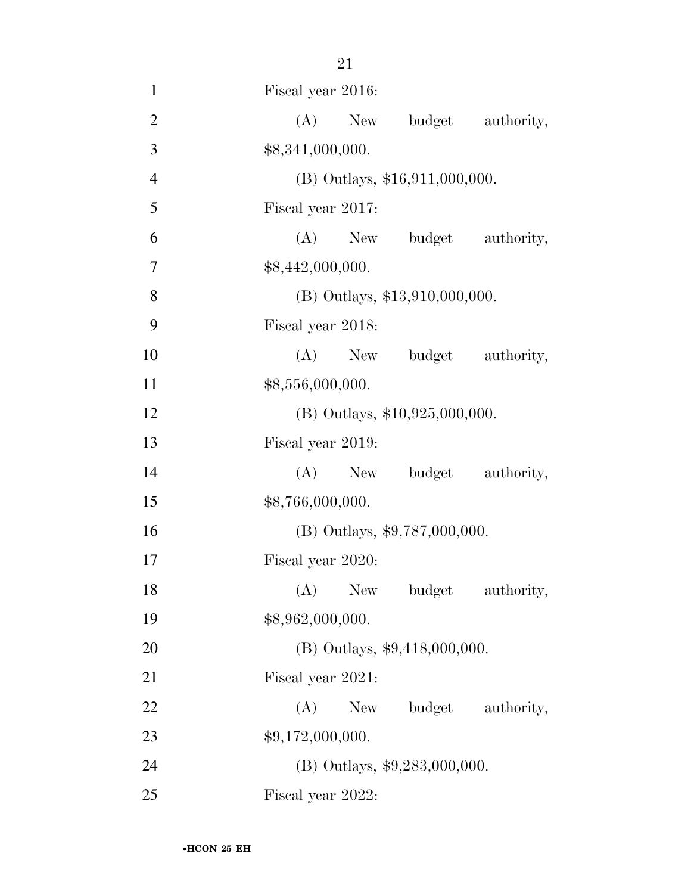Fiscal year 2016:

(A) New budget authority, $8,341,000,000.

(B) Outlays, $16,911,000,000.

Fiscal year 2017:

(A) New budget authority, $8,442,000,000.

(B) Outlays, $13,910,000,000.

Fiscal year 2018:

(A) New budget authority, $8,556,000,000.

(B) Outlays, $10,925,000,000.

Fiscal year 2019:

(A) New budget authority, $8,766,000,000.

(B) Outlays, $9,787,000,000.

Fiscal year 2020:

(A) New budget authority, $8,962,000,000.

(B) Outlays, $9,418,000,000.

Fiscal year 2021:

(A) New budget authority, $9,172,000,000.

(B) Outlays, $9,283,000,000.

Fiscal year 2022: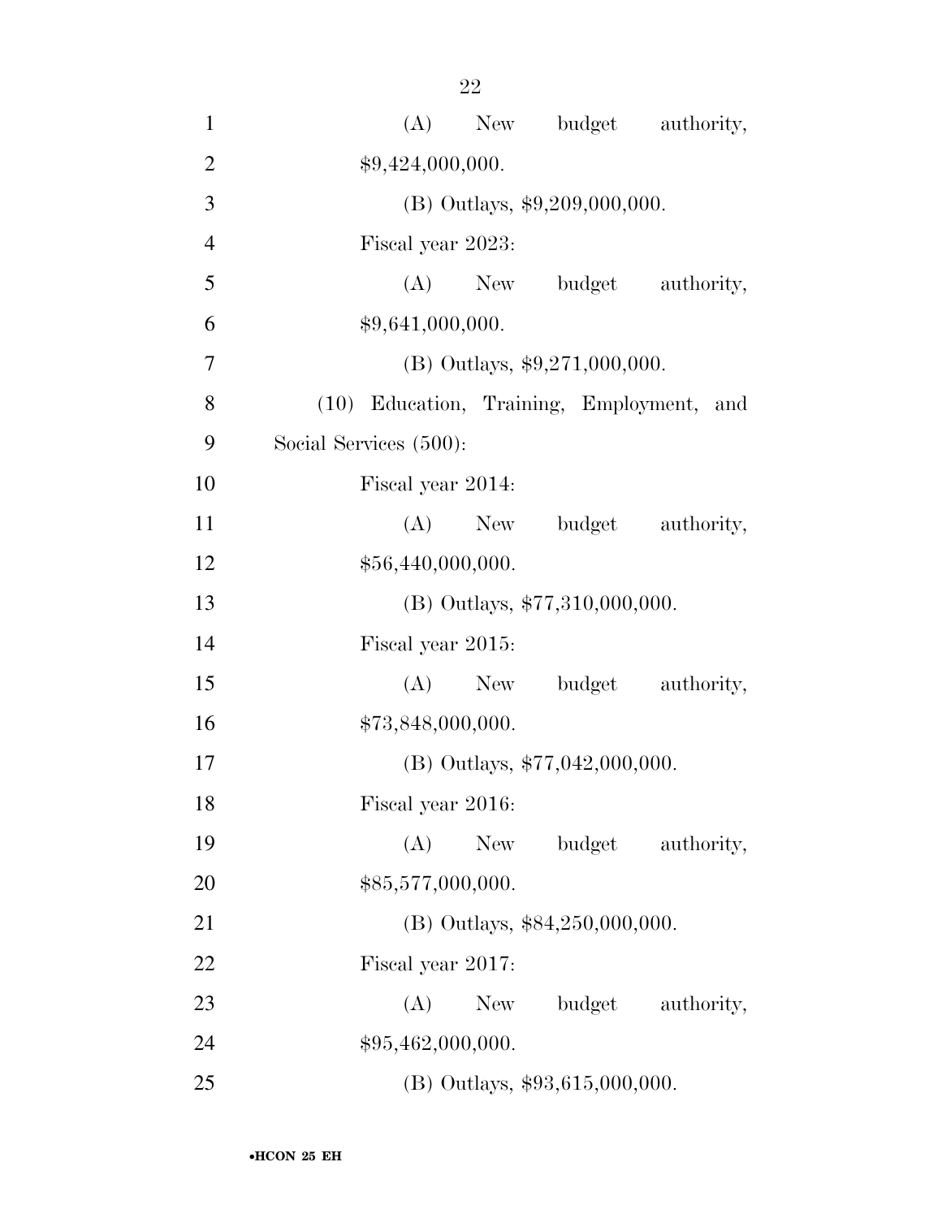(A) New budget authority, $9,424,000,000.

(B) Outlays, $9,209,000,000.

Fiscal year 2023:

(A) New budget authority, $9,641,000,000.

(B) Outlays, $9,271,000,000.

(10) Education, Training, Employment, and Social Services (500):

Fiscal year 2014:

(A) New budget authority, $56,440,000,000.

(B) Outlays, $77,310,000,000.

Fiscal year 2015:

(A) New budget authority, $73,848,000,000.

(B) Outlays, $77,042,000,000.

Fiscal year 2016:

(A) New budget authority, $85,577,000,000.

(B) Outlays, $84,250,000,000.

Fiscal year 2017:

(A) New budget authority, $95,462,000,000.

(B) Outlays, $93,615,000,000.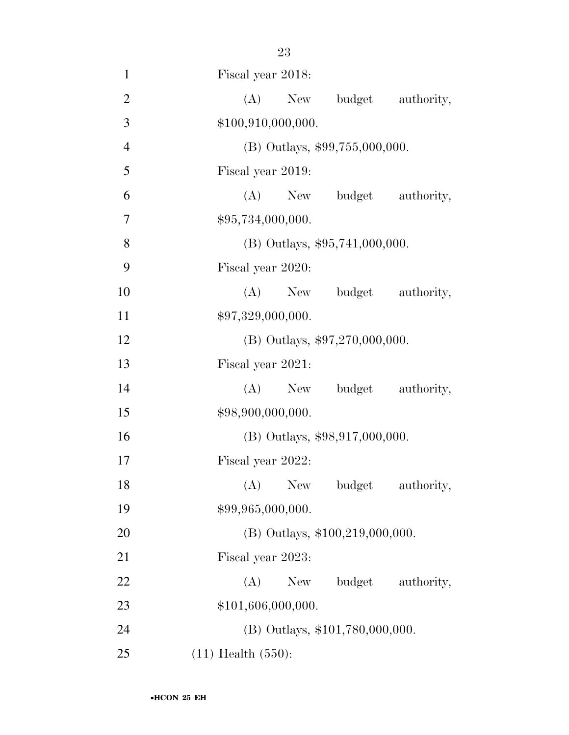Fiscal year 2018:

(A) New budget authority, $100,910,000,000.

(B) Outlays, $99,755,000,000.

Fiscal year 2019:

(A) New budget authority, $95,734,000,000.

(B) Outlays, $95,741,000,000.

Fiscal year 2020:

(A) New budget authority, $97,329,000,000.

(B) Outlays, $97,270,000,000.

Fiscal year 2021:

(A) New budget authority, $98,900,000,000.

(B) Outlays, $98,917,000,000.

Fiscal year 2022:

(A) New budget authority, $99,965,000,000.

(B) Outlays, $100,219,000,000.

Fiscal year 2023:

(A) New budget authority, $101,606,000,000.

(B) Outlays, $101,780,000,000.

(11) Health (550):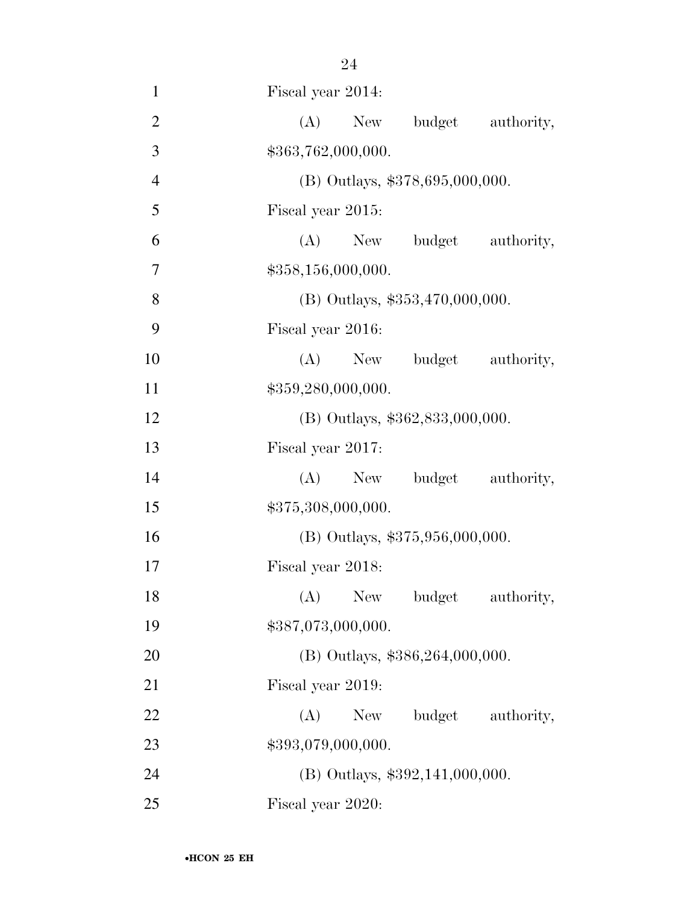Fiscal year 2014:

(A) New budget authority, $363,762,000,000.

(B) Outlays, $378,695,000,000.

Fiscal year 2015:

(A) New budget authority, $358,156,000,000.

(B) Outlays, $353,470,000,000.

Fiscal year 2016:

(A) New budget authority, $359,280,000,000.

(B) Outlays, $362,833,000,000.

Fiscal year 2017:

(A) New budget authority, $375,308,000,000.

(B) Outlays, $375,956,000,000.

Fiscal year 2018:

(A) New budget authority, $387,073,000,000.

(B) Outlays, $386,264,000,000.

Fiscal year 2019:

(A) New budget authority, $393,079,000,000.

(B) Outlays, $392,141,000,000.

Fiscal year 2020: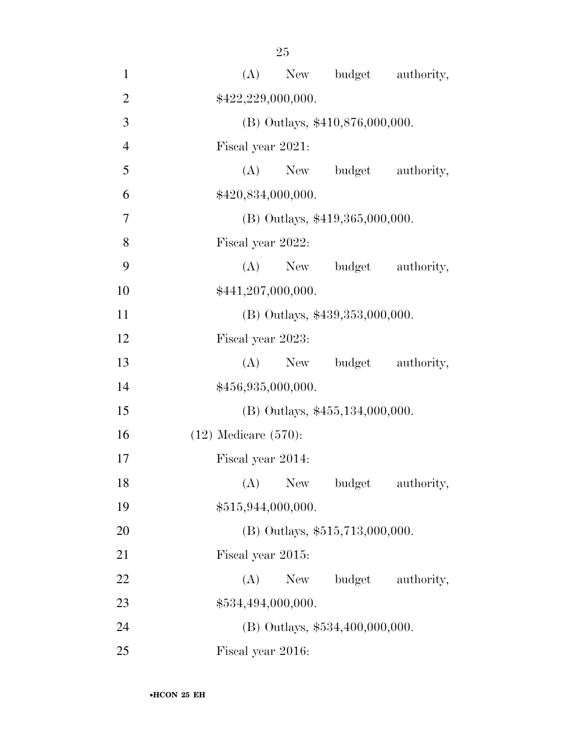(A) New budget authority, $422,229,000,000.

(B) Outlays, $410,876,000,000.

Fiscal year 2021:

(A) New budget authority, $420,834,000,000.

(B) Outlays, $419,365,000,000.

Fiscal year 2022:

(A) New budget authority, $441,207,000,000.

(B) Outlays, $439,353,000,000.

Fiscal year 2023:

(A) New budget authority, $456,935,000,000.

(B) Outlays, $455,134,000,000.

(12) Medicare (570):

Fiscal year 2014:

(A) New budget authority, $515,944,000,000.

(B) Outlays, $515,713,000,000.

Fiscal year 2015:

(A) New budget authority, $534,494,000,000.

(B) Outlays, $534,400,000,000.

Fiscal year 2016: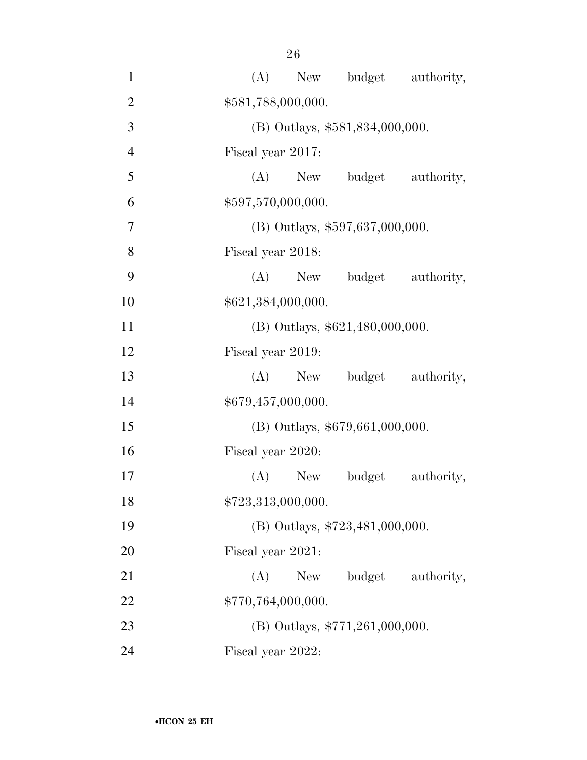(A) New budget authority, $581,788,000,000.

(B) Outlays, $581,834,000,000.

Fiscal year 2017:

(A) New budget authority, $597,570,000,000.

(B) Outlays, $597,637,000,000.

Fiscal year 2018:

(A) New budget authority, $621,384,000,000.

(B) Outlays, $621,480,000,000.

Fiscal year 2019:

(A) New budget authority, $679,457,000,000.

(B) Outlays, $679,661,000,000.

Fiscal year 2020:

(A) New budget authority, $723,313,000,000.

(B) Outlays, $723,481,000,000.

Fiscal year 2021:

(A) New budget authority, $770,764,000,000.

(B) Outlays, $771,261,000,000.

Fiscal year 2022: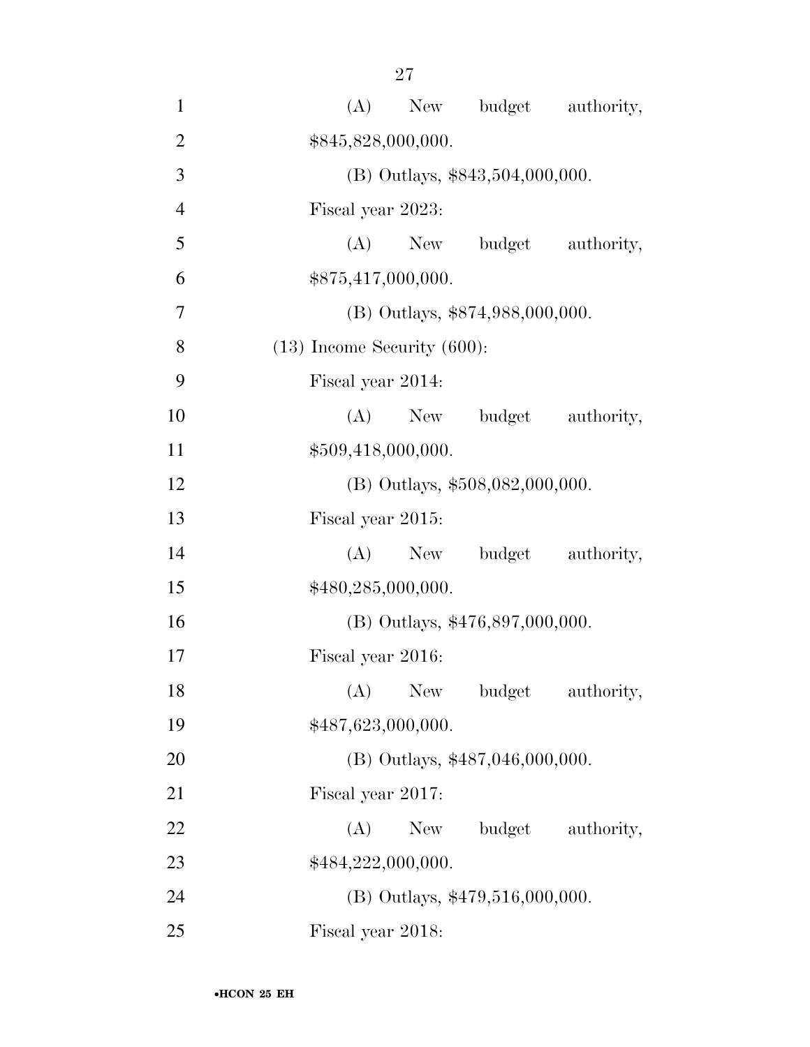(A) New budget authority, $845,828,000,000.

(B) Outlays, $843,504,000,000.

Fiscal year 2023:

(A) New budget authority, $875,417,000,000.

(B) Outlays, $874,988,000,000.

(13) Income Security (600):

Fiscal year 2014:

(A) New budget authority, $509,418,000,000.

(B) Outlays, $508,082,000,000.

Fiscal year 2015:

(A) New budget authority, $480,285,000,000.

(B) Outlays, $476,897,000,000.

Fiscal year 2016:

(A) New budget authority, $487,623,000,000.

(B) Outlays, $487,046,000,000.

Fiscal year 2017:

(A) New budget authority, $484,222,000,000.

(B) Outlays, $479,516,000,000.

Fiscal year 2018: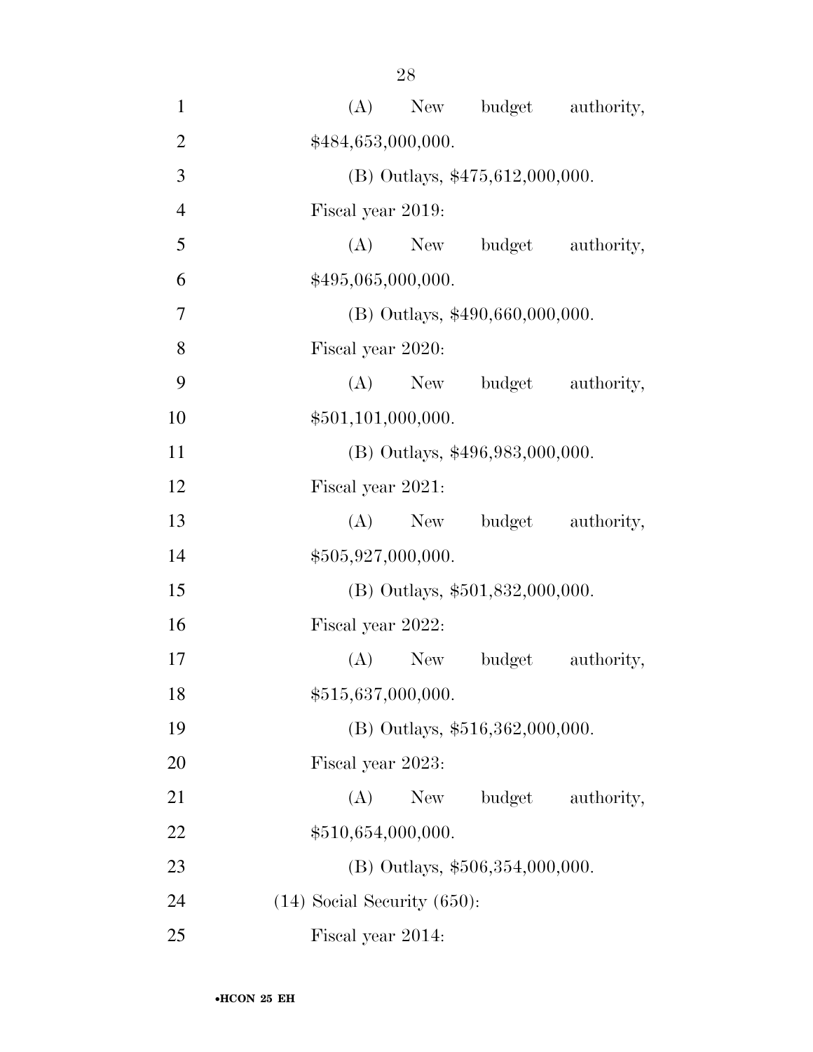(A) New budget authority, $484,653,000,000.

(B) Outlays, $475,612,000,000.

Fiscal year 2019:

(A) New budget authority, $495,065,000,000.

(B) Outlays, $490,660,000,000.

Fiscal year 2020:

(A) New budget authority, $501,101,000,000.

(B) Outlays, $496,983,000,000.

Fiscal year 2021:

(A) New budget authority, $505,927,000,000.

(B) Outlays, $501,832,000,000.

Fiscal year 2022:

(A) New budget authority, $515,637,000,000.

(B) Outlays, $516,362,000,000.

Fiscal year 2023:

(A) New budget authority, $510,654,000,000.

(B) Outlays, $506,354,000,000.

(14) Social Security (650):

Fiscal year 2014: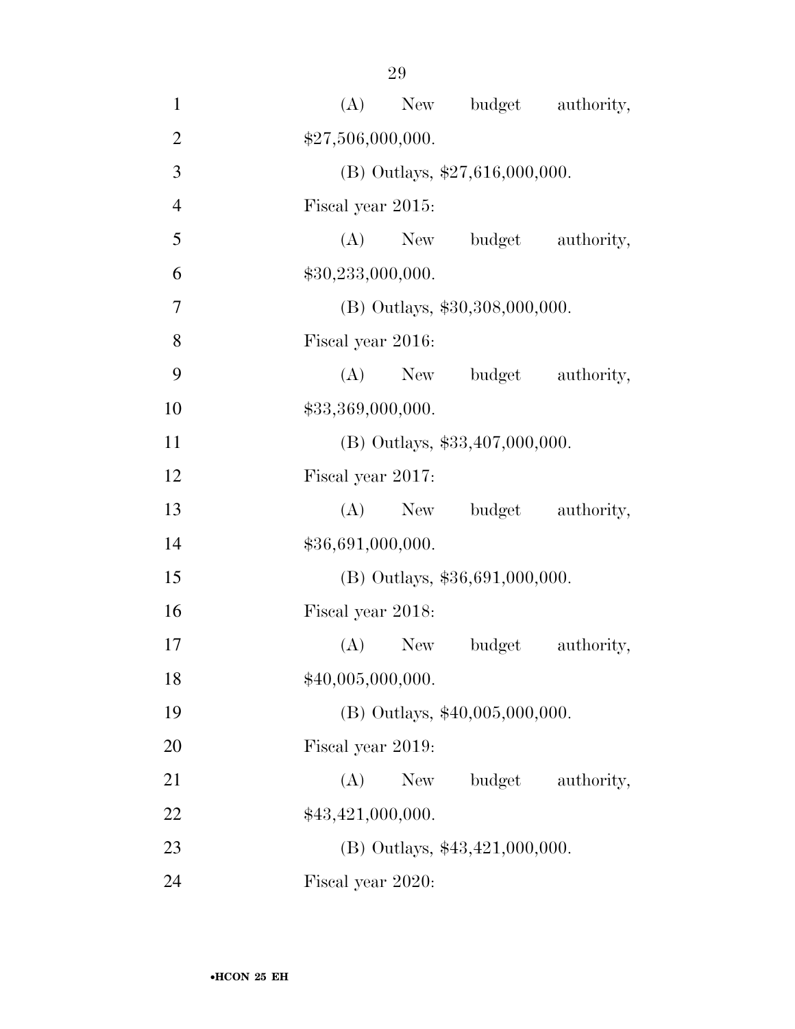(A) New budget authority, $27,506,000,000.

(B) Outlays, $27,616,000,000.

Fiscal year 2015:

(A) New budget authority, $30,233,000,000.

(B) Outlays, $30,308,000,000.

Fiscal year 2016:

(A) New budget authority, $33,369,000,000.

(B) Outlays, $33,407,000,000.

Fiscal year 2017:

(A) New budget authority, $36,691,000,000.

(B) Outlays, $36,691,000,000.

Fiscal year 2018:

(A) New budget authority, $40,005,000,000.

(B) Outlays, $40,005,000,000.

Fiscal year 2019:

(A) New budget authority, $43,421,000,000.

(B) Outlays, $43,421,000,000.

Fiscal year 2020: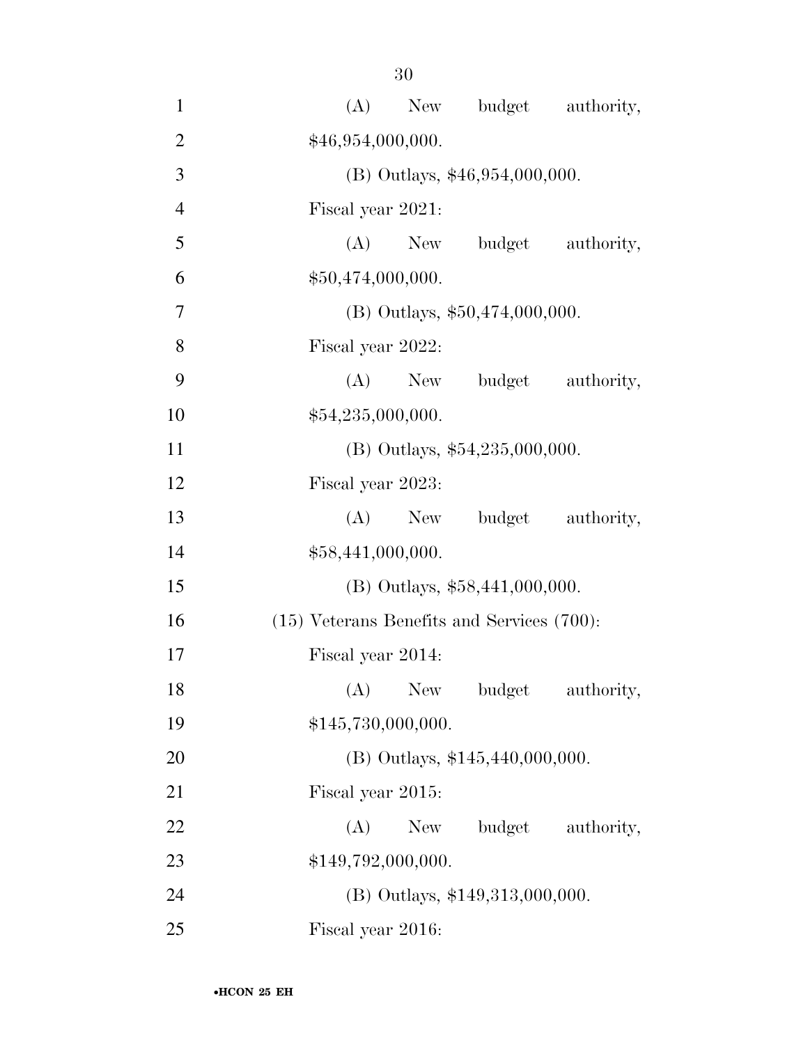(A) New budget authority, $46,954,000,000.

(B) Outlays, $46,954,000,000.

Fiscal year 2021:

(A) New budget authority, $50,474,000,000.

(B) Outlays, $50,474,000,000.

Fiscal year 2022:

(A) New budget authority, $54,235,000,000.

(B) Outlays, $54,235,000,000.

Fiscal year 2023:

(A) New budget authority, $58,441,000,000.

(B) Outlays, $58,441,000,000.

(15) Veterans Benefits and Services (700):

Fiscal year 2014:

(A) New budget authority, $145,730,000,000.

(B) Outlays, $145,440,000,000.

Fiscal year 2015:

(A) New budget authority, $149,792,000,000.

(B) Outlays, $149,313,000,000.

Fiscal year 2016: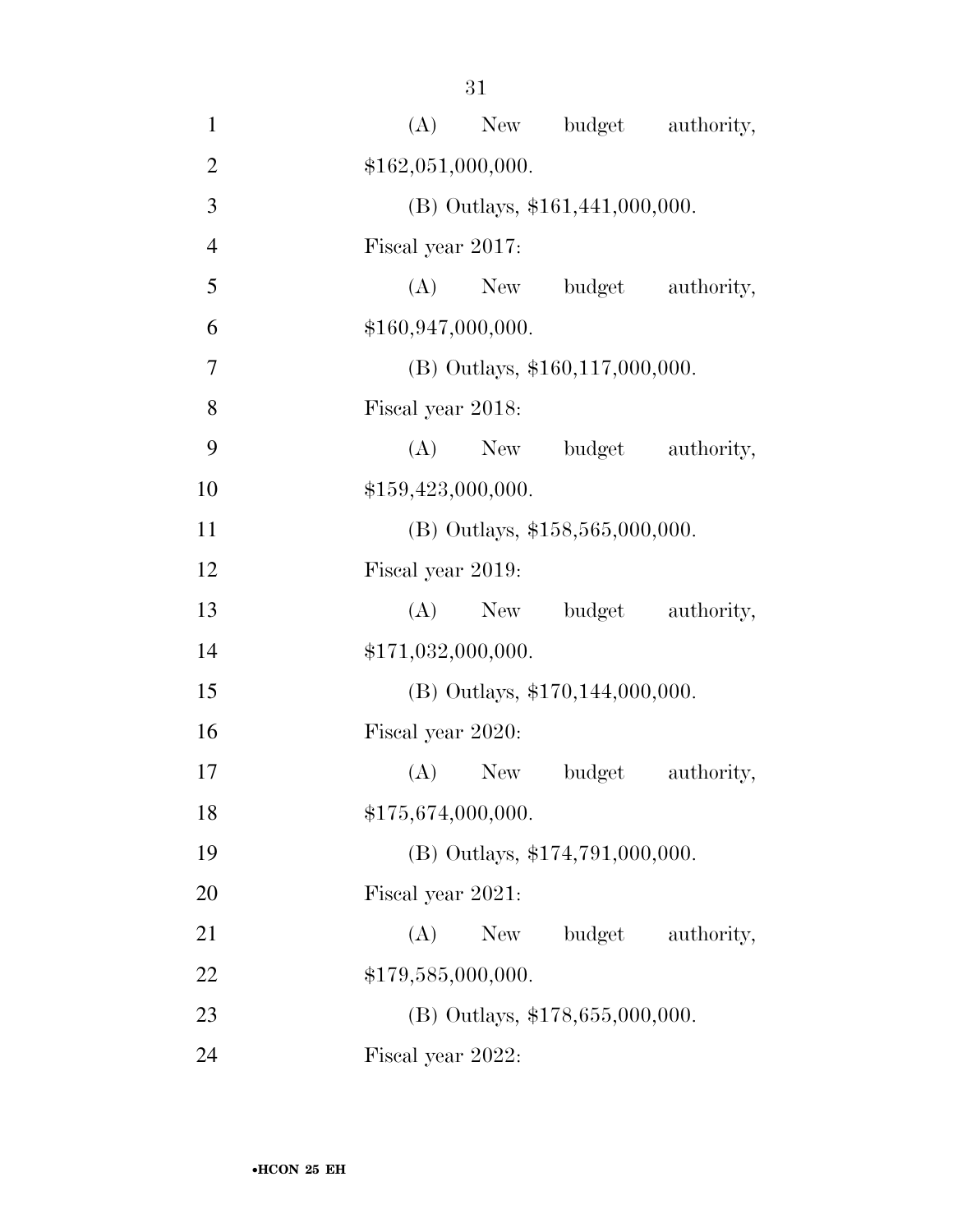(A) New budget authority, $162,051,000,000.

(B) Outlays, $161,441,000,000.

Fiscal year 2017:

(A) New budget authority, $160,947,000,000.

(B) Outlays, $160,117,000,000.

Fiscal year 2018:

(A) New budget authority, $159,423,000,000.

(B) Outlays, $158,565,000,000.

Fiscal year 2019:

(A) New budget authority, $171,032,000,000.

(B) Outlays, $170,144,000,000.

Fiscal year 2020:

(A) New budget authority, $175,674,000,000.

(B) Outlays, $174,791,000,000.

Fiscal year 2021:

(A) New budget authority, $179,585,000,000.

(B) Outlays, $178,655,000,000.

Fiscal year 2022: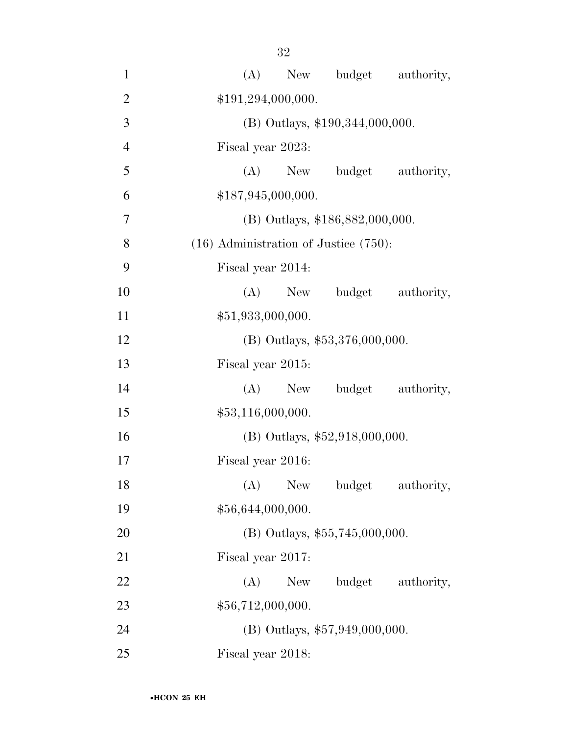(A) New budget authority, $191,294,000,000.

(B) Outlays, $190,344,000,000.

Fiscal year 2023:

(A) New budget authority, $187,945,000,000.

(B) Outlays, $186,882,000,000.

(16) Administration of Justice (750):

Fiscal year 2014:

(A) New budget authority, $51,933,000,000.

(B) Outlays, $53,376,000,000.

Fiscal year 2015:

(A) New budget authority, $53,116,000,000.

(B) Outlays, $52,918,000,000.

Fiscal year 2016:

(A) New budget authority, $56,644,000,000.

(B) Outlays, $55,745,000,000.

Fiscal year 2017:

(A) New budget authority, $56,712,000,000.

(B) Outlays, $57,949,000,000.

Fiscal year 2018: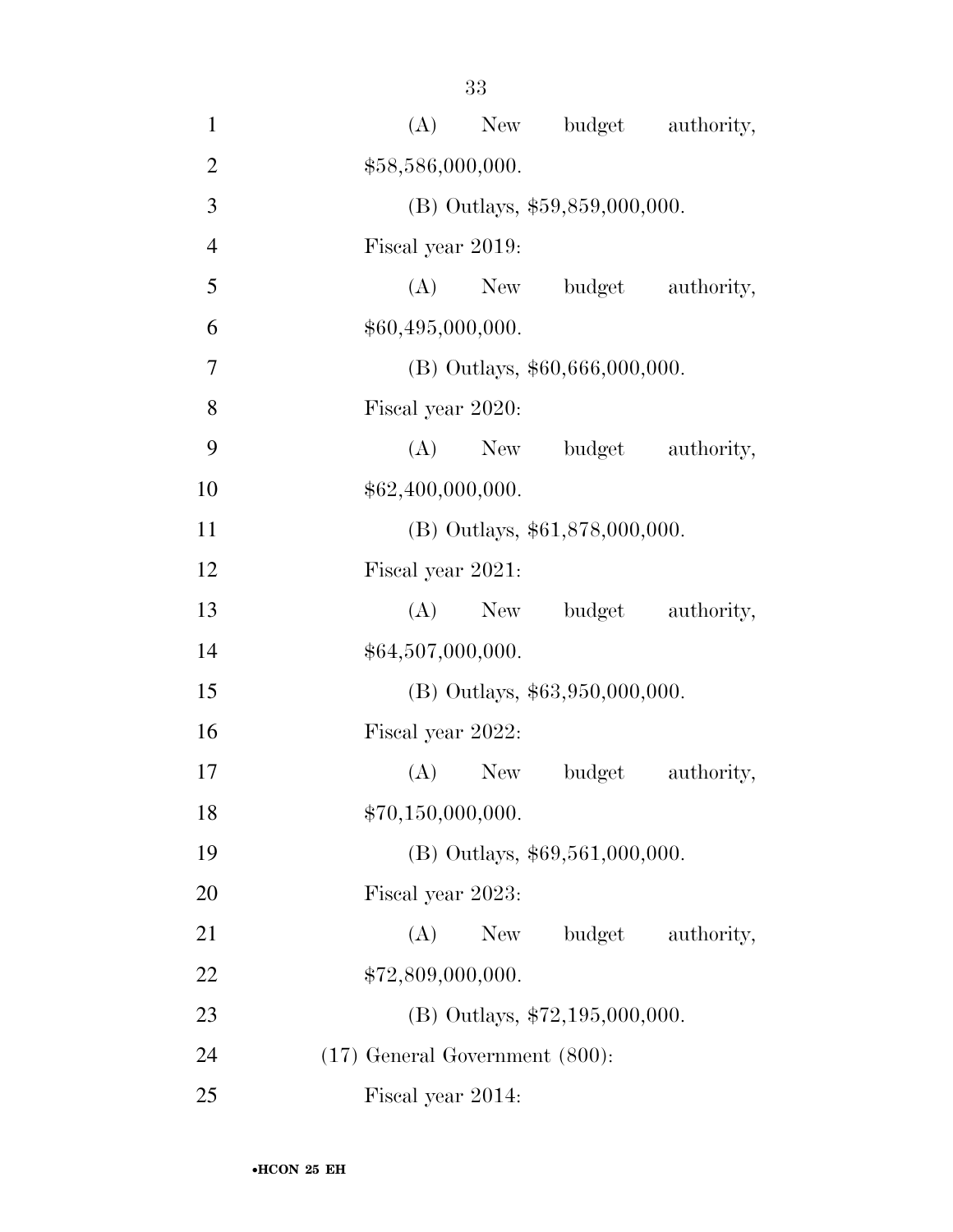(A) New budget authority, $58,586,000,000.

(B) Outlays, $59,859,000,000.

Fiscal year 2019:

(A) New budget authority, $60,495,000,000.

(B) Outlays, $60,666,000,000.

Fiscal year 2020:

(A) New budget authority, $62,400,000,000.

(B) Outlays, $61,878,000,000.

Fiscal year 2021:

(A) New budget authority, $64,507,000,000.

(B) Outlays, $63,950,000,000.

Fiscal year 2022:

(A) New budget authority, $70,150,000,000.

(B) Outlays, $69,561,000,000.

Fiscal year 2023:

(A) New budget authority, $72,809,000,000.

(B) Outlays, $72,195,000,000.

(17) General Government (800):

Fiscal year 2014: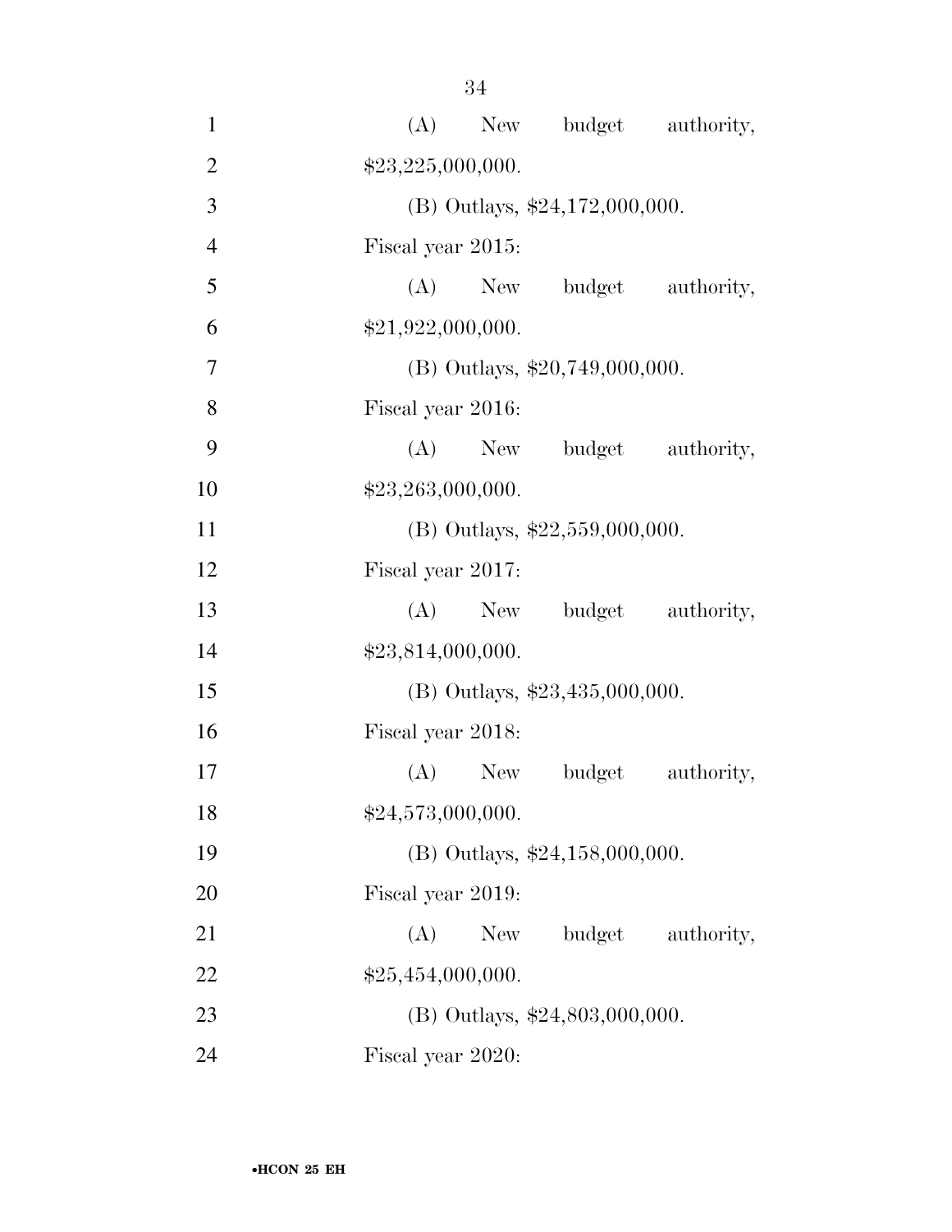(A) New budget authority, $23,225,000,000.

(B) Outlays, $24,172,000,000.

Fiscal year 2015:

(A) New budget authority, $21,922,000,000.

(B) Outlays, $20,749,000,000.

Fiscal year 2016:

(A) New budget authority, $23,263,000,000.

(B) Outlays, $22,559,000,000.

Fiscal year 2017:

(A) New budget authority, $23,814,000,000.

(B) Outlays, $23,435,000,000.

Fiscal year 2018:

(A) New budget authority, $24,573,000,000.

(B) Outlays, $24,158,000,000.

Fiscal year 2019:

(A) New budget authority, $25,454,000,000.

(B) Outlays, $24,803,000,000.

Fiscal year 2020: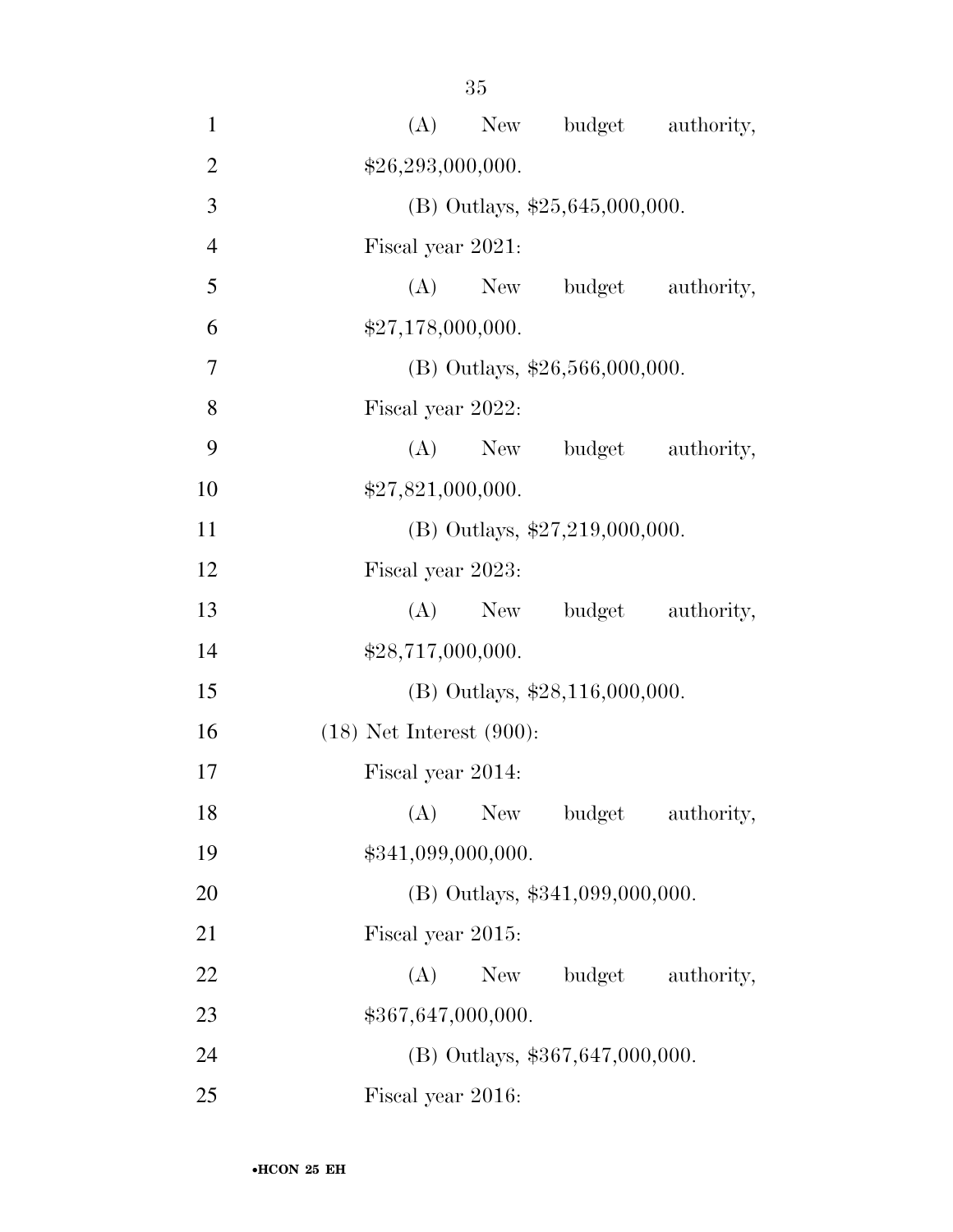(A) New budget authority, $26,293,000,000.

(B) Outlays, $25,645,000,000.

Fiscal year 2021:

(A) New budget authority, $27,178,000,000.

(B) Outlays, $26,566,000,000.

Fiscal year 2022:

(A) New budget authority, $27,821,000,000.

(B) Outlays, $27,219,000,000.

Fiscal year 2023:

(A) New budget authority, $28,717,000,000.

(B) Outlays, $28,116,000,000.

(18) Net Interest (900):

Fiscal year 2014:

(A) New budget authority, $341,099,000,000.

(B) Outlays, $341,099,000,000.

Fiscal year 2015:

(A) New budget authority, $367,647,000,000.

(B) Outlays, $367,647,000,000.

Fiscal year 2016: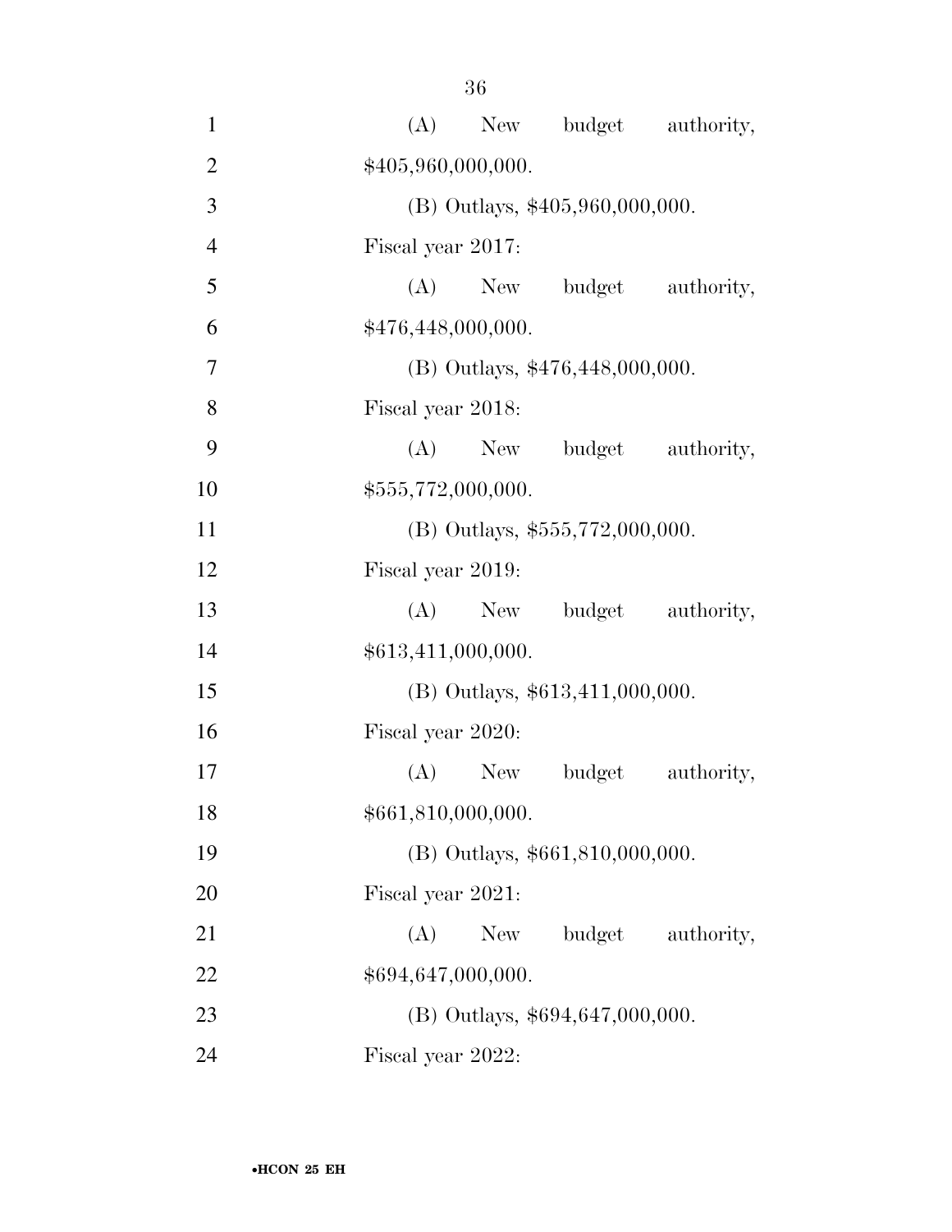(A) New budget authority, $405,960,000,000.

(B) Outlays, $405,960,000,000.

Fiscal year 2017:

(A) New budget authority, $476,448,000,000.

(B) Outlays, $476,448,000,000.

Fiscal year 2018:

(A) New budget authority, $555,772,000,000.

(B) Outlays, $555,772,000,000.

Fiscal year 2019:

(A) New budget authority, $613,411,000,000.

(B) Outlays, $613,411,000,000.

Fiscal year 2020:

(A) New budget authority, $661,810,000,000.

(B) Outlays, $661,810,000,000.

Fiscal year 2021:

(A) New budget authority, $694,647,000,000.

(B) Outlays, $694,647,000,000.

Fiscal year 2022: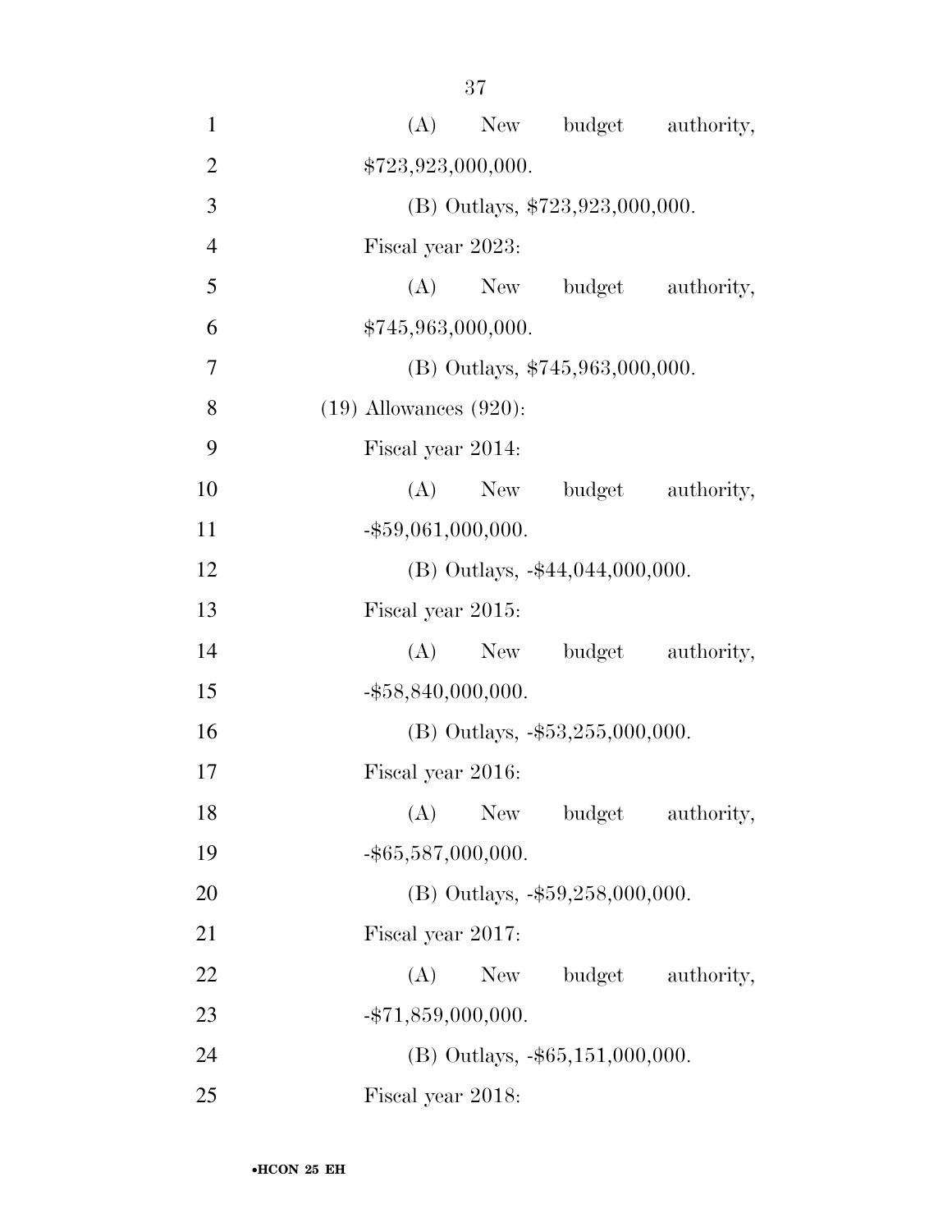(A) New budget authority, $723,923,000,000.

(B) Outlays, $723,923,000,000.

Fiscal year 2023:

(A) New budget authority, $745,963,000,000.

(B) Outlays, $745,963,000,000.

(19) Allowances (920):

Fiscal year 2014:

(A) New budget authority, -$59,061,000,000.

(B) Outlays, -$44,044,000,000.

Fiscal year 2015:

(A) New budget authority, -$58,840,000,000.

(B) Outlays, -$53,255,000,000.

Fiscal year 2016:

(A) New budget authority, -$65,587,000,000.

(B) Outlays, -$59,258,000,000.

Fiscal year 2017:

(A) New budget authority, -$71,859,000,000.

(B) Outlays, -$65,151,000,000.

Fiscal year 2018: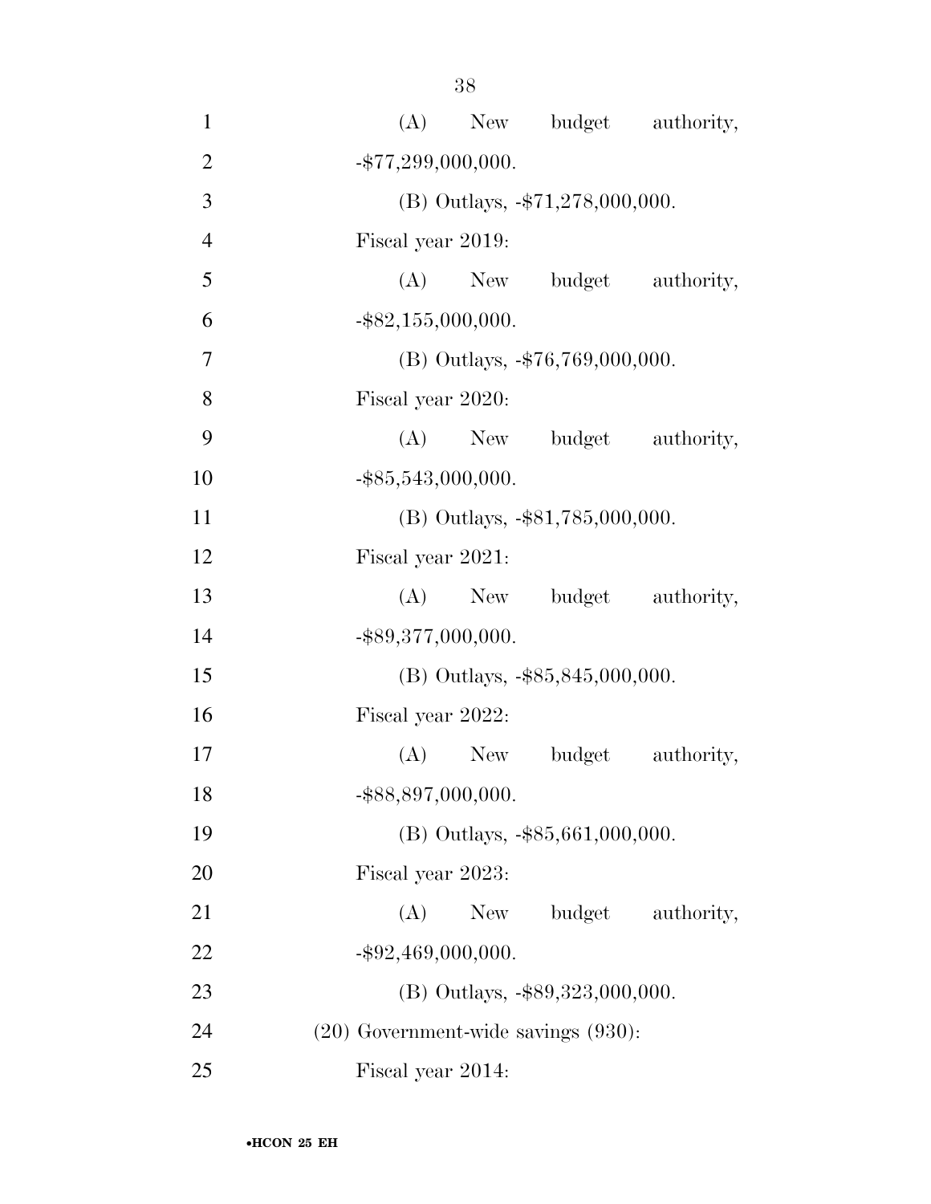(A) New budget authority, -$77,299,000,000.

(B) Outlays, -$71,278,000,000.

Fiscal year 2019:

(A) New budget authority, -$82,155,000,000.

(B) Outlays, -$76,769,000,000.

Fiscal year 2020:

(A) New budget authority, -$85,543,000,000.

(B) Outlays, -$81,785,000,000.

Fiscal year 2021:

(A) New budget authority, -$89,377,000,000.

(B) Outlays, -$85,845,000,000.

Fiscal year 2022:

(A) New budget authority, -$88,897,000,000.

(B) Outlays, -$85,661,000,000.

Fiscal year 2023:

(A) New budget authority, -$92,469,000,000.

(B) Outlays, -$89,323,000,000.

(20) Government-wide savings (930):

Fiscal year 2014: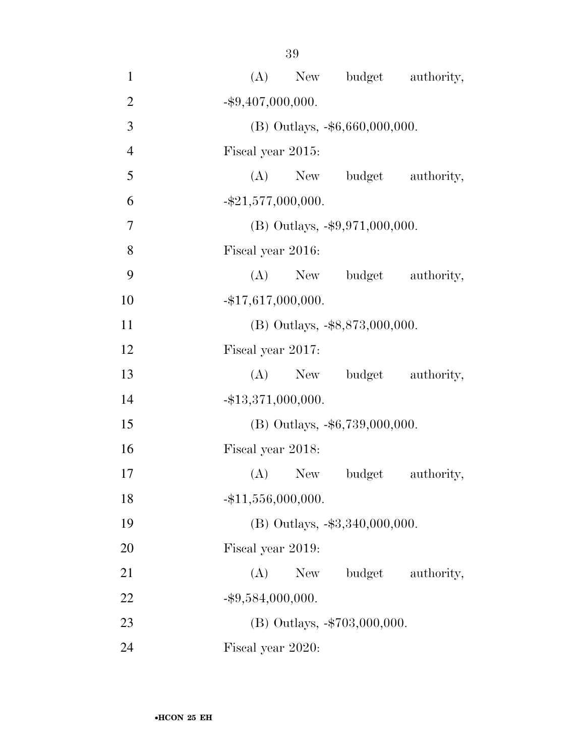(A) New budget authority, -$9,407,000,000.

(B) Outlays, -$6,660,000,000.

Fiscal year 2015:

(A) New budget authority, -$21,577,000,000.

(B) Outlays, -$9,971,000,000.

Fiscal year 2016:

(A) New budget authority, -$17,617,000,000.

(B) Outlays, -$8,873,000,000.

Fiscal year 2017:

(A) New budget authority, -$13,371,000,000.

(B) Outlays, -$6,739,000,000.

Fiscal year 2018:

(A) New budget authority, -$11,556,000,000.

(B) Outlays, -$3,340,000,000.

Fiscal year 2019:

(A) New budget authority, -$9,584,000,000.

(B) Outlays, -$703,000,000.

Fiscal year 2020: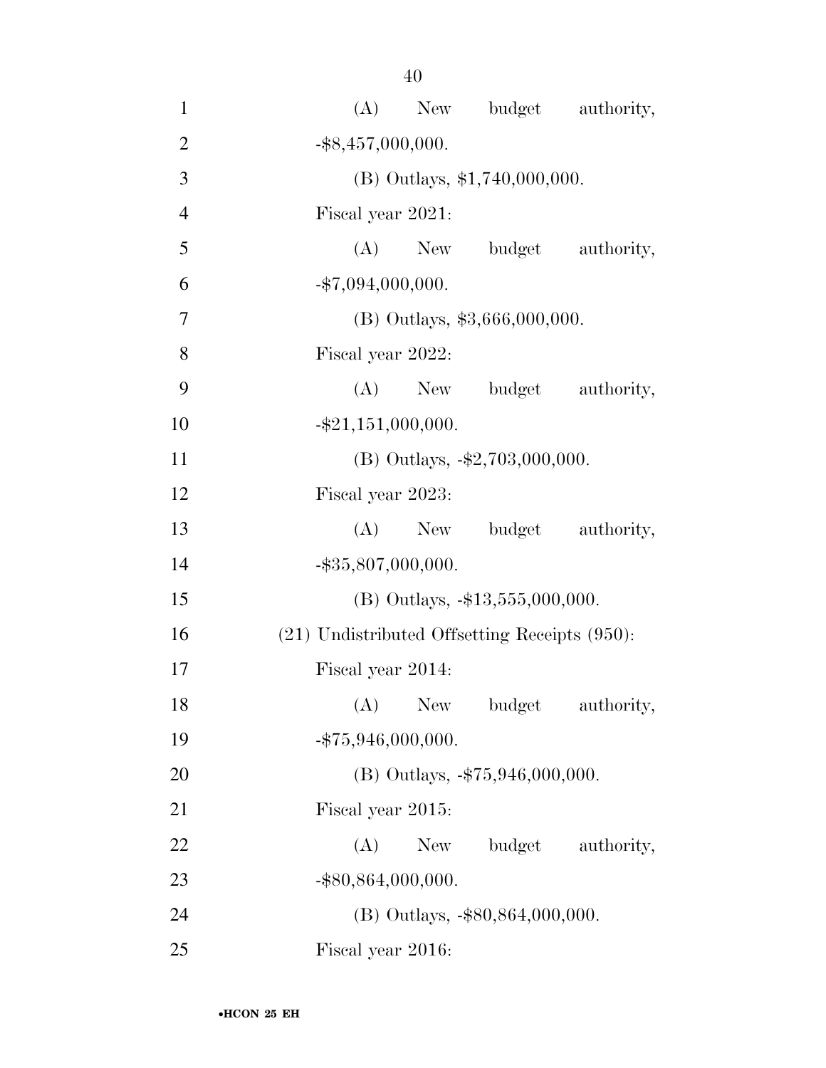(A) New budget authority, -$8,457,000,000.

(B) Outlays, $1,740,000,000.

Fiscal year 2021:

(A) New budget authority, -$7,094,000,000.

(B) Outlays, $3,666,000,000.

Fiscal year 2022:

(A) New budget authority, -$21,151,000,000.

(B) Outlays, -$2,703,000,000.

Fiscal year 2023:

(A) New budget authority, -$35,807,000,000.

(B) Outlays, -$13,555,000,000.

(21) Undistributed Offsetting Receipts (950):

Fiscal year 2014:

(A) New budget authority, -$75,946,000,000.

(B) Outlays, -$75,946,000,000.

Fiscal year 2015:

(A) New budget authority, -$80,864,000,000.

(B) Outlays, -$80,864,000,000.

Fiscal year 2016: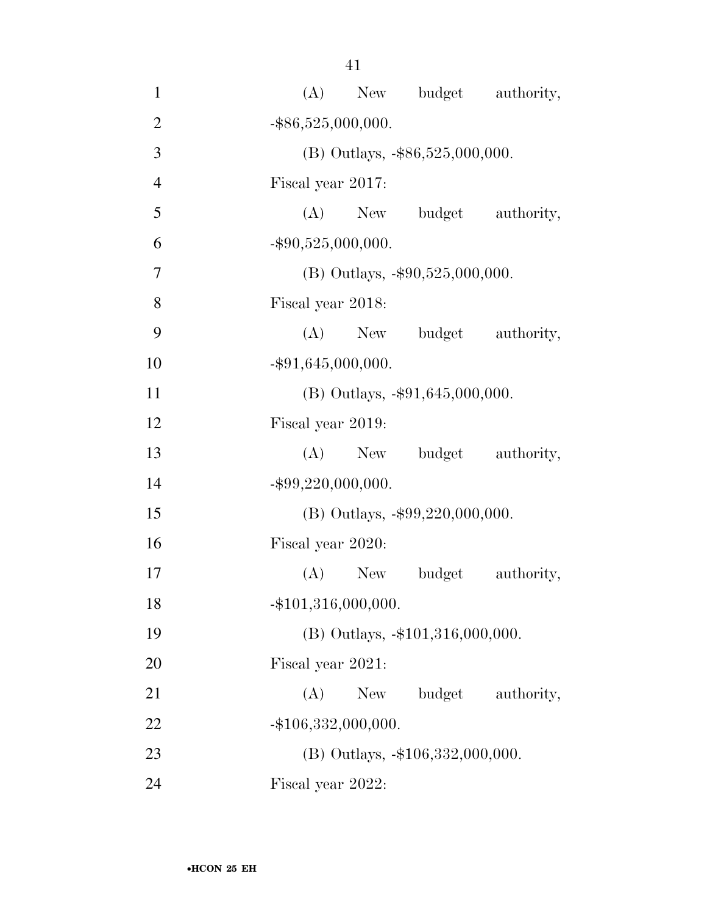(A) New budget authority, -$86,525,000,000.

(B) Outlays, -$86,525,000,000.

Fiscal year 2017:

(A) New budget authority, -$90,525,000,000.

(B) Outlays, -$90,525,000,000.

Fiscal year 2018:

(A) New budget authority, -$91,645,000,000.

(B) Outlays, -$91,645,000,000.

Fiscal year 2019:

(A) New budget authority, -$99,220,000,000.

(B) Outlays, -$99,220,000,000.

Fiscal year 2020:

(A) New budget authority, -$101,316,000,000.

(B) Outlays, -$101,316,000,000.

Fiscal year 2021:

(A) New budget authority, -$106,332,000,000.

(B) Outlays, -$106,332,000,000.

Fiscal year 2022: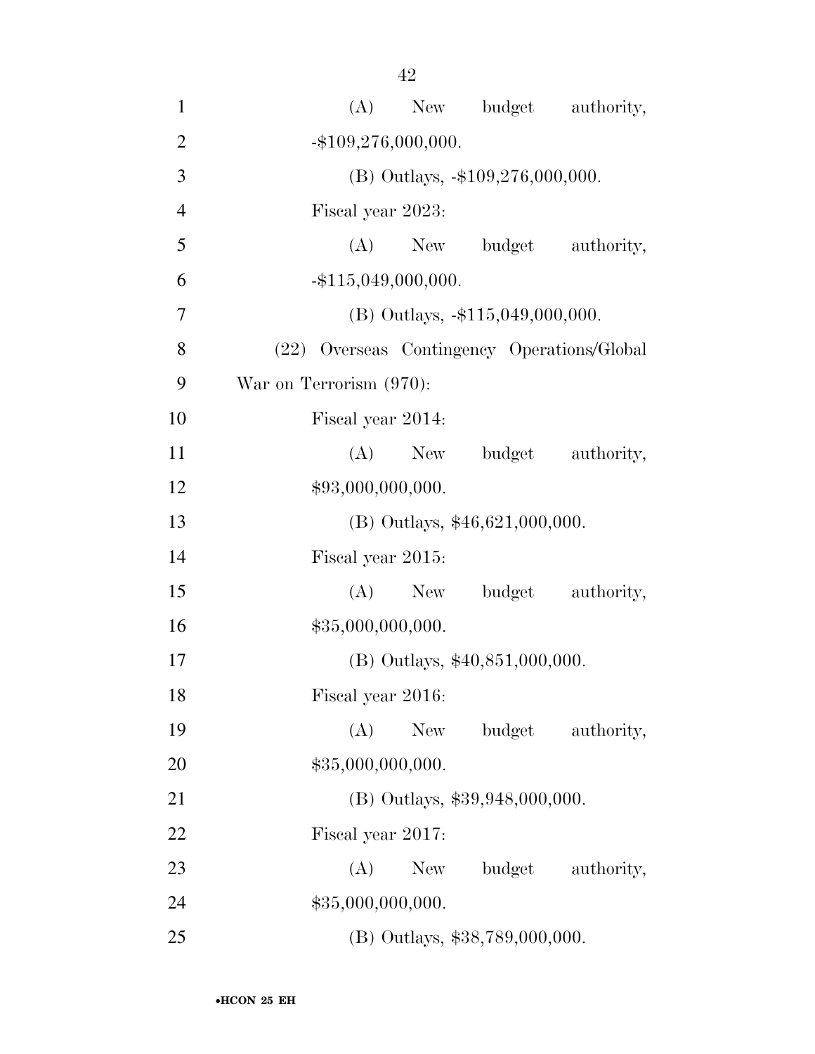(A) New budget authority, -$109,276,000,000.

(B) Outlays, -$109,276,000,000.

Fiscal year 2023:

(A) New budget authority, -$115,049,000,000.

(B) Outlays, -$115,049,000,000.

(22) Overseas Contingency Operations/Global War on Terrorism (970):

Fiscal year 2014:

(A) New budget authority, $93,000,000,000.

(B) Outlays, $46,621,000,000.

Fiscal year 2015:

(A) New budget authority, $35,000,000,000.

(B) Outlays, $40,851,000,000.

Fiscal year 2016:

(A) New budget authority, $35,000,000,000.

(B) Outlays, $39,948,000,000.

Fiscal year 2017:

(A) New budget authority, $35,000,000,000.

(B) Outlays, $38,789,000,000.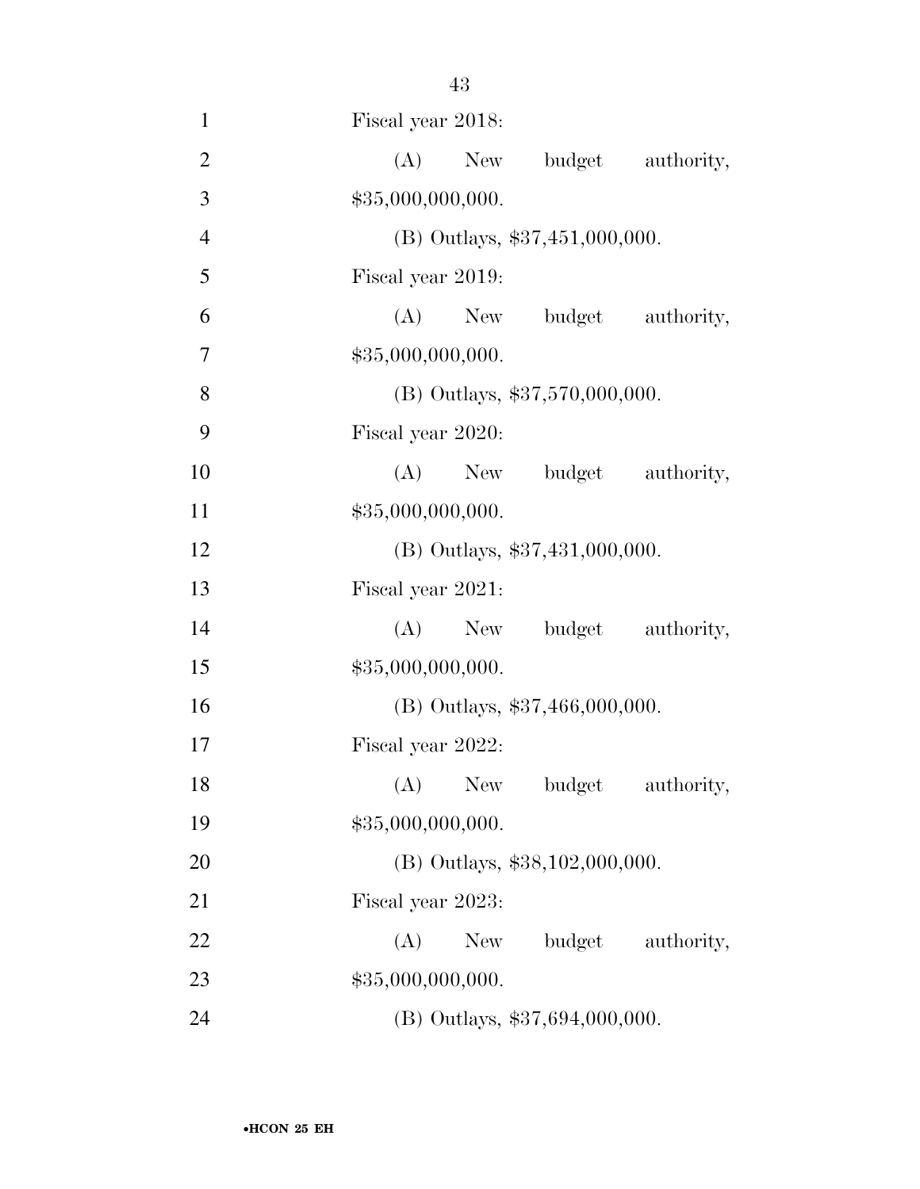Fiscal year 2018:

(A) New budget authority, $35,000,000,000.

(B) Outlays, $37,451,000,000.

Fiscal year 2019:

(A) New budget authority, $35,000,000,000.

(B) Outlays, $37,570,000,000.

Fiscal year 2020:

(A) New budget authority, $35,000,000,000.

(B) Outlays, $37,431,000,000.

Fiscal year 2021:

(A) New budget authority, $35,000,000,000.

(B) Outlays, $37,466,000,000.

Fiscal year 2022:

(A) New budget authority, $35,000,000,000.

(B) Outlays, $38,102,000,000.

Fiscal year 2023:

(A) New budget authority, $35,000,000,000.

(B) Outlays, $37,694,000,000.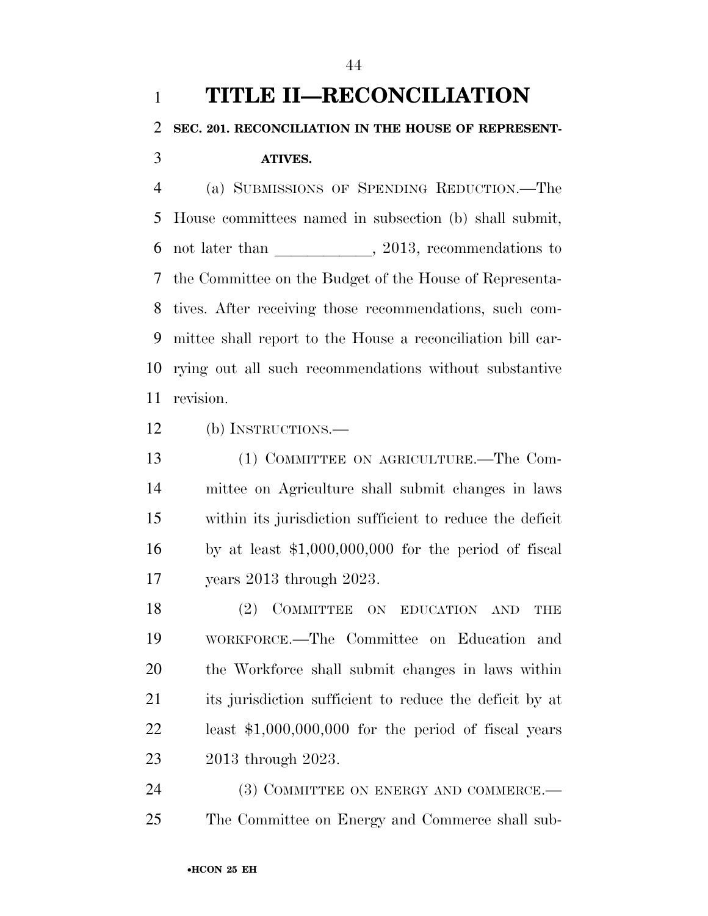# TITLE II—RECONCILIATION

## SEC. 201. RECONCILIATION IN THE HOUSE OF REPRESENTATIVES.

(a) SUBMISSIONS OF SPENDING REDUCTION.—The House committees named in subsection (b) shall submit, not later than ____________, 2013, recommendations to the Committee on the Budget of the House of Representatives. After receiving those recommendations, such committee shall report to the House a reconciliation bill carrying out all such recommendations without substantive revision.

(b) INSTRUCTIONS.—

(1) COMMITTEE ON AGRICULTURE.—The Committee on Agriculture shall submit changes in laws within its jurisdiction sufficient to reduce the deficit by at least $1,000,000,000 for the period of fiscal years 2013 through 2023.

(2) COMMITTEE ON EDUCATION AND THE WORKFORCE.—The Committee on Education and the Workforce shall submit changes in laws within its jurisdiction sufficient to reduce the deficit by at least $1,000,000,000 for the period of fiscal years 2013 through 2023.

(3) COMMITTEE ON ENERGY AND COMMERCE.—The Committee on Energy and Commerce shall sub-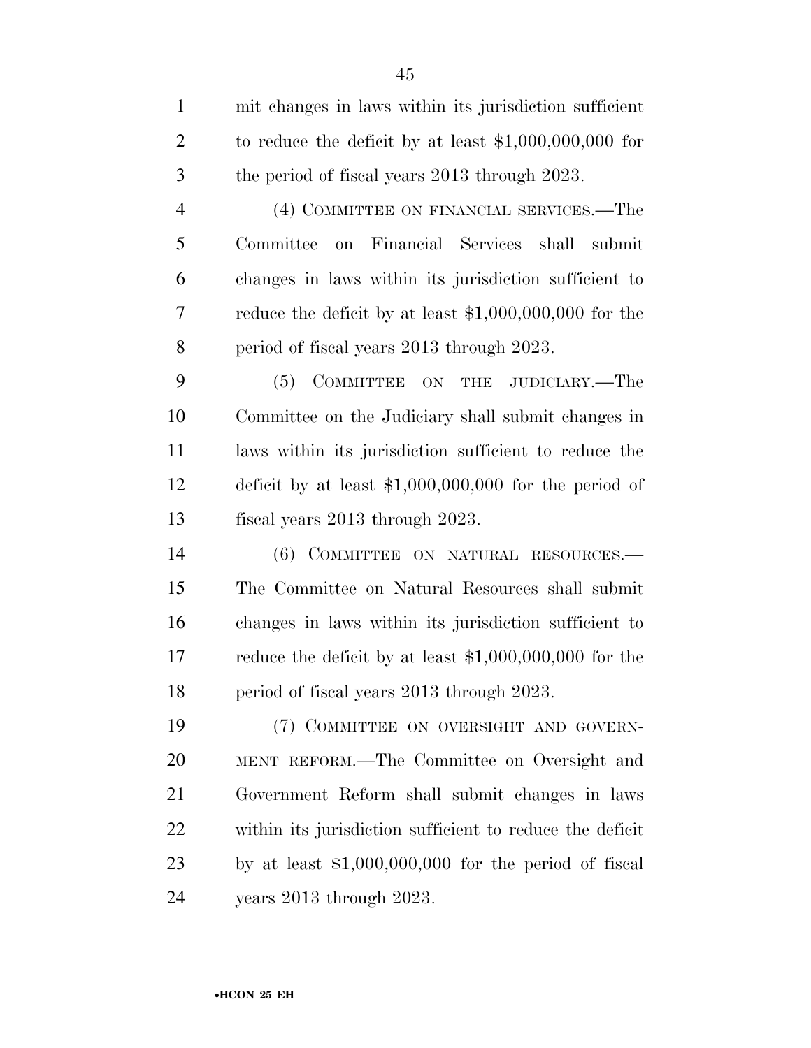mit changes in laws within its jurisdiction sufficient to reduce the deficit by at least $1,000,000,000 for the period of fiscal years 2013 through 2023.

(4) COMMITTEE ON FINANCIAL SERVICES.—The Committee on Financial Services shall submit changes in laws within its jurisdiction sufficient to reduce the deficit by at least $1,000,000,000 for the period of fiscal years 2013 through 2023.

(5) COMMITTEE ON THE JUDICIARY.—The Committee on the Judiciary shall submit changes in laws within its jurisdiction sufficient to reduce the deficit by at least $1,000,000,000 for the period of fiscal years 2013 through 2023.

(6) COMMITTEE ON NATURAL RESOURCES.—The Committee on Natural Resources shall submit changes in laws within its jurisdiction sufficient to reduce the deficit by at least $1,000,000,000 for the period of fiscal years 2013 through 2023.

(7) COMMITTEE ON OVERSIGHT AND GOVERNMENT REFORM.—The Committee on Oversight and Government Reform shall submit changes in laws within its jurisdiction sufficient to reduce the deficit by at least $1,000,000,000 for the period of fiscal years 2013 through 2023.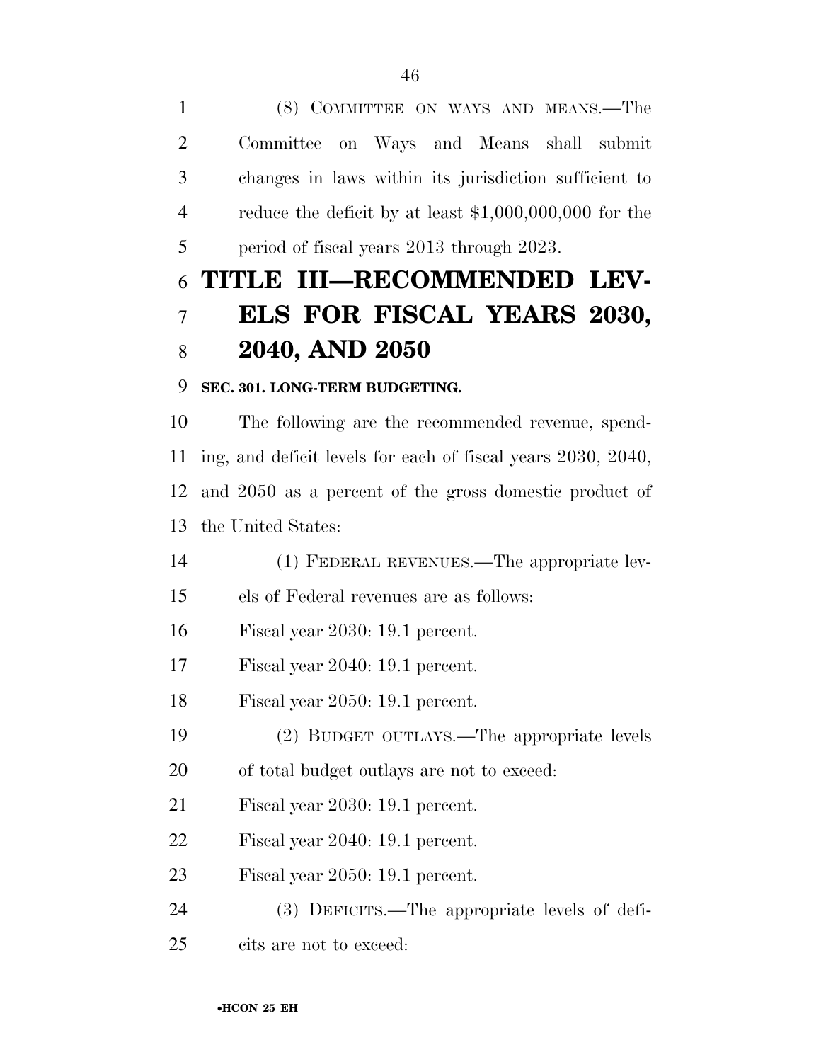(8) COMMITTEE ON WAYS AND MEANS.—The Committee on Ways and Means shall submit changes in laws within its jurisdiction sufficient to reduce the deficit by at least $1,000,000,000 for the period of fiscal years 2013 through 2023.

# TITLE III—RECOMMENDED LEVELS FOR FISCAL YEARS 2030, 2040, AND 2050

### SEC. 301. LONG-TERM BUDGETING.

The following are the recommended revenue, spending, and deficit levels for each of fiscal years 2030, 2040, and 2050 as a percent of the gross domestic product of the United States:

(1) FEDERAL REVENUES.—The appropriate levels of Federal revenues are as follows:

Fiscal year 2030: 19.1 percent.

Fiscal year 2040: 19.1 percent.

Fiscal year 2050: 19.1 percent.

(2) BUDGET OUTLAYS.—The appropriate levels of total budget outlays are not to exceed:

Fiscal year 2030: 19.1 percent.

Fiscal year 2040: 19.1 percent.

Fiscal year 2050: 19.1 percent.

(3) DEFICITS.—The appropriate levels of deficits are not to exceed: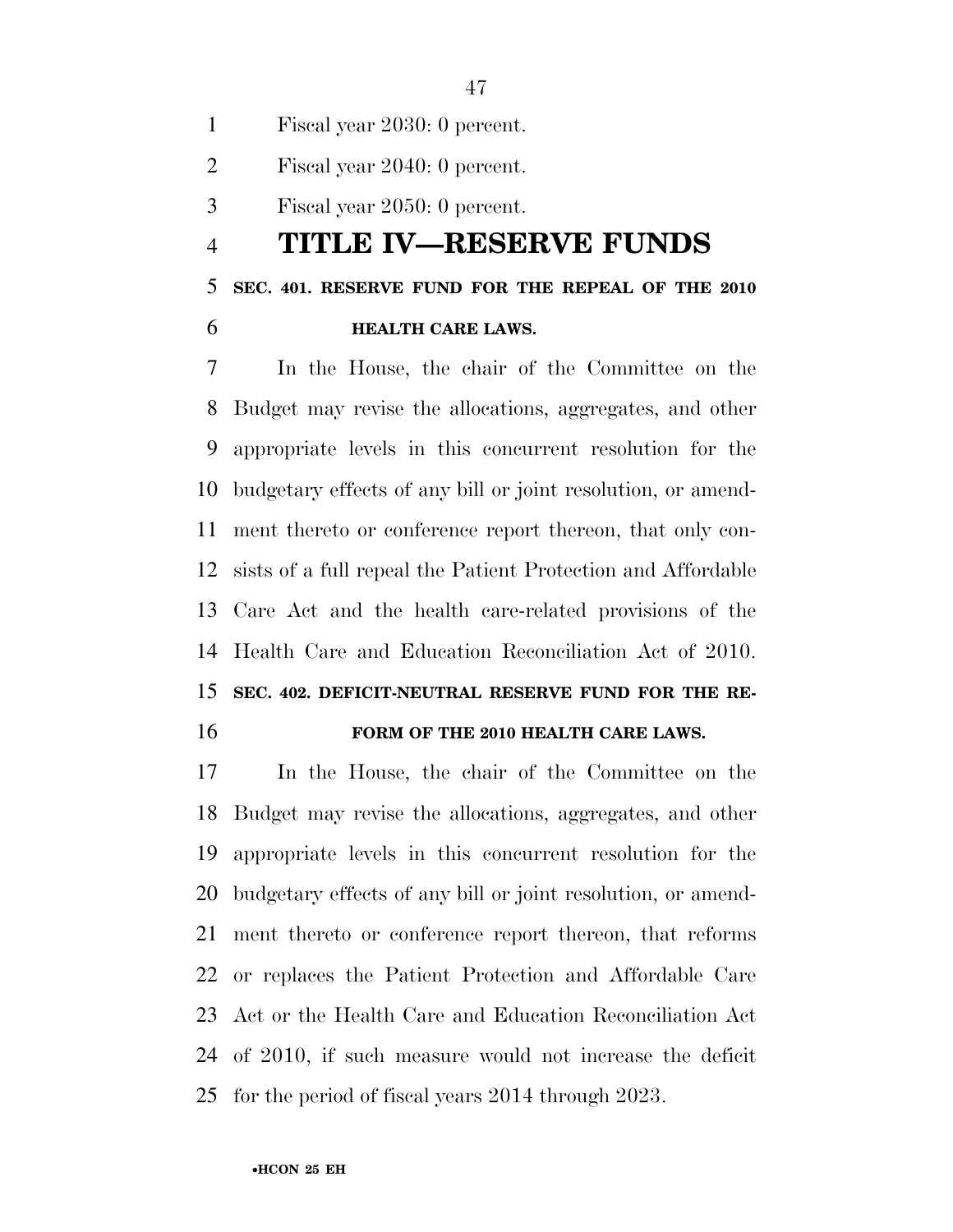Fiscal year 2030: 0 percent.

Fiscal year 2040: 0 percent.

Fiscal year 2050: 0 percent.

# TITLE IV—RESERVE FUNDS

## SEC. 401. RESERVE FUND FOR THE REPEAL OF THE 2010 HEALTH CARE LAWS.

In the House, the chair of the Committee on the Budget may revise the allocations, aggregates, and other appropriate levels in this concurrent resolution for the budgetary effects of any bill or joint resolution, or amendment thereto or conference report thereon, that only consists of a full repeal the Patient Protection and Affordable Care Act and the health care-related provisions of the Health Care and Education Reconciliation Act of 2010.

## SEC. 402. DEFICIT-NEUTRAL RESERVE FUND FOR THE REFORM OF THE 2010 HEALTH CARE LAWS.

In the House, the chair of the Committee on the Budget may revise the allocations, aggregates, and other appropriate levels in this concurrent resolution for the budgetary effects of any bill or joint resolution, or amendment thereto or conference report thereon, that reforms or replaces the Patient Protection and Affordable Care Act or the Health Care and Education Reconciliation Act of 2010, if such measure would not increase the deficit for the period of fiscal years 2014 through 2023.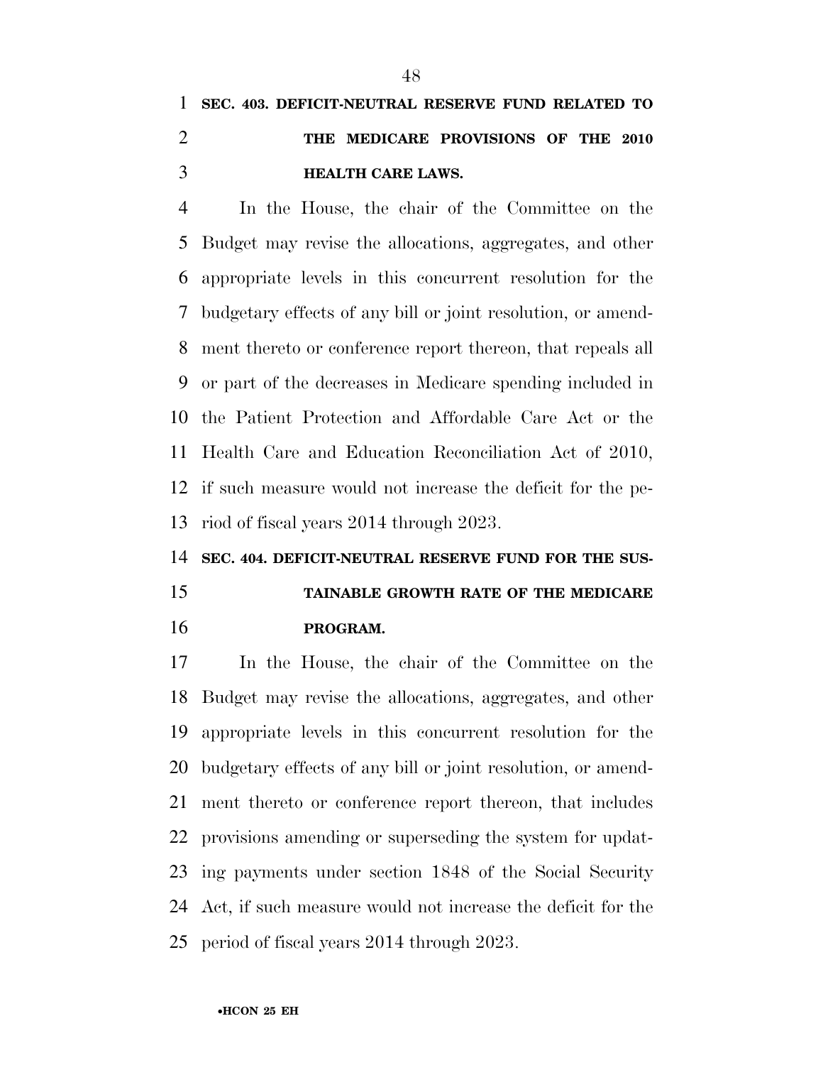**SEC. 403. DEFICIT-NEUTRAL RESERVE FUND RELATED TO THE MEDICARE PROVISIONS OF THE 2010 HEALTH CARE LAWS.**

In the House, the chair of the Committee on the Budget may revise the allocations, aggregates, and other appropriate levels in this concurrent resolution for the budgetary effects of any bill or joint resolution, or amendment thereto or conference report thereon, that repeals all or part of the decreases in Medicare spending included in the Patient Protection and Affordable Care Act or the Health Care and Education Reconciliation Act of 2010, if such measure would not increase the deficit for the period of fiscal years 2014 through 2023.

**SEC. 404. DEFICIT-NEUTRAL RESERVE FUND FOR THE SUSTAINABLE GROWTH RATE OF THE MEDICARE PROGRAM.**

In the House, the chair of the Committee on the Budget may revise the allocations, aggregates, and other appropriate levels in this concurrent resolution for the budgetary effects of any bill or joint resolution, or amendment thereto or conference report thereon, that includes provisions amending or superseding the system for updating payments under section 1848 of the Social Security Act, if such measure would not increase the deficit for the period of fiscal years 2014 through 2023.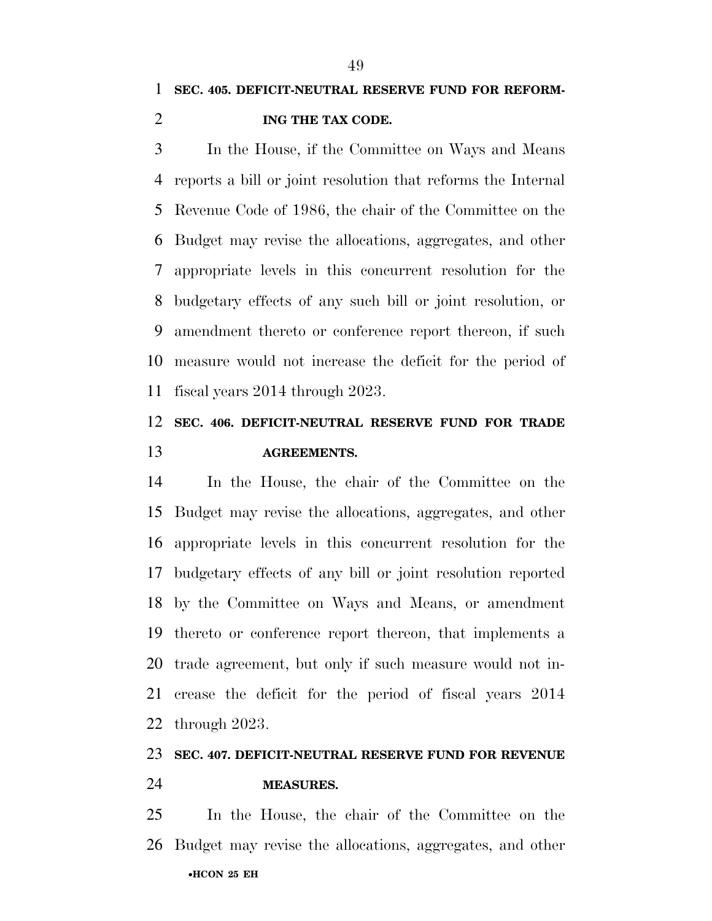### SEC. 405. DEFICIT-NEUTRAL RESERVE FUND FOR REFORMING THE TAX CODE.

In the House, if the Committee on Ways and Means reports a bill or joint resolution that reforms the Internal Revenue Code of 1986, the chair of the Committee on the Budget may revise the allocations, aggregates, and other appropriate levels in this concurrent resolution for the budgetary effects of any such bill or joint resolution, or amendment thereto or conference report thereon, if such measure would not increase the deficit for the period of fiscal years 2014 through 2023.

### SEC. 406. DEFICIT-NEUTRAL RESERVE FUND FOR TRADE AGREEMENTS.

In the House, the chair of the Committee on the Budget may revise the allocations, aggregates, and other appropriate levels in this concurrent resolution for the budgetary effects of any bill or joint resolution reported by the Committee on Ways and Means, or amendment thereto or conference report thereon, that implements a trade agreement, but only if such measure would not increase the deficit for the period of fiscal years 2014 through 2023.

### SEC. 407. DEFICIT-NEUTRAL RESERVE FUND FOR REVENUE MEASURES.

In the House, the chair of the Committee on the Budget may revise the allocations, aggregates, and other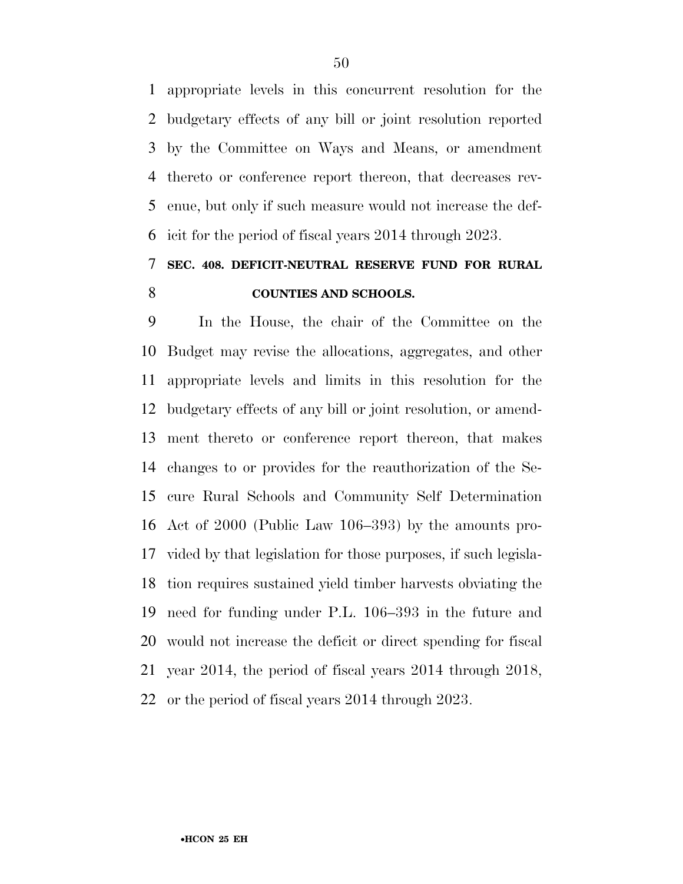appropriate levels in this concurrent resolution for the budgetary effects of any bill or joint resolution reported by the Committee on Ways and Means, or amendment thereto or conference report thereon, that decreases revenue, but only if such measure would not increase the deficit for the period of fiscal years 2014 through 2023.

### SEC. 408. DEFICIT-NEUTRAL RESERVE FUND FOR RURAL COUNTIES AND SCHOOLS.

In the House, the chair of the Committee on the Budget may revise the allocations, aggregates, and other appropriate levels and limits in this resolution for the budgetary effects of any bill or joint resolution, or amendment thereto or conference report thereon, that makes changes to or provides for the reauthorization of the Secure Rural Schools and Community Self Determination Act of 2000 (Public Law 106–393) by the amounts provided by that legislation for those purposes, if such legislation requires sustained yield timber harvests obviating the need for funding under P.L. 106–393 in the future and would not increase the deficit or direct spending for fiscal year 2014, the period of fiscal years 2014 through 2018, or the period of fiscal years 2014 through 2023.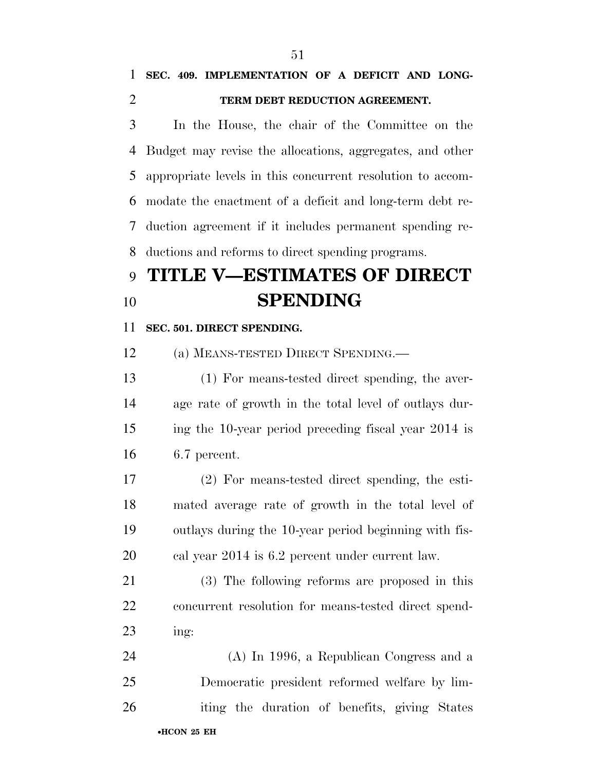**SEC. 409. IMPLEMENTATION OF A DEFICIT AND LONG-TERM DEBT REDUCTION AGREEMENT.**

In the House, the chair of the Committee on the Budget may revise the allocations, aggregates, and other appropriate levels in this concurrent resolution to accommodate the enactment of a deficit and long-term debt reduction agreement if it includes permanent spending reductions and reforms to direct spending programs.

# TITLE V—ESTIMATES OF DIRECT SPENDING

**SEC. 501. DIRECT SPENDING.**

(a) MEANS-TESTED DIRECT SPENDING.—

(1) For means-tested direct spending, the average rate of growth in the total level of outlays during the 10-year period preceding fiscal year 2014 is 6.7 percent.

(2) For means-tested direct spending, the estimated average rate of growth in the total level of outlays during the 10-year period beginning with fiscal year 2014 is 6.2 percent under current law.

(3) The following reforms are proposed in this concurrent resolution for means-tested direct spending:

(A) In 1996, a Republican Congress and a Democratic president reformed welfare by limiting the duration of benefits, giving States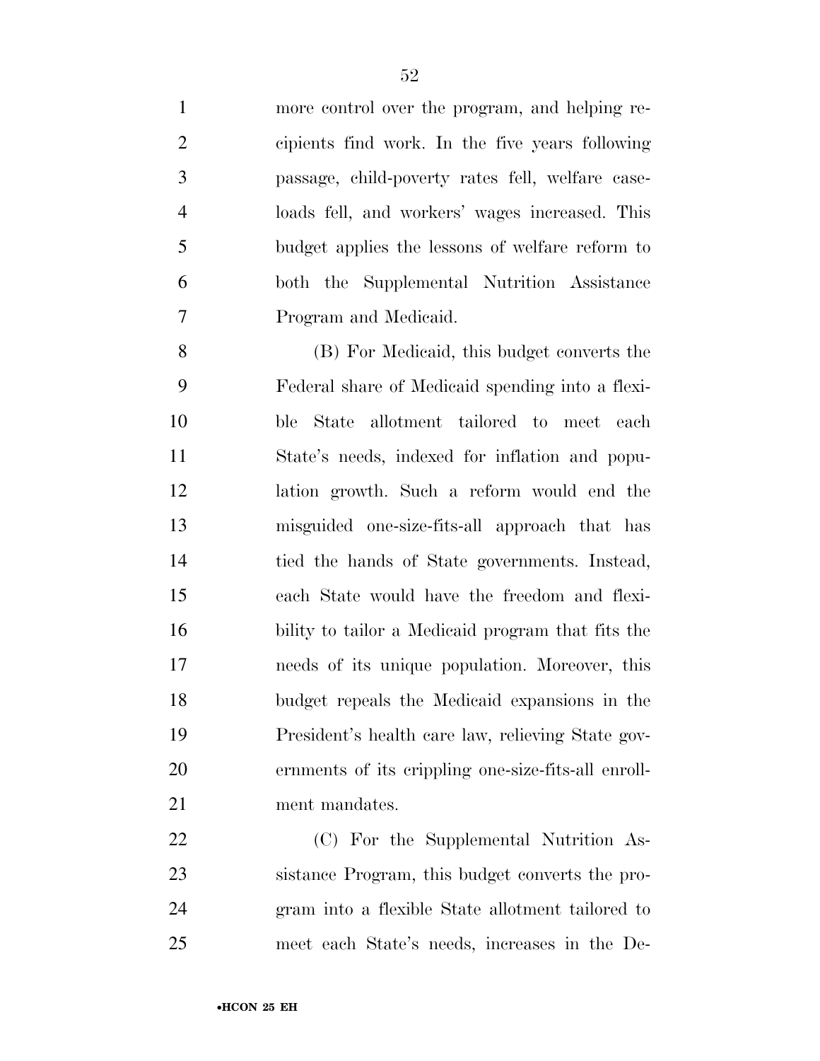more control over the program, and helping recipients find work. In the five years following passage, child-poverty rates fell, welfare caseloads fell, and workers' wages increased. This budget applies the lessons of welfare reform to both the Supplemental Nutrition Assistance Program and Medicaid.

(B) For Medicaid, this budget converts the Federal share of Medicaid spending into a flexible State allotment tailored to meet each State's needs, indexed for inflation and population growth. Such a reform would end the misguided one-size-fits-all approach that has tied the hands of State governments. Instead, each State would have the freedom and flexibility to tailor a Medicaid program that fits the needs of its unique population. Moreover, this budget repeals the Medicaid expansions in the President's health care law, relieving State governments of its crippling one-size-fits-all enrollment mandates.

(C) For the Supplemental Nutrition Assistance Program, this budget converts the program into a flexible State allotment tailored to meet each State's needs, increases in the De-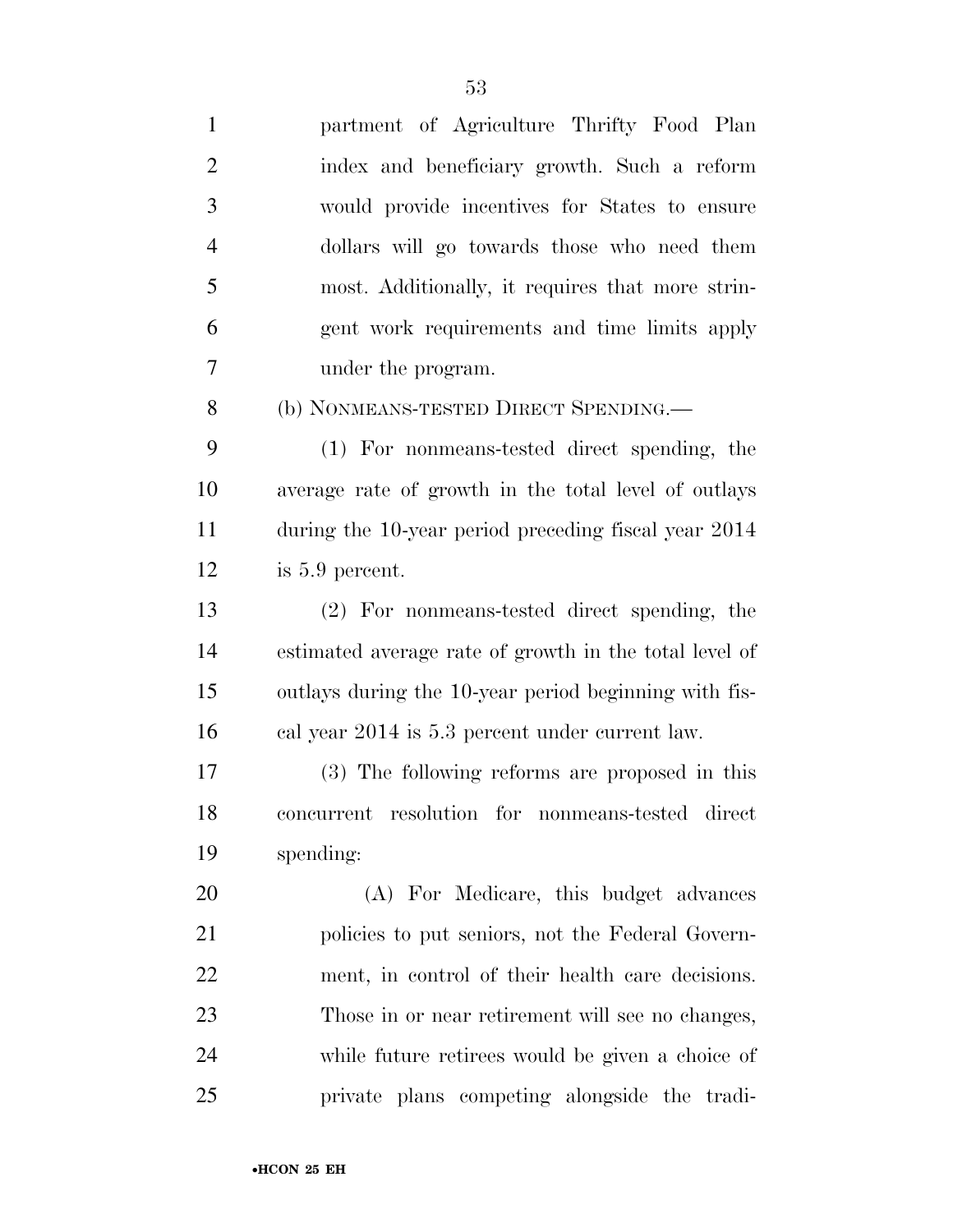partment of Agriculture Thrifty Food Plan index and beneficiary growth. Such a reform would provide incentives for States to ensure dollars will go towards those who need them most. Additionally, it requires that more stringent work requirements and time limits apply under the program.

(b) NONMEANS-TESTED DIRECT SPENDING.—

(1) For nonmeans-tested direct spending, the average rate of growth in the total level of outlays during the 10-year period preceding fiscal year 2014 is 5.9 percent.

(2) For nonmeans-tested direct spending, the estimated average rate of growth in the total level of outlays during the 10-year period beginning with fiscal year 2014 is 5.3 percent under current law.

(3) The following reforms are proposed in this concurrent resolution for nonmeans-tested direct spending:

(A) For Medicare, this budget advances policies to put seniors, not the Federal Government, in control of their health care decisions. Those in or near retirement will see no changes, while future retirees would be given a choice of private plans competing alongside the tradi-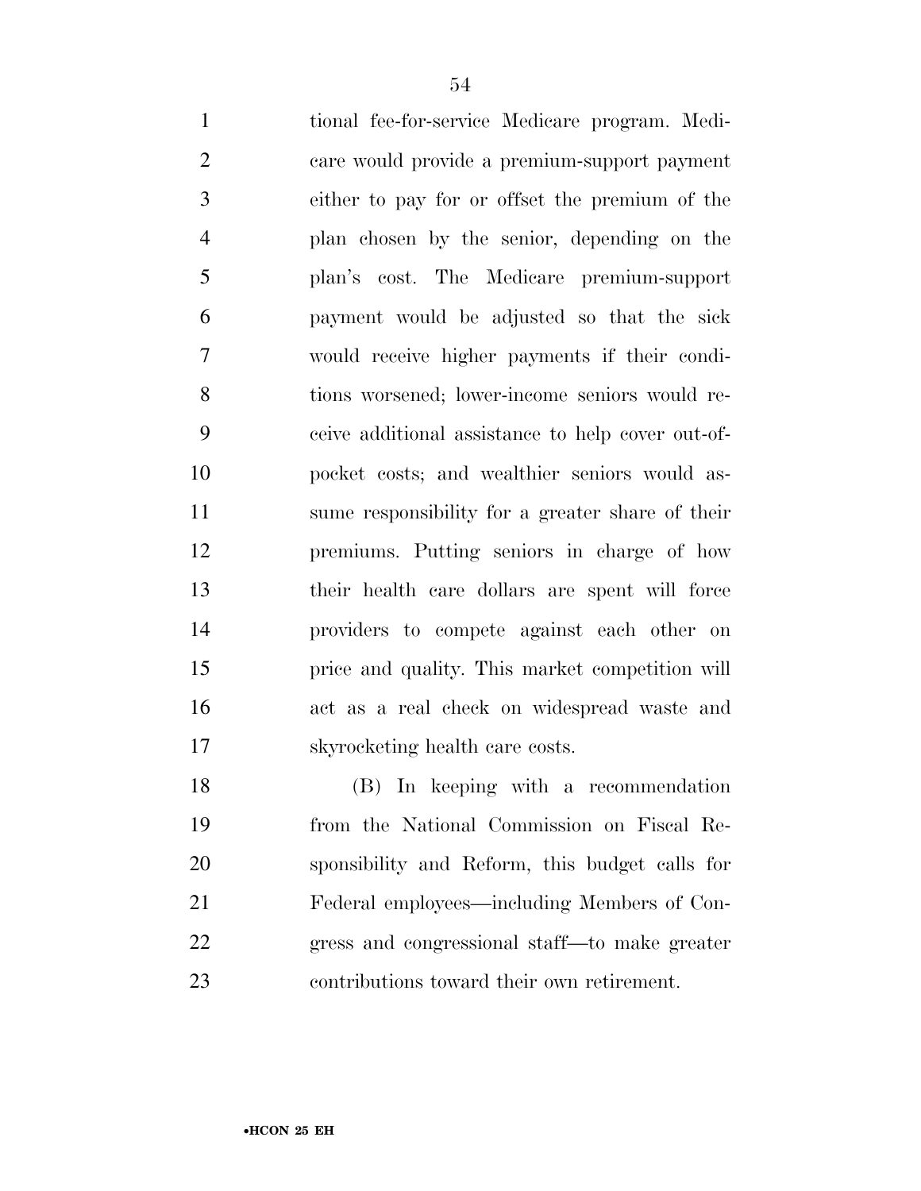tional fee-for-service Medicare program. Medicare would provide a premium-support payment either to pay for or offset the premium of the plan chosen by the senior, depending on the plan's cost. The Medicare premium-support payment would be adjusted so that the sick would receive higher payments if their conditions worsened; lower-income seniors would receive additional assistance to help cover out-of-pocket costs; and wealthier seniors would assume responsibility for a greater share of their premiums. Putting seniors in charge of how their health care dollars are spent will force providers to compete against each other on price and quality. This market competition will act as a real check on widespread waste and skyrocketing health care costs.

(B) In keeping with a recommendation from the National Commission on Fiscal Responsibility and Reform, this budget calls for Federal employees—including Members of Congress and congressional staff—to make greater contributions toward their own retirement.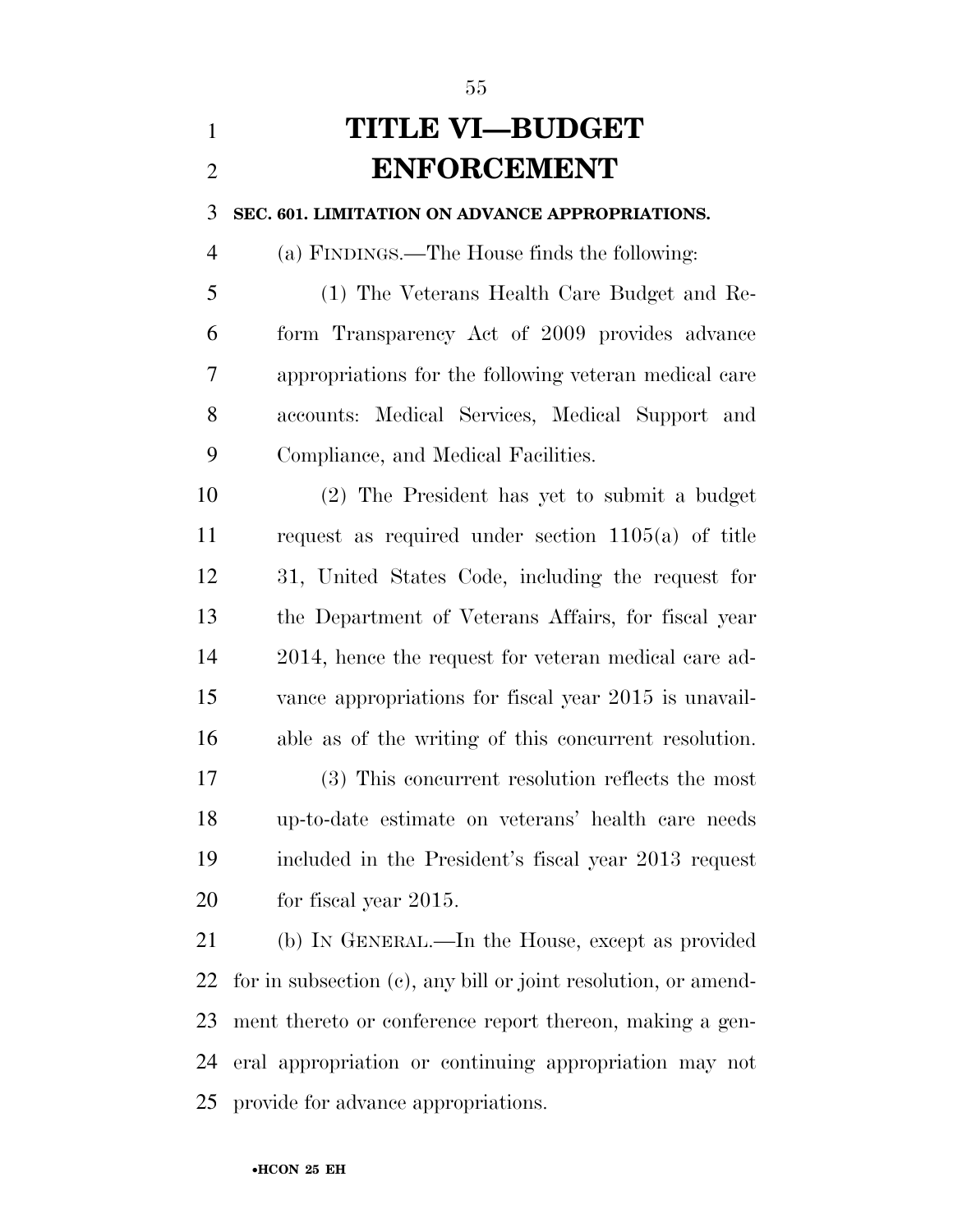# TITLE VI—BUDGET ENFORCEMENT

**SEC. 601. LIMITATION ON ADVANCE APPROPRIATIONS.**

(a) FINDINGS.—The House finds the following:

(1) The Veterans Health Care Budget and Reform Transparency Act of 2009 provides advance appropriations for the following veteran medical care accounts: Medical Services, Medical Support and Compliance, and Medical Facilities.

(2) The President has yet to submit a budget request as required under section 1105(a) of title 31, United States Code, including the request for the Department of Veterans Affairs, for fiscal year 2014, hence the request for veteran medical care advance appropriations for fiscal year 2015 is unavailable as of the writing of this concurrent resolution.

(3) This concurrent resolution reflects the most up-to-date estimate on veterans' health care needs included in the President's fiscal year 2013 request for fiscal year 2015.

(b) IN GENERAL.—In the House, except as provided for in subsection (c), any bill or joint resolution, or amendment thereto or conference report thereon, making a general appropriation or continuing appropriation may not provide for advance appropriations.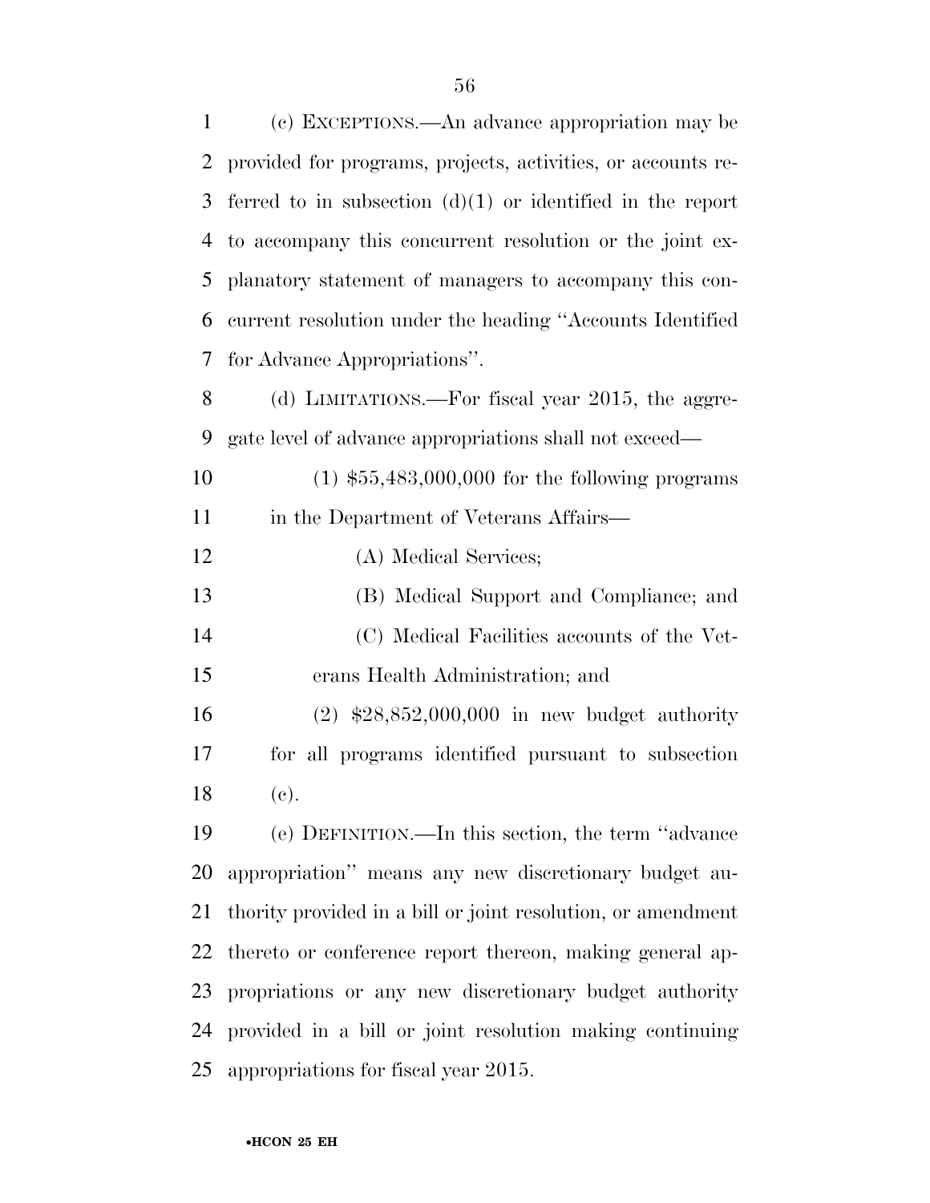(c) EXCEPTIONS.—An advance appropriation may be provided for programs, projects, activities, or accounts referred to in subsection (d)(1) or identified in the report to accompany this concurrent resolution or the joint explanatory statement of managers to accompany this concurrent resolution under the heading ''Accounts Identified for Advance Appropriations''.

(d) LIMITATIONS.—For fiscal year 2015, the aggregate level of advance appropriations shall not exceed—

(1) $55,483,000,000 for the following programs in the Department of Veterans Affairs—

(A) Medical Services;

(B) Medical Support and Compliance; and

(C) Medical Facilities accounts of the Veterans Health Administration; and

(2) $28,852,000,000 in new budget authority for all programs identified pursuant to subsection (c).

(e) DEFINITION.—In this section, the term ''advance appropriation'' means any new discretionary budget authority provided in a bill or joint resolution, or amendment thereto or conference report thereon, making general appropriations or any new discretionary budget authority provided in a bill or joint resolution making continuing appropriations for fiscal year 2015.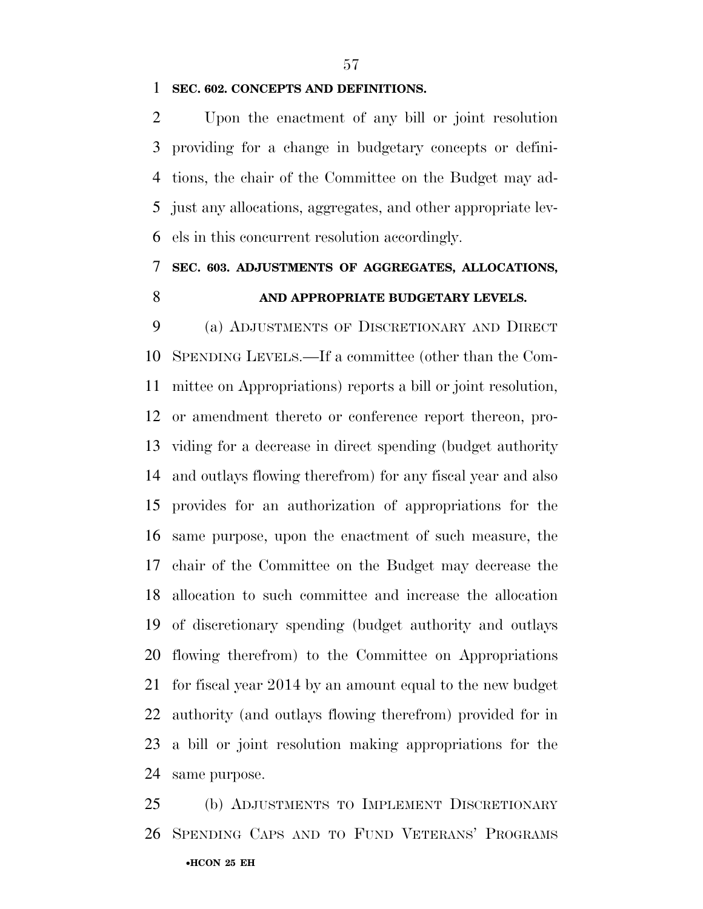**SEC. 602. CONCEPTS AND DEFINITIONS.**

Upon the enactment of any bill or joint resolution providing for a change in budgetary concepts or definitions, the chair of the Committee on the Budget may adjust any allocations, aggregates, and other appropriate levels in this concurrent resolution accordingly.

**SEC. 603. ADJUSTMENTS OF AGGREGATES, ALLOCATIONS, AND APPROPRIATE BUDGETARY LEVELS.**

(a) ADJUSTMENTS OF DISCRETIONARY AND DIRECT SPENDING LEVELS.—If a committee (other than the Committee on Appropriations) reports a bill or joint resolution, or amendment thereto or conference report thereon, providing for a decrease in direct spending (budget authority and outlays flowing therefrom) for any fiscal year and also provides for an authorization of appropriations for the same purpose, upon the enactment of such measure, the chair of the Committee on the Budget may decrease the allocation to such committee and increase the allocation of discretionary spending (budget authority and outlays flowing therefrom) to the Committee on Appropriations for fiscal year 2014 by an amount equal to the new budget authority (and outlays flowing therefrom) provided for in a bill or joint resolution making appropriations for the same purpose.

(b) ADJUSTMENTS TO IMPLEMENT DISCRETIONARY SPENDING CAPS AND TO FUND VETERANS' PROGRAMS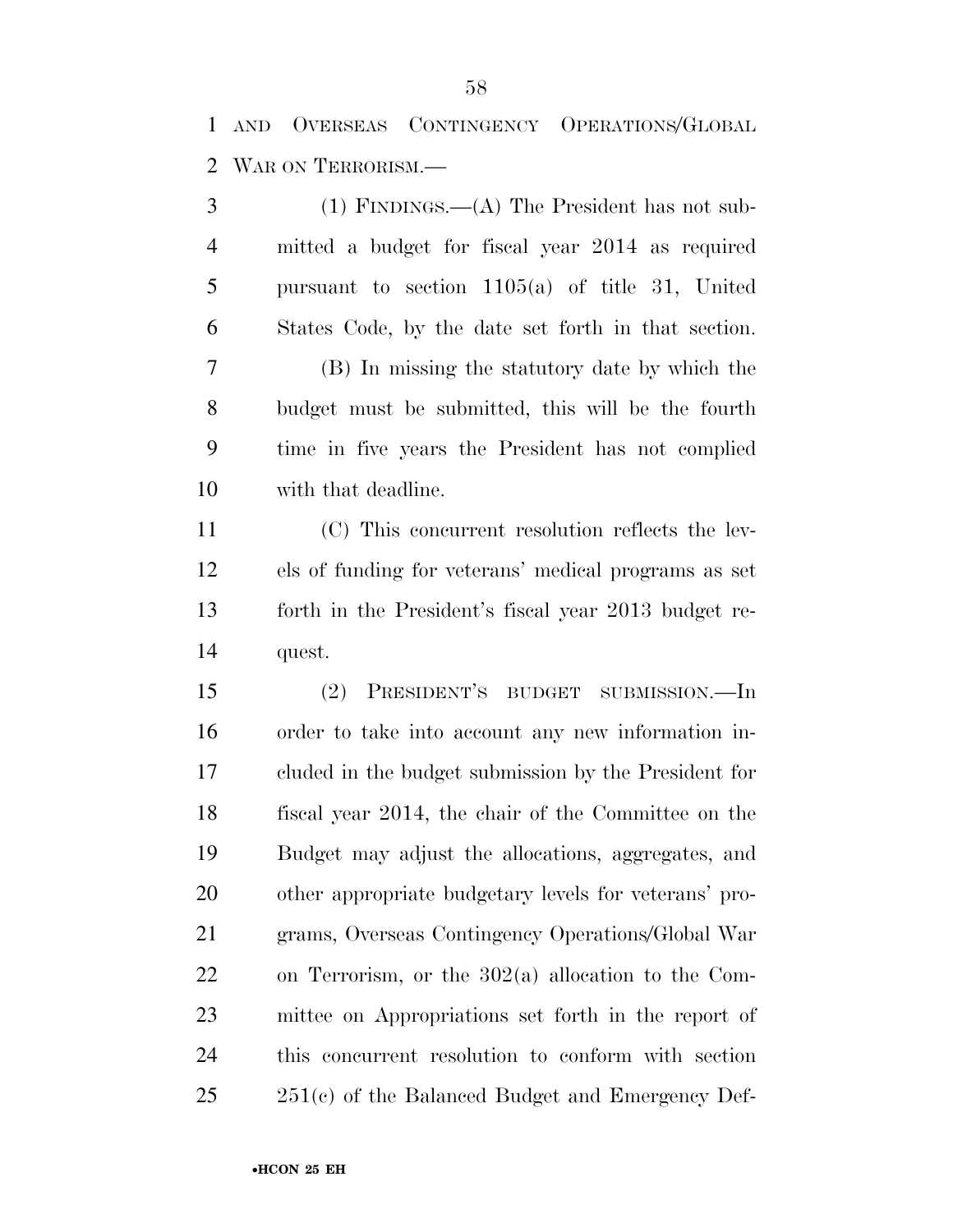AND OVERSEAS CONTINGENCY OPERATIONS/GLOBAL WAR ON TERRORISM.—

(1) FINDINGS.—(A) The President has not submitted a budget for fiscal year 2014 as required pursuant to section 1105(a) of title 31, United States Code, by the date set forth in that section.

(B) In missing the statutory date by which the budget must be submitted, this will be the fourth time in five years the President has not complied with that deadline.

(C) This concurrent resolution reflects the levels of funding for veterans' medical programs as set forth in the President's fiscal year 2013 budget request.

(2) PRESIDENT'S BUDGET SUBMISSION.—In order to take into account any new information included in the budget submission by the President for fiscal year 2014, the chair of the Committee on the Budget may adjust the allocations, aggregates, and other appropriate budgetary levels for veterans' programs, Overseas Contingency Operations/Global War on Terrorism, or the 302(a) allocation to the Committee on Appropriations set forth in the report of this concurrent resolution to conform with section 251(c) of the Balanced Budget and Emergency Def-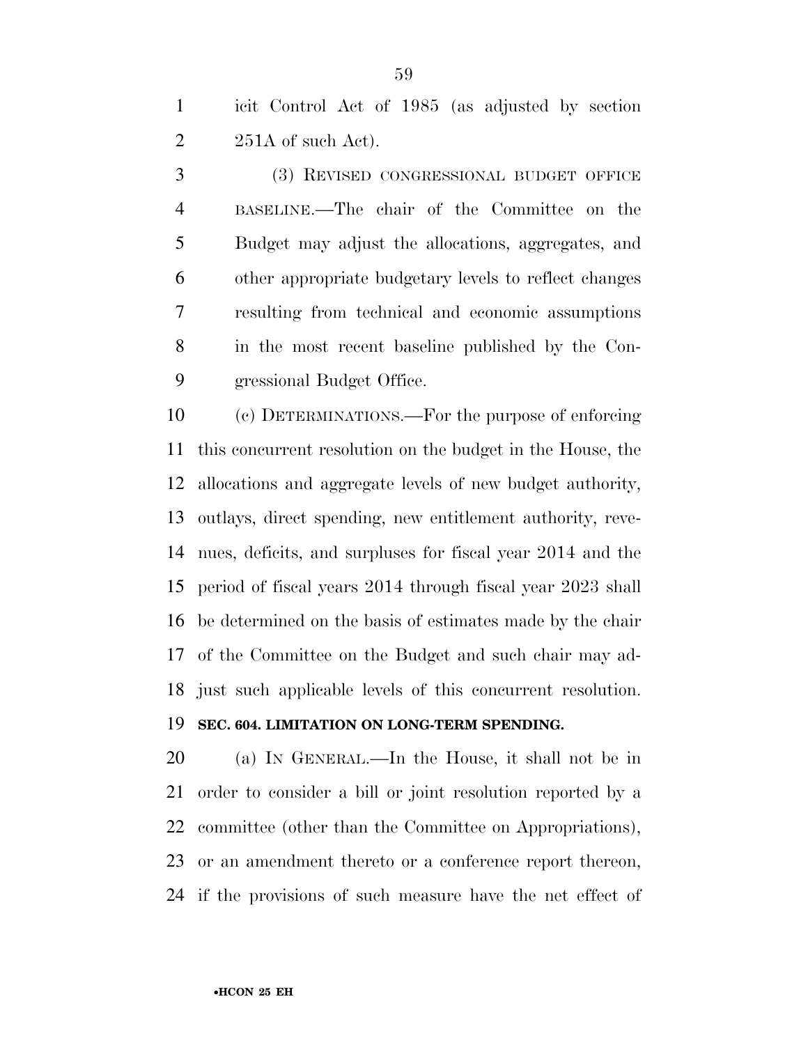icit Control Act of 1985 (as adjusted by section 251A of such Act).

(3) REVISED CONGRESSIONAL BUDGET OFFICE BASELINE.—The chair of the Committee on the Budget may adjust the allocations, aggregates, and other appropriate budgetary levels to reflect changes resulting from technical and economic assumptions in the most recent baseline published by the Congressional Budget Office.

(c) DETERMINATIONS.—For the purpose of enforcing this concurrent resolution on the budget in the House, the allocations and aggregate levels of new budget authority, outlays, direct spending, new entitlement authority, revenues, deficits, and surpluses for fiscal year 2014 and the period of fiscal years 2014 through fiscal year 2023 shall be determined on the basis of estimates made by the chair of the Committee on the Budget and such chair may adjust such applicable levels of this concurrent resolution.

**SEC. 604. LIMITATION ON LONG-TERM SPENDING.**

(a) IN GENERAL.—In the House, it shall not be in order to consider a bill or joint resolution reported by a committee (other than the Committee on Appropriations), or an amendment thereto or a conference report thereon, if the provisions of such measure have the net effect of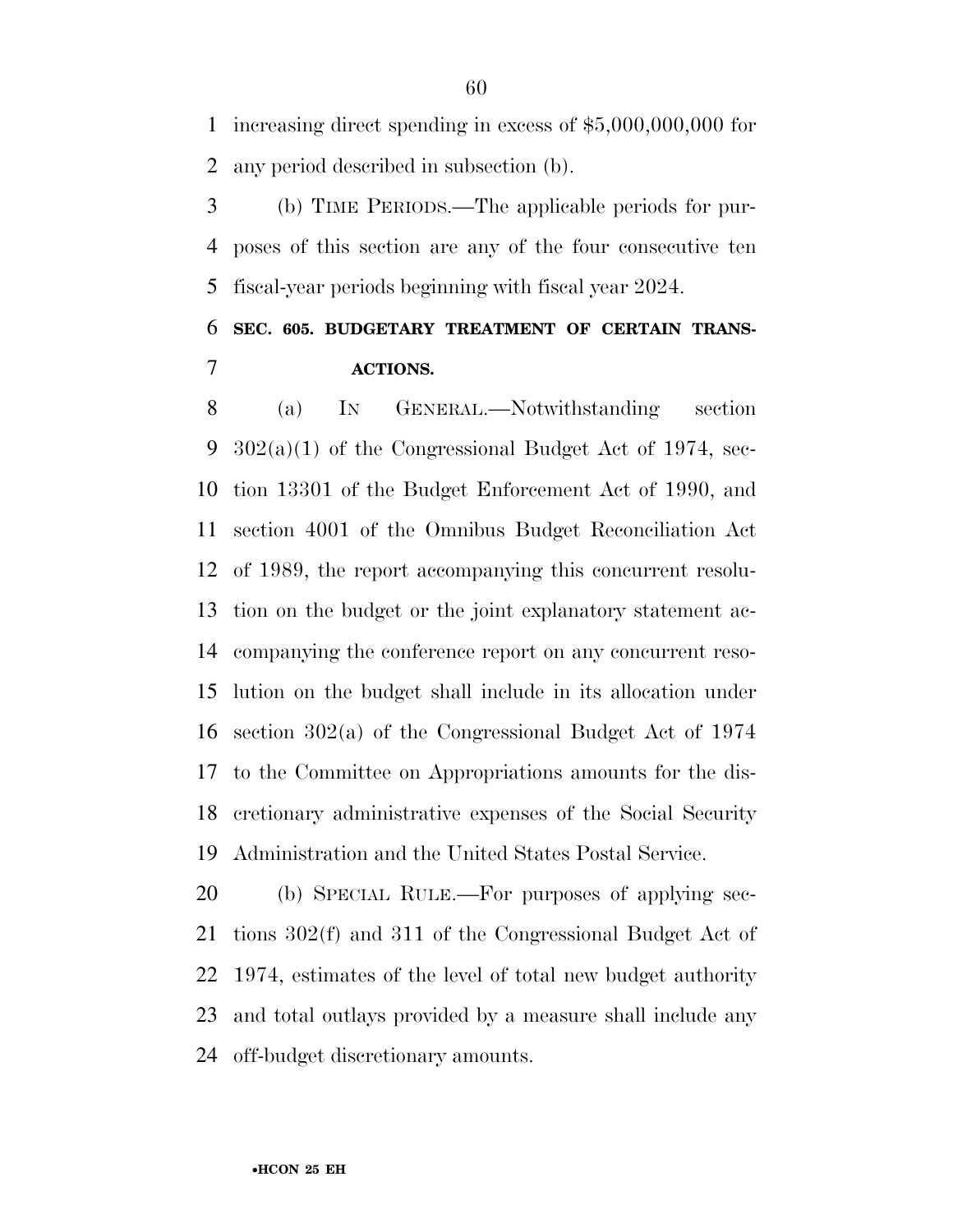increasing direct spending in excess of $5,000,000,000 for any period described in subsection (b).

(b) TIME PERIODS.—The applicable periods for purposes of this section are any of the four consecutive ten fiscal-year periods beginning with fiscal year 2024.

### SEC. 605. BUDGETARY TREATMENT OF CERTAIN TRANSACTIONS.

(a) IN GENERAL.—Notwithstanding section 302(a)(1) of the Congressional Budget Act of 1974, section 13301 of the Budget Enforcement Act of 1990, and section 4001 of the Omnibus Budget Reconciliation Act of 1989, the report accompanying this concurrent resolution on the budget or the joint explanatory statement accompanying the conference report on any concurrent resolution on the budget shall include in its allocation under section 302(a) of the Congressional Budget Act of 1974 to the Committee on Appropriations amounts for the discretionary administrative expenses of the Social Security Administration and the United States Postal Service.

(b) SPECIAL RULE.—For purposes of applying sections 302(f) and 311 of the Congressional Budget Act of 1974, estimates of the level of total new budget authority and total outlays provided by a measure shall include any off-budget discretionary amounts.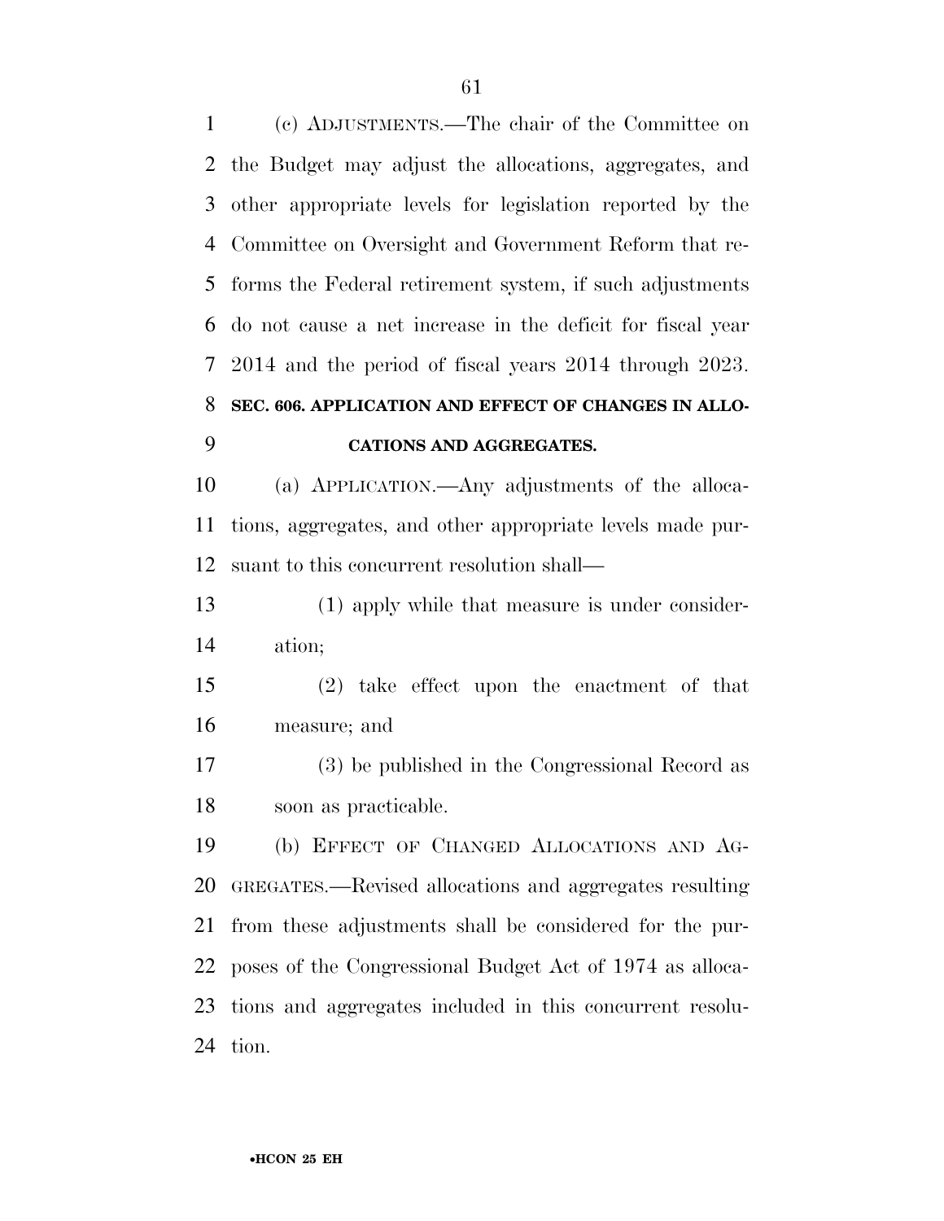(c) ADJUSTMENTS.—The chair of the Committee on the Budget may adjust the allocations, aggregates, and other appropriate levels for legislation reported by the Committee on Oversight and Government Reform that reforms the Federal retirement system, if such adjustments do not cause a net increase in the deficit for fiscal year 2014 and the period of fiscal years 2014 through 2023.

### SEC. 606. APPLICATION AND EFFECT OF CHANGES IN ALLOCATIONS AND AGGREGATES.

(a) APPLICATION.—Any adjustments of the allocations, aggregates, and other appropriate levels made pursuant to this concurrent resolution shall—

(1) apply while that measure is under consideration;

(2) take effect upon the enactment of that measure; and

(3) be published in the Congressional Record as soon as practicable.

(b) EFFECT OF CHANGED ALLOCATIONS AND AGGREGATES.—Revised allocations and aggregates resulting from these adjustments shall be considered for the purposes of the Congressional Budget Act of 1974 as allocations and aggregates included in this concurrent resolution.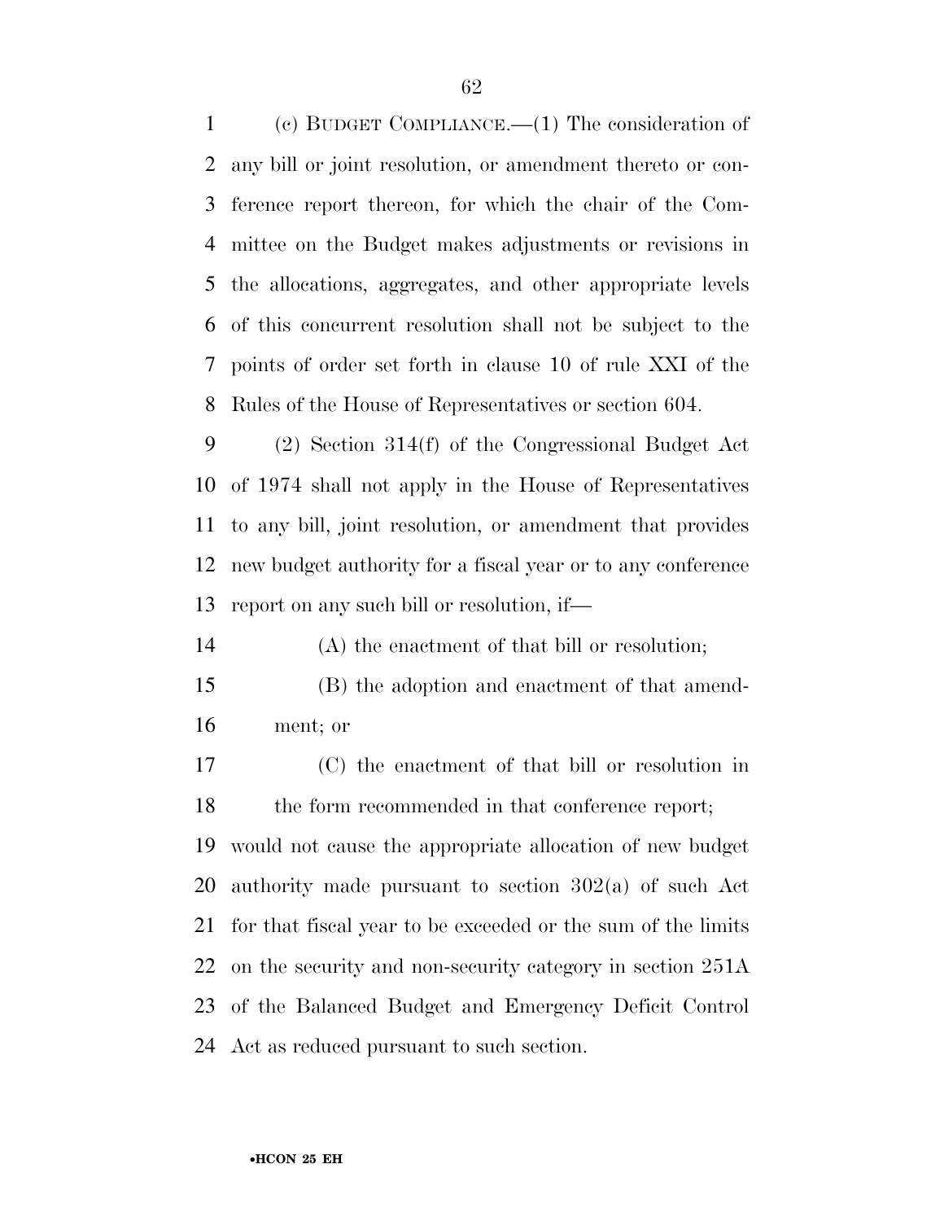(c) BUDGET COMPLIANCE.—(1) The consideration of any bill or joint resolution, or amendment thereto or conference report thereon, for which the chair of the Committee on the Budget makes adjustments or revisions in the allocations, aggregates, and other appropriate levels of this concurrent resolution shall not be subject to the points of order set forth in clause 10 of rule XXI of the Rules of the House of Representatives or section 604.

(2) Section 314(f) of the Congressional Budget Act of 1974 shall not apply in the House of Representatives to any bill, joint resolution, or amendment that provides new budget authority for a fiscal year or to any conference report on any such bill or resolution, if—

(A) the enactment of that bill or resolution;

(B) the adoption and enactment of that amendment; or

(C) the enactment of that bill or resolution in the form recommended in that conference report;

would not cause the appropriate allocation of new budget authority made pursuant to section 302(a) of such Act for that fiscal year to be exceeded or the sum of the limits on the security and non-security category in section 251A of the Balanced Budget and Emergency Deficit Control Act as reduced pursuant to such section.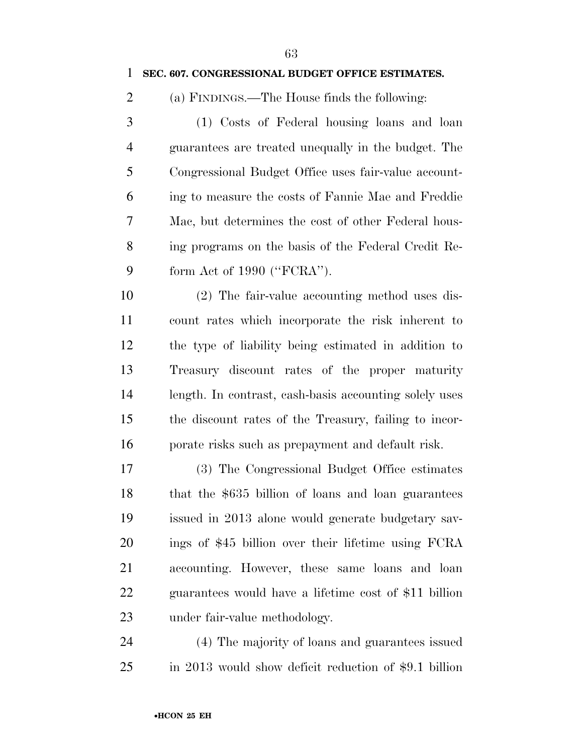**SEC. 607. CONGRESSIONAL BUDGET OFFICE ESTIMATES.**

(a) FINDINGS.—The House finds the following:

(1) Costs of Federal housing loans and loan guarantees are treated unequally in the budget. The Congressional Budget Office uses fair-value accounting to measure the costs of Fannie Mae and Freddie Mac, but determines the cost of other Federal housing programs on the basis of the Federal Credit Reform Act of 1990 (''FCRA'').

(2) The fair-value accounting method uses discount rates which incorporate the risk inherent to the type of liability being estimated in addition to Treasury discount rates of the proper maturity length. In contrast, cash-basis accounting solely uses the discount rates of the Treasury, failing to incorporate risks such as prepayment and default risk.

(3) The Congressional Budget Office estimates that the $635 billion of loans and loan guarantees issued in 2013 alone would generate budgetary savings of $45 billion over their lifetime using FCRA accounting. However, these same loans and loan guarantees would have a lifetime cost of $11 billion under fair-value methodology.

(4) The majority of loans and guarantees issued in 2013 would show deficit reduction of $9.1 billion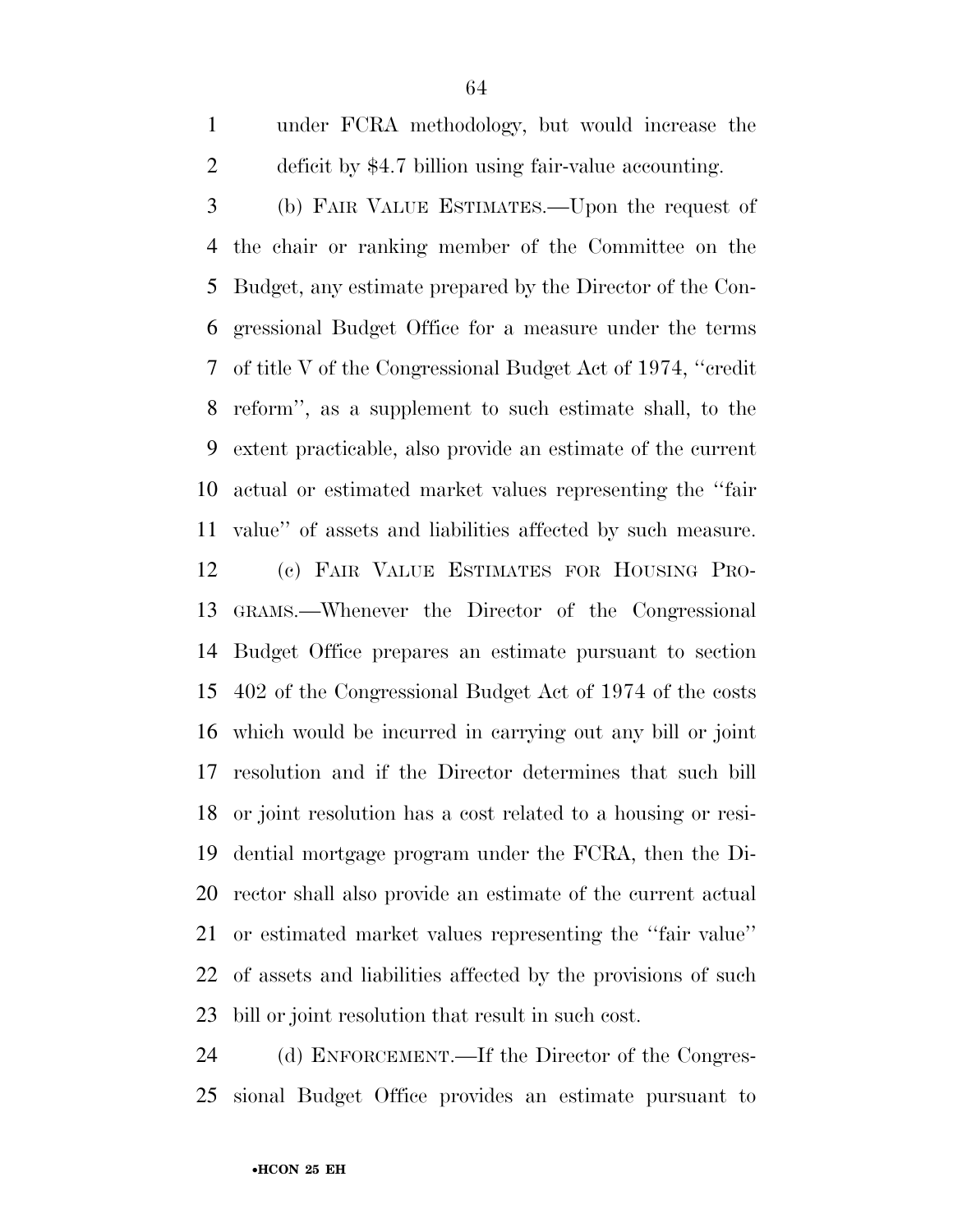under FCRA methodology, but would increase the deficit by $4.7 billion using fair-value accounting.

(b) FAIR VALUE ESTIMATES.—Upon the request of the chair or ranking member of the Committee on the Budget, any estimate prepared by the Director of the Congressional Budget Office for a measure under the terms of title V of the Congressional Budget Act of 1974, ''credit reform'', as a supplement to such estimate shall, to the extent practicable, also provide an estimate of the current actual or estimated market values representing the ''fair value'' of assets and liabilities affected by such measure.

(c) FAIR VALUE ESTIMATES FOR HOUSING PROGRAMS.—Whenever the Director of the Congressional Budget Office prepares an estimate pursuant to section 402 of the Congressional Budget Act of 1974 of the costs which would be incurred in carrying out any bill or joint resolution and if the Director determines that such bill or joint resolution has a cost related to a housing or residential mortgage program under the FCRA, then the Director shall also provide an estimate of the current actual or estimated market values representing the ''fair value'' of assets and liabilities affected by the provisions of such bill or joint resolution that result in such cost.

(d) ENFORCEMENT.—If the Director of the Congressional Budget Office provides an estimate pursuant to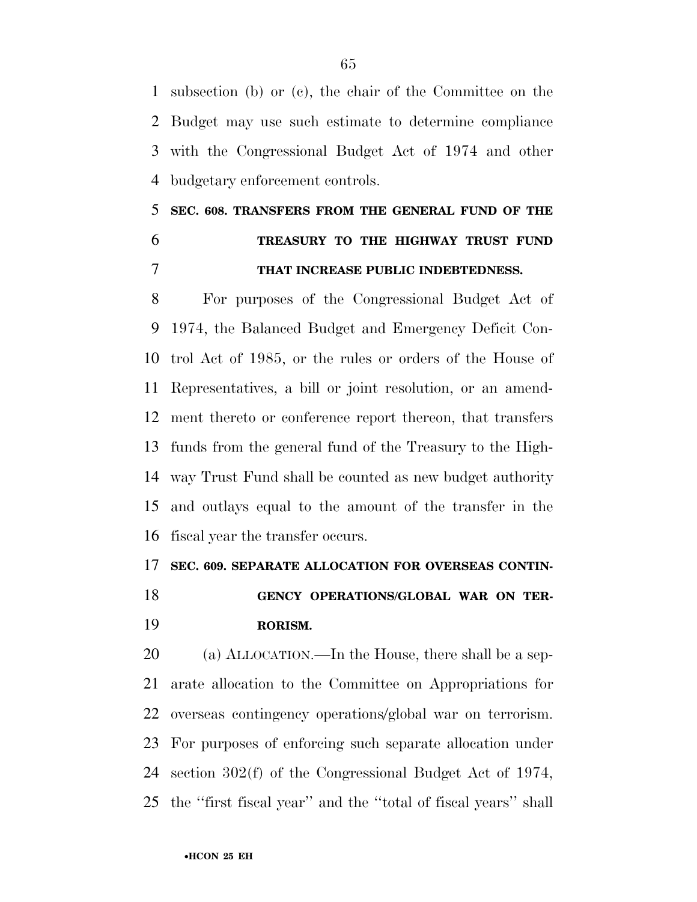subsection (b) or (c), the chair of the Committee on the Budget may use such estimate to determine compliance with the Congressional Budget Act of 1974 and other budgetary enforcement controls.

**SEC. 608. TRANSFERS FROM THE GENERAL FUND OF THE TREASURY TO THE HIGHWAY TRUST FUND THAT INCREASE PUBLIC INDEBTEDNESS.**

For purposes of the Congressional Budget Act of 1974, the Balanced Budget and Emergency Deficit Control Act of 1985, or the rules or orders of the House of Representatives, a bill or joint resolution, or an amendment thereto or conference report thereon, that transfers funds from the general fund of the Treasury to the Highway Trust Fund shall be counted as new budget authority and outlays equal to the amount of the transfer in the fiscal year the transfer occurs.

**SEC. 609. SEPARATE ALLOCATION FOR OVERSEAS CONTINGENCY OPERATIONS/GLOBAL WAR ON TERRORISM.**

(a) ALLOCATION.—In the House, there shall be a separate allocation to the Committee on Appropriations for overseas contingency operations/global war on terrorism. For purposes of enforcing such separate allocation under section 302(f) of the Congressional Budget Act of 1974, the ''first fiscal year'' and the ''total of fiscal years'' shall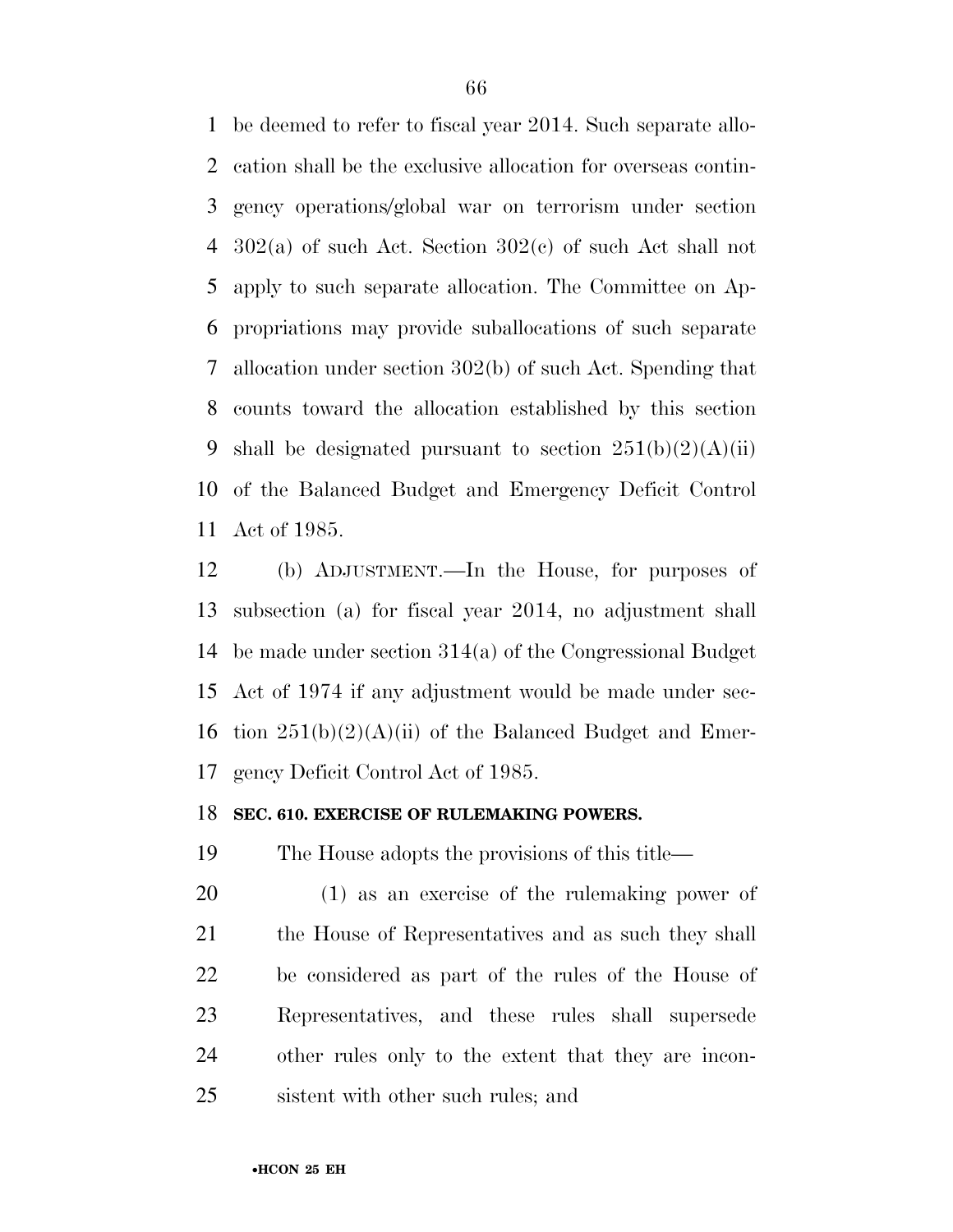be deemed to refer to fiscal year 2014. Such separate allocation shall be the exclusive allocation for overseas contingency operations/global war on terrorism under section 302(a) of such Act. Section 302(c) of such Act shall not apply to such separate allocation. The Committee on Appropriations may provide suballocations of such separate allocation under section 302(b) of such Act. Spending that counts toward the allocation established by this section shall be designated pursuant to section 251(b)(2)(A)(ii) of the Balanced Budget and Emergency Deficit Control Act of 1985.

(b) ADJUSTMENT.—In the House, for purposes of subsection (a) for fiscal year 2014, no adjustment shall be made under section 314(a) of the Congressional Budget Act of 1974 if any adjustment would be made under section 251(b)(2)(A)(ii) of the Balanced Budget and Emergency Deficit Control Act of 1985.

**SEC. 610. EXERCISE OF RULEMAKING POWERS.**

The House adopts the provisions of this title—

(1) as an exercise of the rulemaking power of the House of Representatives and as such they shall be considered as part of the rules of the House of Representatives, and these rules shall supersede other rules only to the extent that they are inconsistent with other such rules; and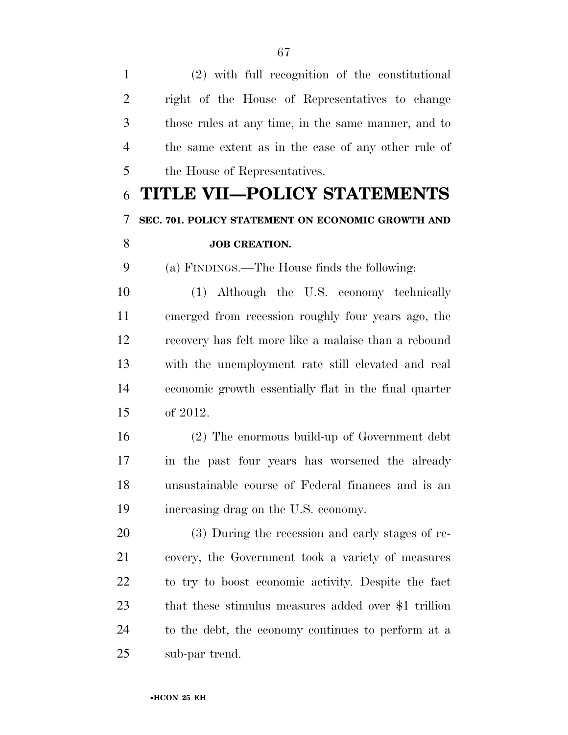(2) with full recognition of the constitutional right of the House of Representatives to change those rules at any time, in the same manner, and to the same extent as in the case of any other rule of the House of Representatives.

# TITLE VII—POLICY STATEMENTS

## SEC. 701. POLICY STATEMENT ON ECONOMIC GROWTH AND JOB CREATION.

(a) FINDINGS.—The House finds the following:

(1) Although the U.S. economy technically emerged from recession roughly four years ago, the recovery has felt more like a malaise than a rebound with the unemployment rate still elevated and real economic growth essentially flat in the final quarter of 2012.

(2) The enormous build-up of Government debt in the past four years has worsened the already unsustainable course of Federal finances and is an increasing drag on the U.S. economy.

(3) During the recession and early stages of recovery, the Government took a variety of measures to try to boost economic activity. Despite the fact that these stimulus measures added over $1 trillion to the debt, the economy continues to perform at a sub-par trend.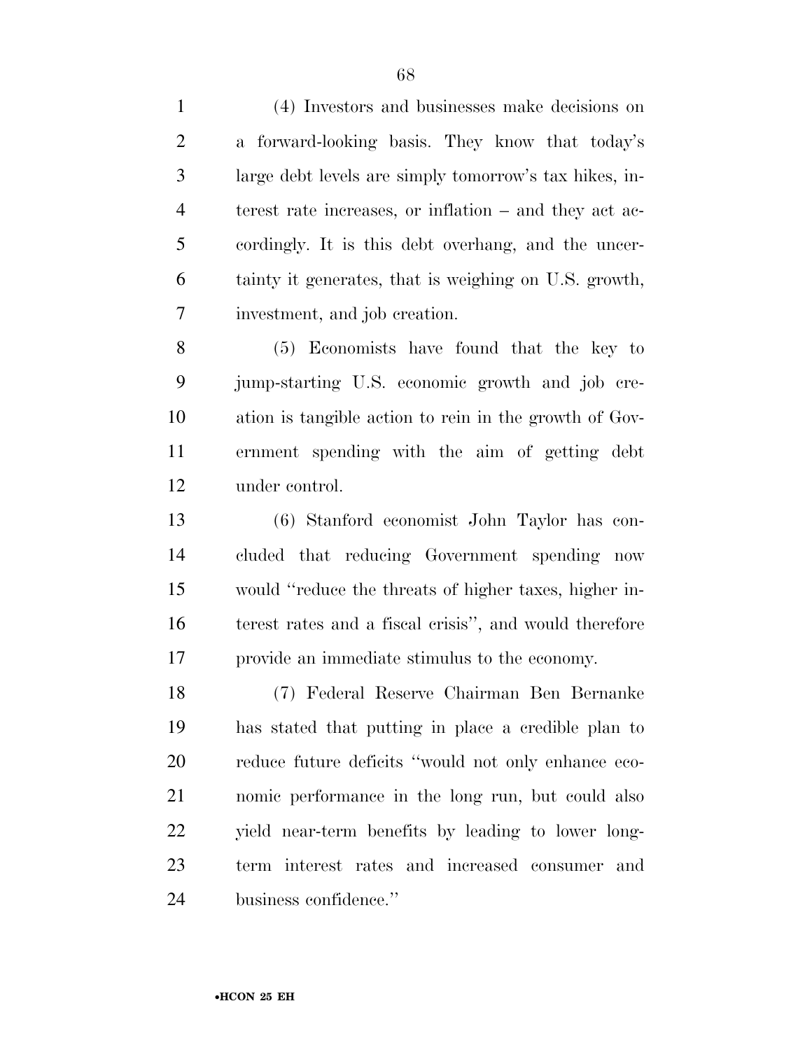(4) Investors and businesses make decisions on a forward-looking basis. They know that today's large debt levels are simply tomorrow's tax hikes, interest rate increases, or inflation – and they act accordingly. It is this debt overhang, and the uncertainty it generates, that is weighing on U.S. growth, investment, and job creation.

(5) Economists have found that the key to jump-starting U.S. economic growth and job creation is tangible action to rein in the growth of Government spending with the aim of getting debt under control.

(6) Stanford economist John Taylor has concluded that reducing Government spending now would "reduce the threats of higher taxes, higher interest rates and a fiscal crisis", and would therefore provide an immediate stimulus to the economy.

(7) Federal Reserve Chairman Ben Bernanke has stated that putting in place a credible plan to reduce future deficits "would not only enhance economic performance in the long run, but could also yield near-term benefits by leading to lower long-term interest rates and increased consumer and business confidence."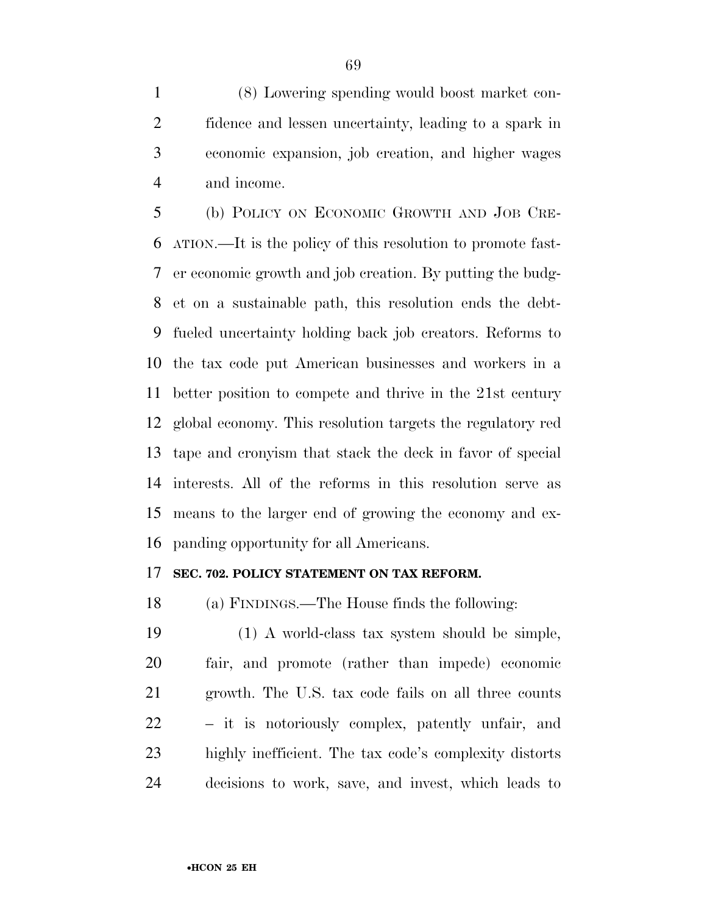(8) Lowering spending would boost market confidence and lessen uncertainty, leading to a spark in economic expansion, job creation, and higher wages and income.

(b) POLICY ON ECONOMIC GROWTH AND JOB CREATION.—It is the policy of this resolution to promote faster economic growth and job creation. By putting the budget on a sustainable path, this resolution ends the debt-fueled uncertainty holding back job creators. Reforms to the tax code put American businesses and workers in a better position to compete and thrive in the 21st century global economy. This resolution targets the regulatory red tape and cronyism that stack the deck in favor of special interests. All of the reforms in this resolution serve as means to the larger end of growing the economy and expanding opportunity for all Americans.

**SEC. 702. POLICY STATEMENT ON TAX REFORM.**

(a) FINDINGS.—The House finds the following:

(1) A world-class tax system should be simple, fair, and promote (rather than impede) economic growth. The U.S. tax code fails on all three counts – it is notoriously complex, patently unfair, and highly inefficient. The tax code's complexity distorts decisions to work, save, and invest, which leads to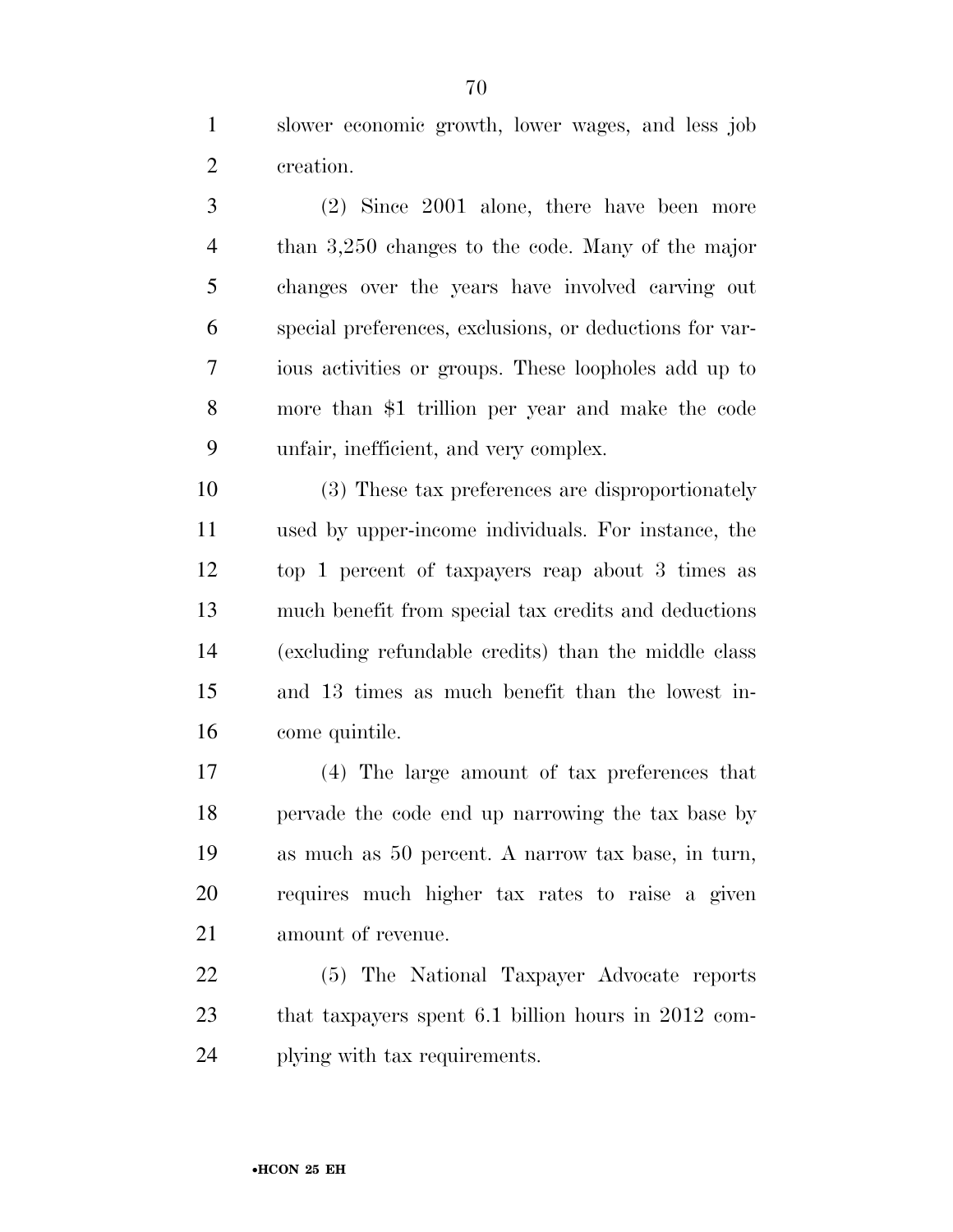slower economic growth, lower wages, and less job creation.

(2) Since 2001 alone, there have been more than 3,250 changes to the code. Many of the major changes over the years have involved carving out special preferences, exclusions, or deductions for various activities or groups. These loopholes add up to more than $1 trillion per year and make the code unfair, inefficient, and very complex.

(3) These tax preferences are disproportionately used by upper-income individuals. For instance, the top 1 percent of taxpayers reap about 3 times as much benefit from special tax credits and deductions (excluding refundable credits) than the middle class and 13 times as much benefit than the lowest income quintile.

(4) The large amount of tax preferences that pervade the code end up narrowing the tax base by as much as 50 percent. A narrow tax base, in turn, requires much higher tax rates to raise a given amount of revenue.

(5) The National Taxpayer Advocate reports that taxpayers spent 6.1 billion hours in 2012 complying with tax requirements.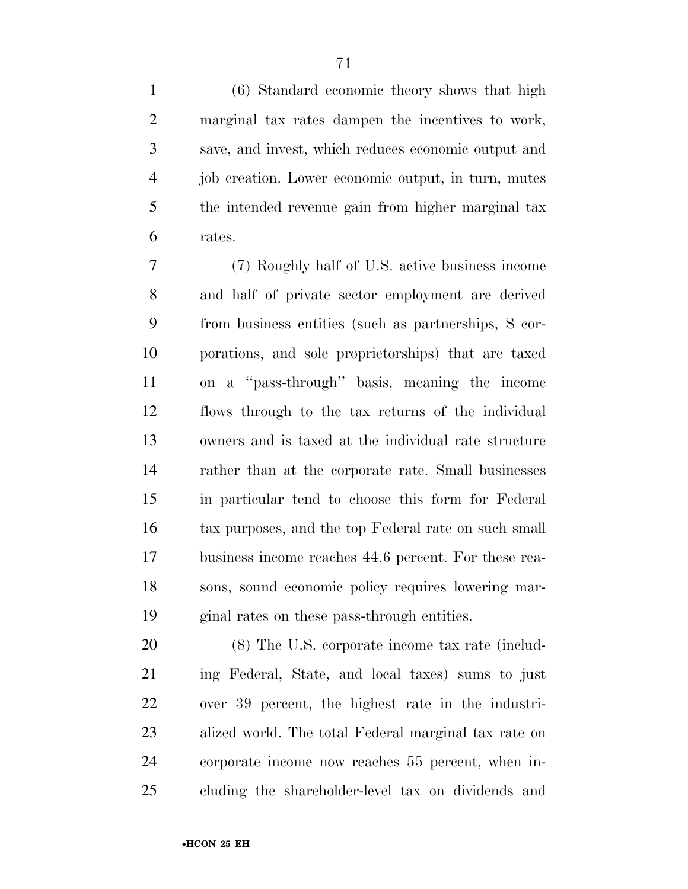(6) Standard economic theory shows that high marginal tax rates dampen the incentives to work, save, and invest, which reduces economic output and job creation. Lower economic output, in turn, mutes the intended revenue gain from higher marginal tax rates.

(7) Roughly half of U.S. active business income and half of private sector employment are derived from business entities (such as partnerships, S corporations, and sole proprietorships) that are taxed on a ''pass-through'' basis, meaning the income flows through to the tax returns of the individual owners and is taxed at the individual rate structure rather than at the corporate rate. Small businesses in particular tend to choose this form for Federal tax purposes, and the top Federal rate on such small business income reaches 44.6 percent. For these reasons, sound economic policy requires lowering marginal rates on these pass-through entities.

(8) The U.S. corporate income tax rate (including Federal, State, and local taxes) sums to just over 39 percent, the highest rate in the industrialized world. The total Federal marginal tax rate on corporate income now reaches 55 percent, when including the shareholder-level tax on dividends and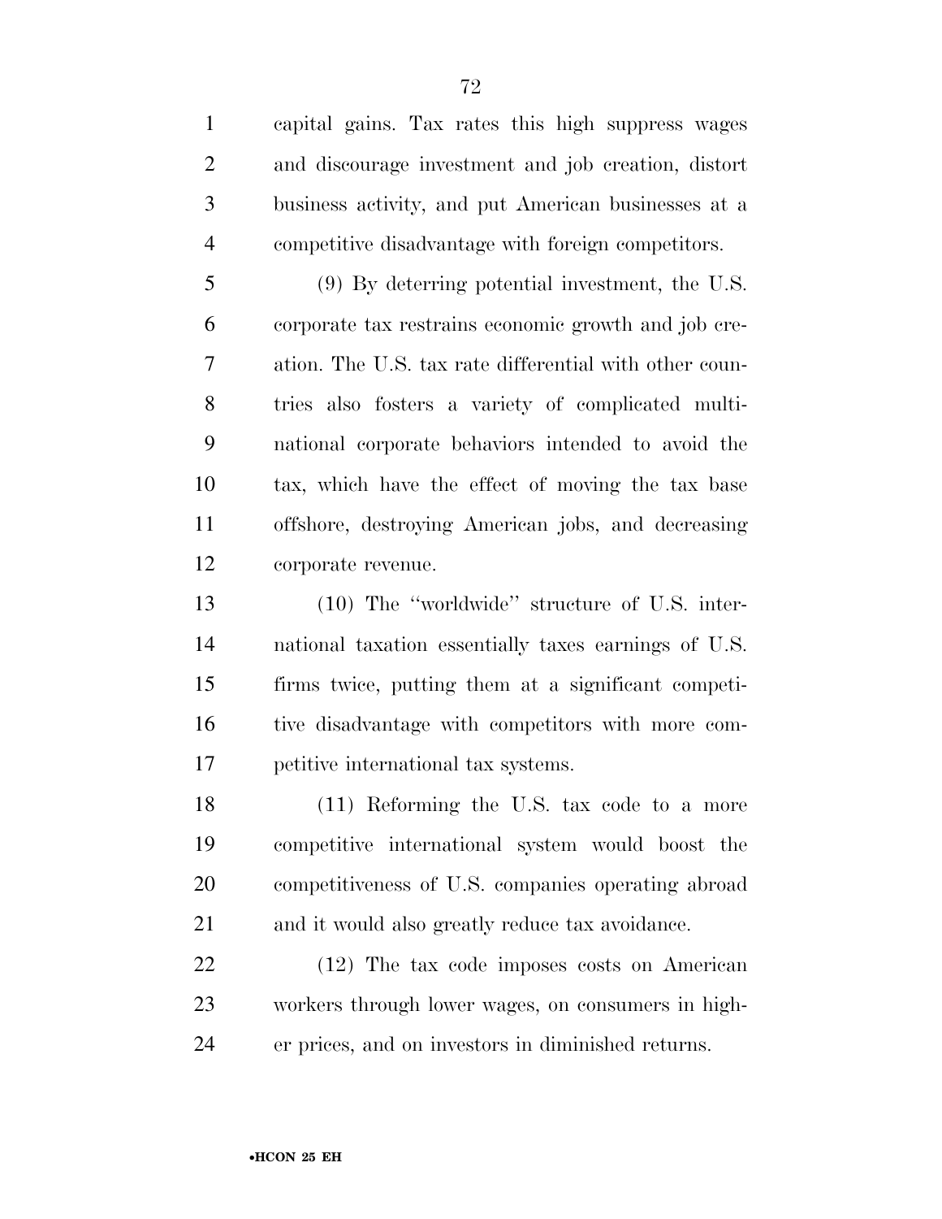capital gains. Tax rates this high suppress wages and discourage investment and job creation, distort business activity, and put American businesses at a competitive disadvantage with foreign competitors.

(9) By deterring potential investment, the U.S. corporate tax restrains economic growth and job creation. The U.S. tax rate differential with other countries also fosters a variety of complicated multinational corporate behaviors intended to avoid the tax, which have the effect of moving the tax base offshore, destroying American jobs, and decreasing corporate revenue.

(10) The "worldwide" structure of U.S. international taxation essentially taxes earnings of U.S. firms twice, putting them at a significant competitive disadvantage with competitors with more competitive international tax systems.

(11) Reforming the U.S. tax code to a more competitive international system would boost the competitiveness of U.S. companies operating abroad and it would also greatly reduce tax avoidance.

(12) The tax code imposes costs on American workers through lower wages, on consumers in higher prices, and on investors in diminished returns.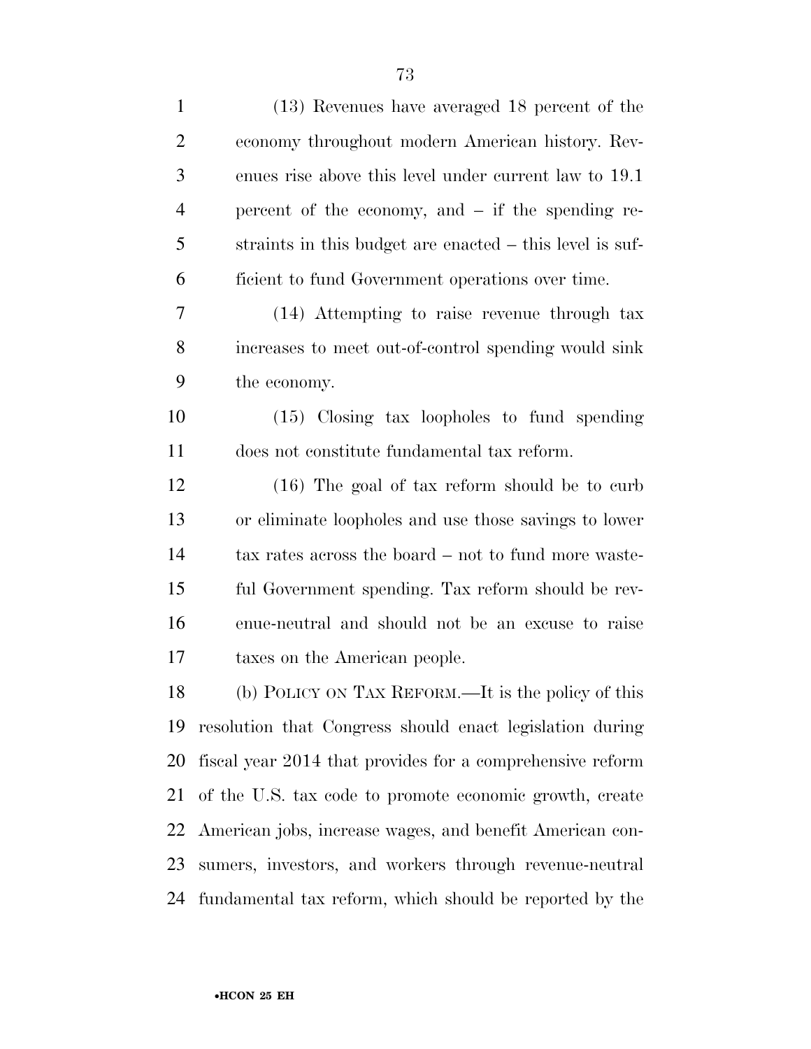(13) Revenues have averaged 18 percent of the economy throughout modern American history. Revenues rise above this level under current law to 19.1 percent of the economy, and – if the spending restraints in this budget are enacted – this level is sufficient to fund Government operations over time.

(14) Attempting to raise revenue through tax increases to meet out-of-control spending would sink the economy.

(15) Closing tax loopholes to fund spending does not constitute fundamental tax reform.

(16) The goal of tax reform should be to curb or eliminate loopholes and use those savings to lower tax rates across the board – not to fund more wasteful Government spending. Tax reform should be revenue-neutral and should not be an excuse to raise taxes on the American people.

(b) POLICY ON TAX REFORM.—It is the policy of this resolution that Congress should enact legislation during fiscal year 2014 that provides for a comprehensive reform of the U.S. tax code to promote economic growth, create American jobs, increase wages, and benefit American consumers, investors, and workers through revenue-neutral fundamental tax reform, which should be reported by the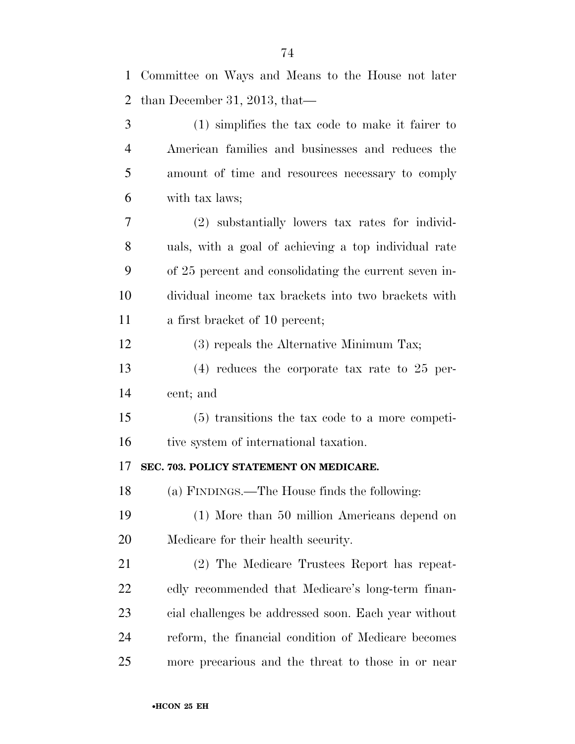Committee on Ways and Means to the House not later than December 31, 2013, that—

(1) simplifies the tax code to make it fairer to American families and businesses and reduces the amount of time and resources necessary to comply with tax laws;

(2) substantially lowers tax rates for individuals, with a goal of achieving a top individual rate of 25 percent and consolidating the current seven individual income tax brackets into two brackets with a first bracket of 10 percent;

(3) repeals the Alternative Minimum Tax;

(4) reduces the corporate tax rate to 25 percent; and

(5) transitions the tax code to a more competitive system of international taxation.

**SEC. 703. POLICY STATEMENT ON MEDICARE.**

(a) FINDINGS.—The House finds the following:

(1) More than 50 million Americans depend on Medicare for their health security.

(2) The Medicare Trustees Report has repeatedly recommended that Medicare's long-term financial challenges be addressed soon. Each year without reform, the financial condition of Medicare becomes more precarious and the threat to those in or near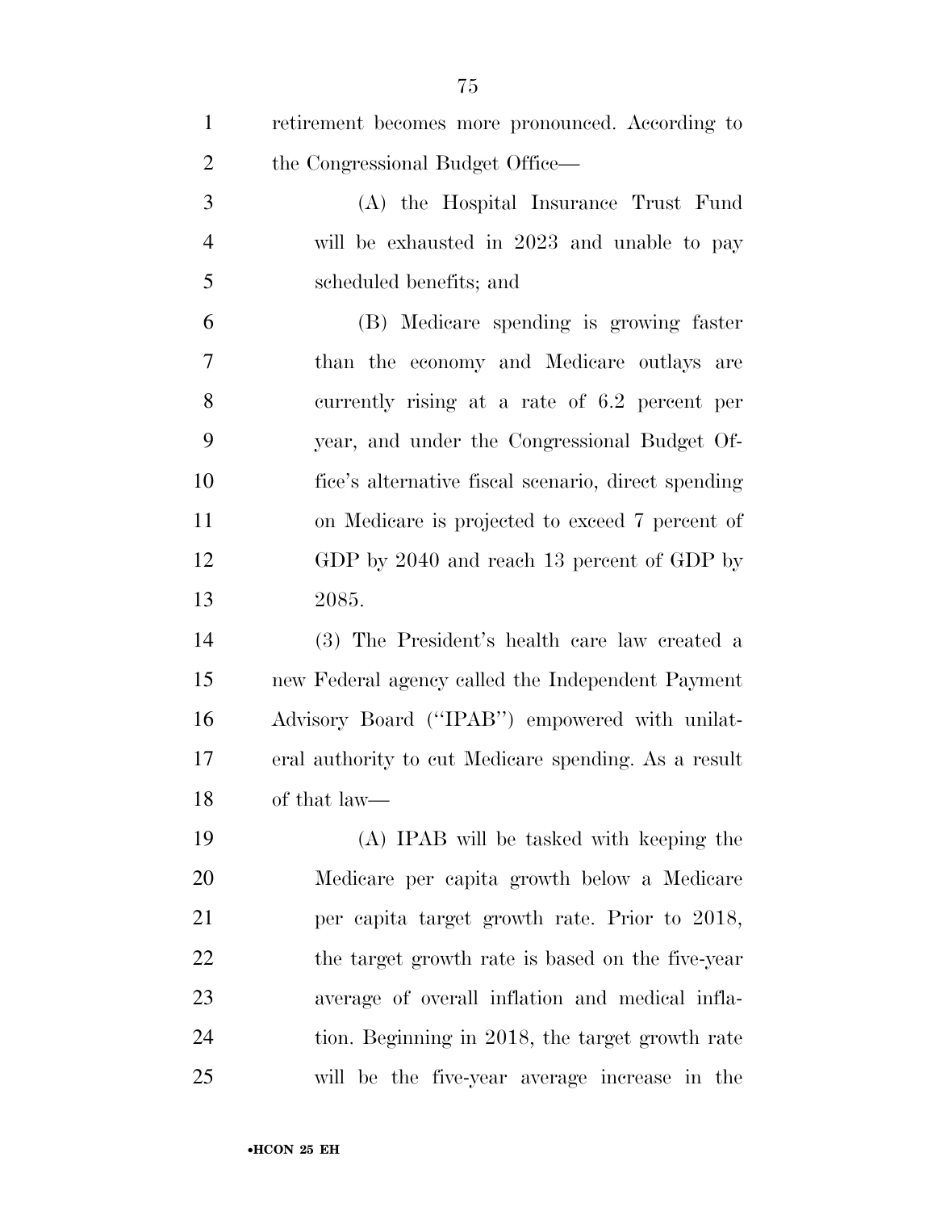retirement becomes more pronounced. According to the Congressional Budget Office—

(A) the Hospital Insurance Trust Fund will be exhausted in 2023 and unable to pay scheduled benefits; and

(B) Medicare spending is growing faster than the economy and Medicare outlays are currently rising at a rate of 6.2 percent per year, and under the Congressional Budget Office's alternative fiscal scenario, direct spending on Medicare is projected to exceed 7 percent of GDP by 2040 and reach 13 percent of GDP by 2085.

(3) The President's health care law created a new Federal agency called the Independent Payment Advisory Board (''IPAB'') empowered with unilateral authority to cut Medicare spending. As a result of that law—

(A) IPAB will be tasked with keeping the Medicare per capita growth below a Medicare per capita target growth rate. Prior to 2018, the target growth rate is based on the five-year average of overall inflation and medical inflation. Beginning in 2018, the target growth rate will be the five-year average increase in the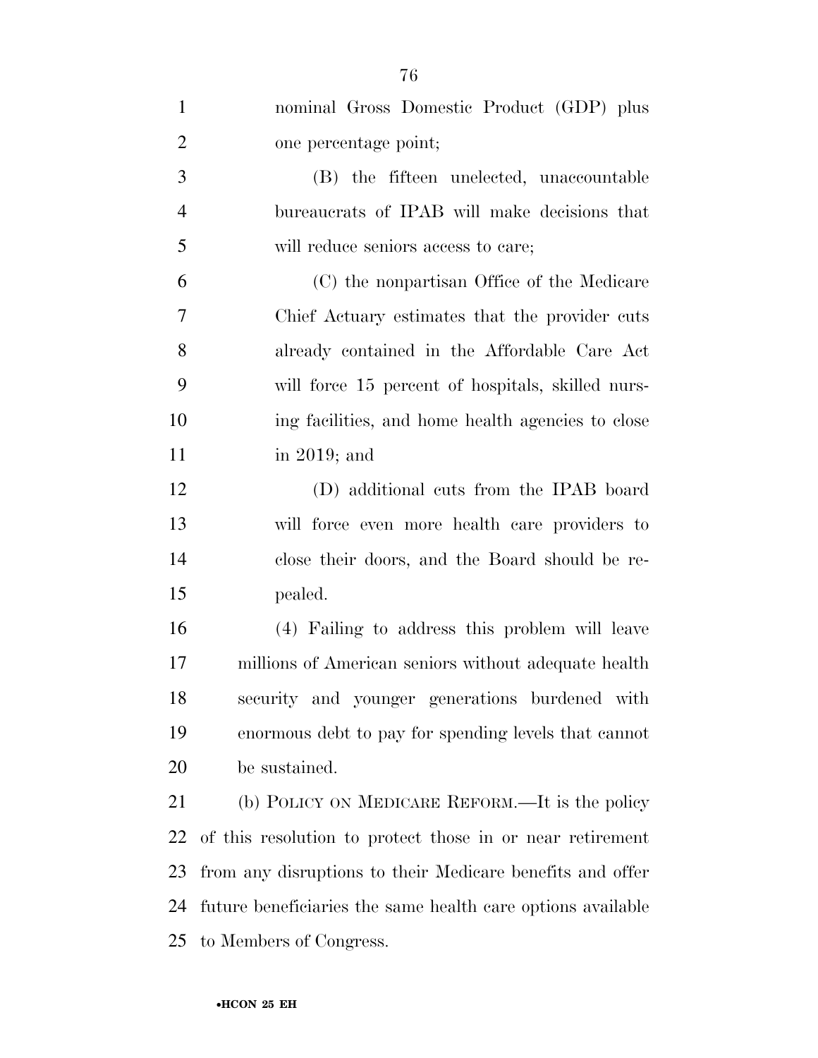nominal Gross Domestic Product (GDP) plus one percentage point;

(B) the fifteen unelected, unaccountable bureaucrats of IPAB will make decisions that will reduce seniors access to care;

(C) the nonpartisan Office of the Medicare Chief Actuary estimates that the provider cuts already contained in the Affordable Care Act will force 15 percent of hospitals, skilled nursing facilities, and home health agencies to close in 2019; and

(D) additional cuts from the IPAB board will force even more health care providers to close their doors, and the Board should be repealed.

(4) Failing to address this problem will leave millions of American seniors without adequate health security and younger generations burdened with enormous debt to pay for spending levels that cannot be sustained.

(b) POLICY ON MEDICARE REFORM.—It is the policy of this resolution to protect those in or near retirement from any disruptions to their Medicare benefits and offer future beneficiaries the same health care options available to Members of Congress.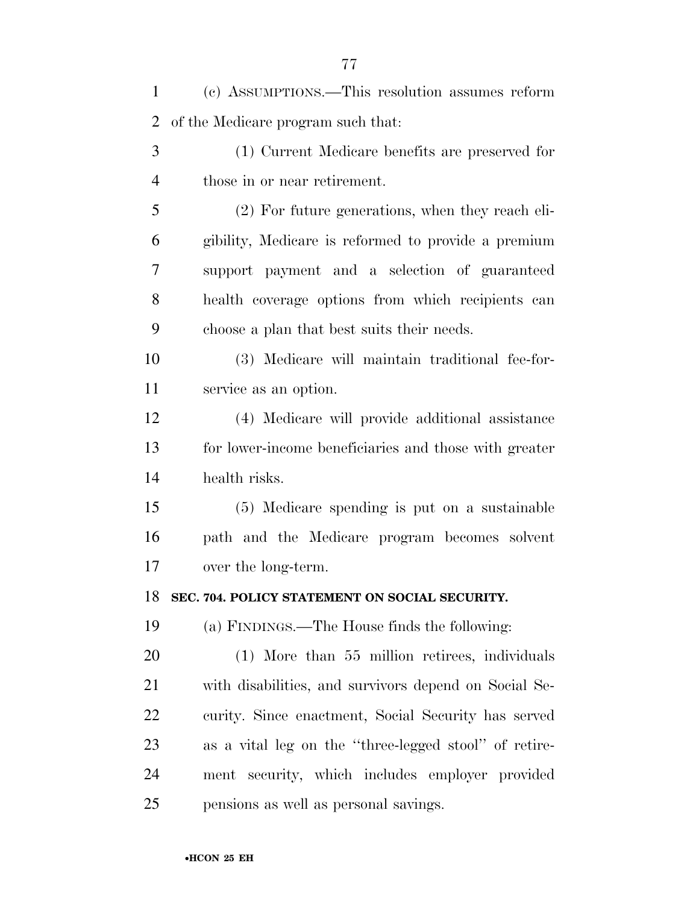(c) ASSUMPTIONS.—This resolution assumes reform of the Medicare program such that:

(1) Current Medicare benefits are preserved for those in or near retirement.

(2) For future generations, when they reach eligibility, Medicare is reformed to provide a premium support payment and a selection of guaranteed health coverage options from which recipients can choose a plan that best suits their needs.

(3) Medicare will maintain traditional fee-for-service as an option.

(4) Medicare will provide additional assistance for lower-income beneficiaries and those with greater health risks.

(5) Medicare spending is put on a sustainable path and the Medicare program becomes solvent over the long-term.

**SEC. 704. POLICY STATEMENT ON SOCIAL SECURITY.**

(a) FINDINGS.—The House finds the following:

(1) More than 55 million retirees, individuals with disabilities, and survivors depend on Social Security. Since enactment, Social Security has served as a vital leg on the ''three-legged stool'' of retirement security, which includes employer provided pensions as well as personal savings.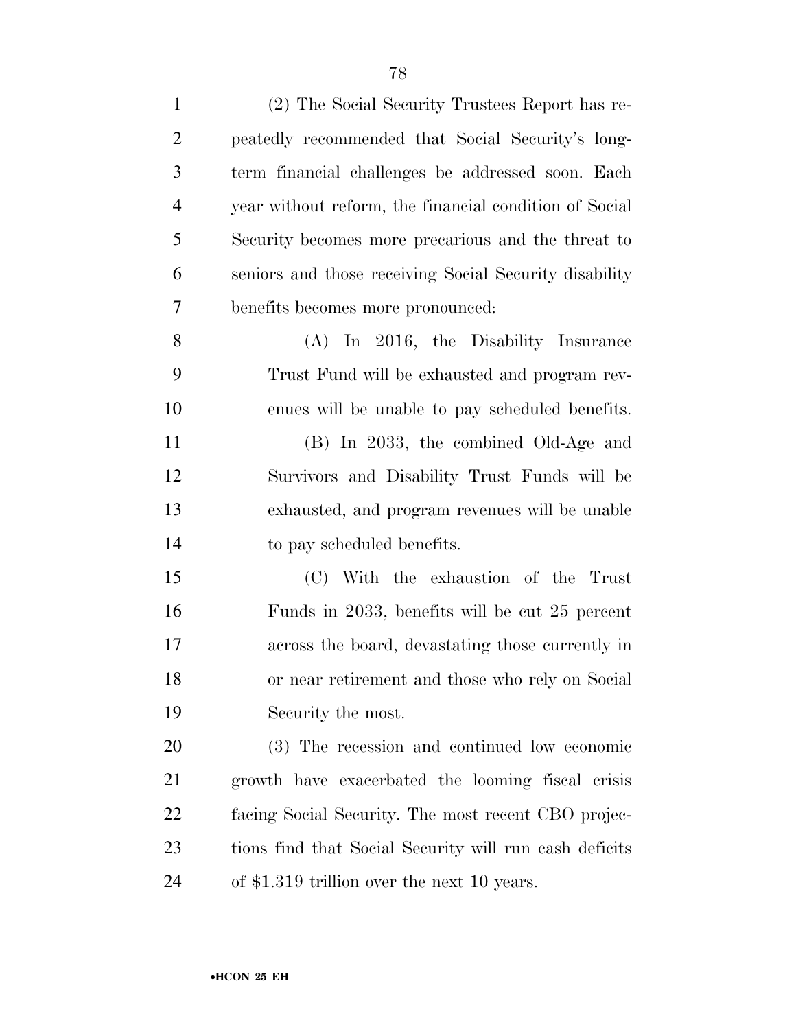(2) The Social Security Trustees Report has repeatedly recommended that Social Security's long-term financial challenges be addressed soon. Each year without reform, the financial condition of Social Security becomes more precarious and the threat to seniors and those receiving Social Security disability benefits becomes more pronounced:

(A) In 2016, the Disability Insurance Trust Fund will be exhausted and program revenues will be unable to pay scheduled benefits.

(B) In 2033, the combined Old-Age and Survivors and Disability Trust Funds will be exhausted, and program revenues will be unable to pay scheduled benefits.

(C) With the exhaustion of the Trust Funds in 2033, benefits will be cut 25 percent across the board, devastating those currently in or near retirement and those who rely on Social Security the most.

(3) The recession and continued low economic growth have exacerbated the looming fiscal crisis facing Social Security. The most recent CBO projections find that Social Security will run cash deficits of $1.319 trillion over the next 10 years.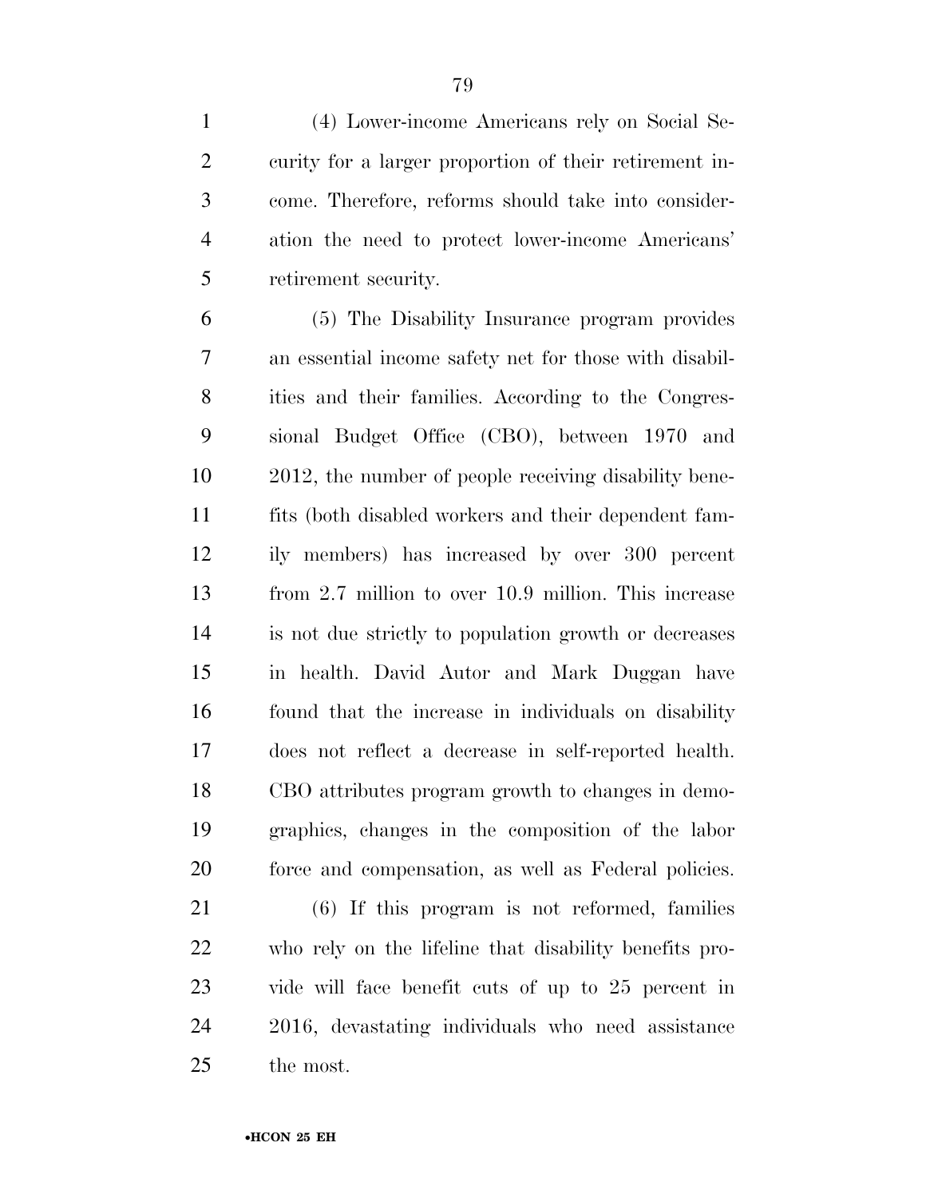(4) Lower-income Americans rely on Social Security for a larger proportion of their retirement income. Therefore, reforms should take into consideration the need to protect lower-income Americans' retirement security.

(5) The Disability Insurance program provides an essential income safety net for those with disabilities and their families. According to the Congressional Budget Office (CBO), between 1970 and 2012, the number of people receiving disability benefits (both disabled workers and their dependent family members) has increased by over 300 percent from 2.7 million to over 10.9 million. This increase is not due strictly to population growth or decreases in health. David Autor and Mark Duggan have found that the increase in individuals on disability does not reflect a decrease in self-reported health. CBO attributes program growth to changes in demographics, changes in the composition of the labor force and compensation, as well as Federal policies.

(6) If this program is not reformed, families who rely on the lifeline that disability benefits provide will face benefit cuts of up to 25 percent in 2016, devastating individuals who need assistance the most.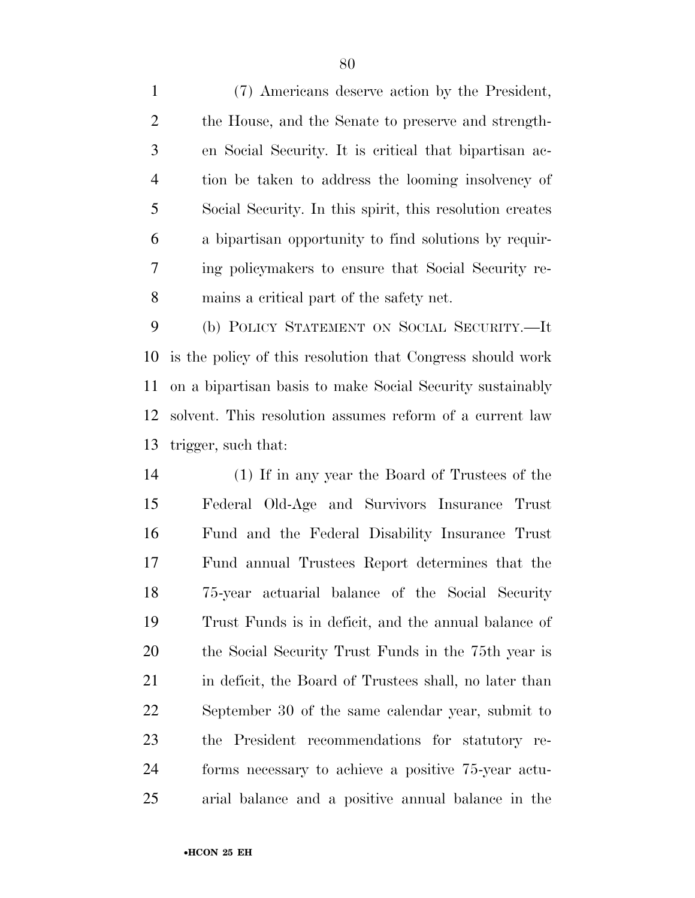(7) Americans deserve action by the President, the House, and the Senate to preserve and strengthen Social Security. It is critical that bipartisan action be taken to address the looming insolvency of Social Security. In this spirit, this resolution creates a bipartisan opportunity to find solutions by requiring policymakers to ensure that Social Security remains a critical part of the safety net.

(b) POLICY STATEMENT ON SOCIAL SECURITY.—It is the policy of this resolution that Congress should work on a bipartisan basis to make Social Security sustainably solvent. This resolution assumes reform of a current law trigger, such that:

(1) If in any year the Board of Trustees of the Federal Old-Age and Survivors Insurance Trust Fund and the Federal Disability Insurance Trust Fund annual Trustees Report determines that the 75-year actuarial balance of the Social Security Trust Funds is in deficit, and the annual balance of the Social Security Trust Funds in the 75th year is in deficit, the Board of Trustees shall, no later than September 30 of the same calendar year, submit to the President recommendations for statutory reforms necessary to achieve a positive 75-year actuarial balance and a positive annual balance in the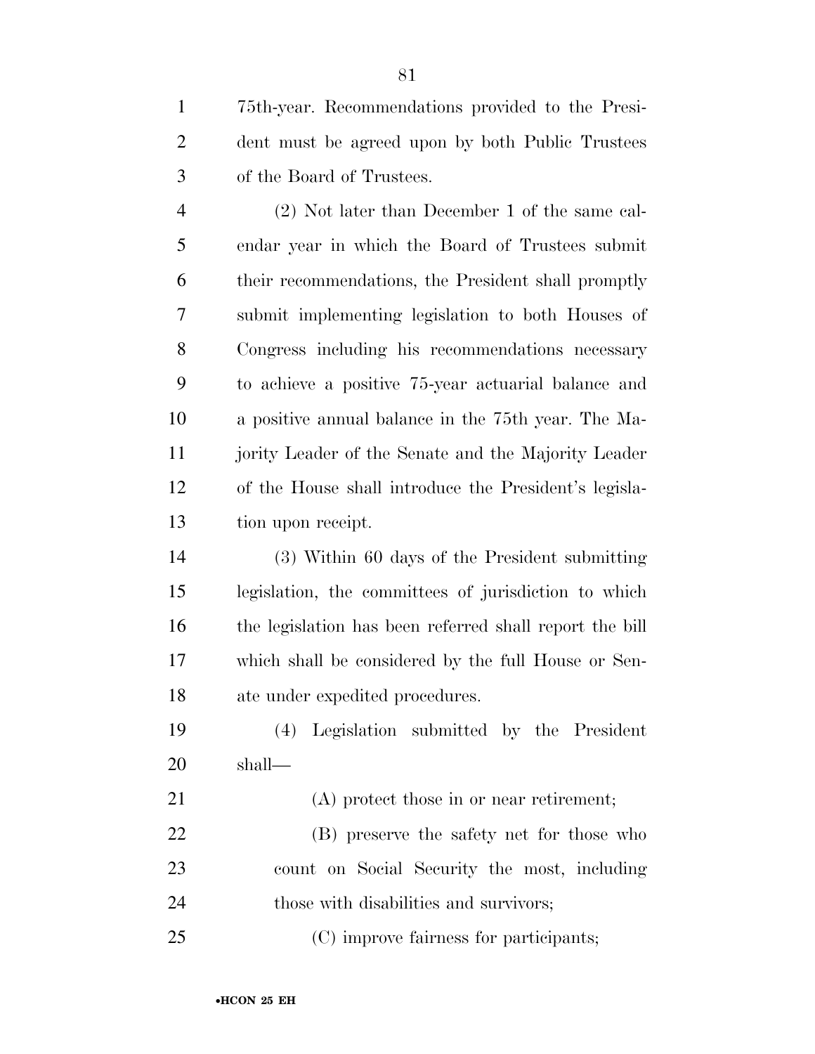75th-year. Recommendations provided to the President must be agreed upon by both Public Trustees of the Board of Trustees.

(2) Not later than December 1 of the same calendar year in which the Board of Trustees submit their recommendations, the President shall promptly submit implementing legislation to both Houses of Congress including his recommendations necessary to achieve a positive 75-year actuarial balance and a positive annual balance in the 75th year. The Majority Leader of the Senate and the Majority Leader of the House shall introduce the President's legislation upon receipt.

(3) Within 60 days of the President submitting legislation, the committees of jurisdiction to which the legislation has been referred shall report the bill which shall be considered by the full House or Senate under expedited procedures.

(4) Legislation submitted by the President shall—

(A) protect those in or near retirement;

(B) preserve the safety net for those who count on Social Security the most, including those with disabilities and survivors;

(C) improve fairness for participants;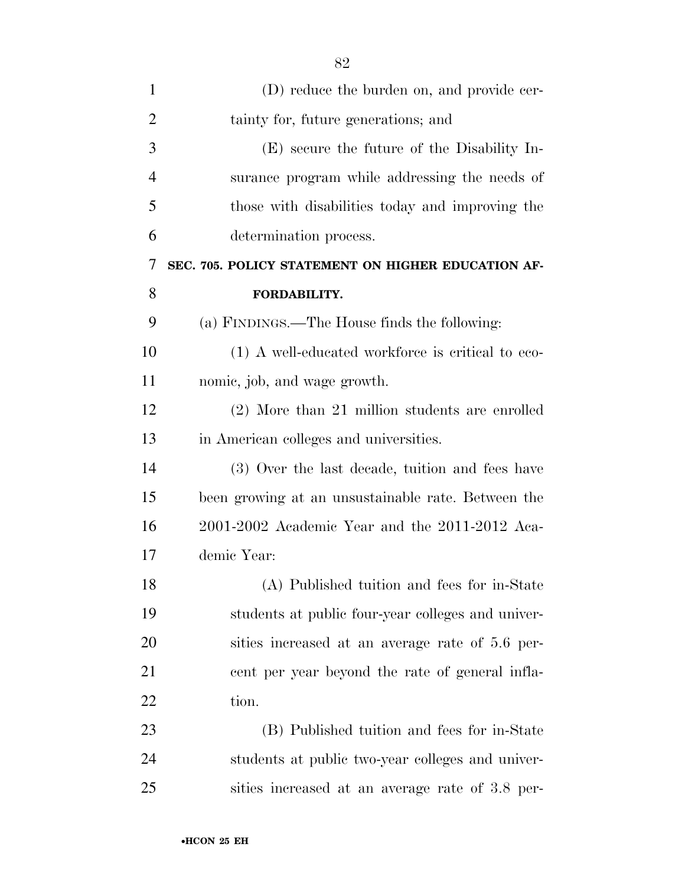(D) reduce the burden on, and provide certainty for, future generations; and

(E) secure the future of the Disability Insurance program while addressing the needs of those with disabilities today and improving the determination process.

### SEC. 705. POLICY STATEMENT ON HIGHER EDUCATION AFFORDABILITY.

(a) FINDINGS.—The House finds the following:

(1) A well-educated workforce is critical to economic, job, and wage growth.

(2) More than 21 million students are enrolled in American colleges and universities.

(3) Over the last decade, tuition and fees have been growing at an unsustainable rate. Between the 2001-2002 Academic Year and the 2011-2012 Academic Year:

(A) Published tuition and fees for in-State students at public four-year colleges and universities increased at an average rate of 5.6 percent per year beyond the rate of general inflation.

(B) Published tuition and fees for in-State students at public two-year colleges and universities increased at an average rate of 3.8 per-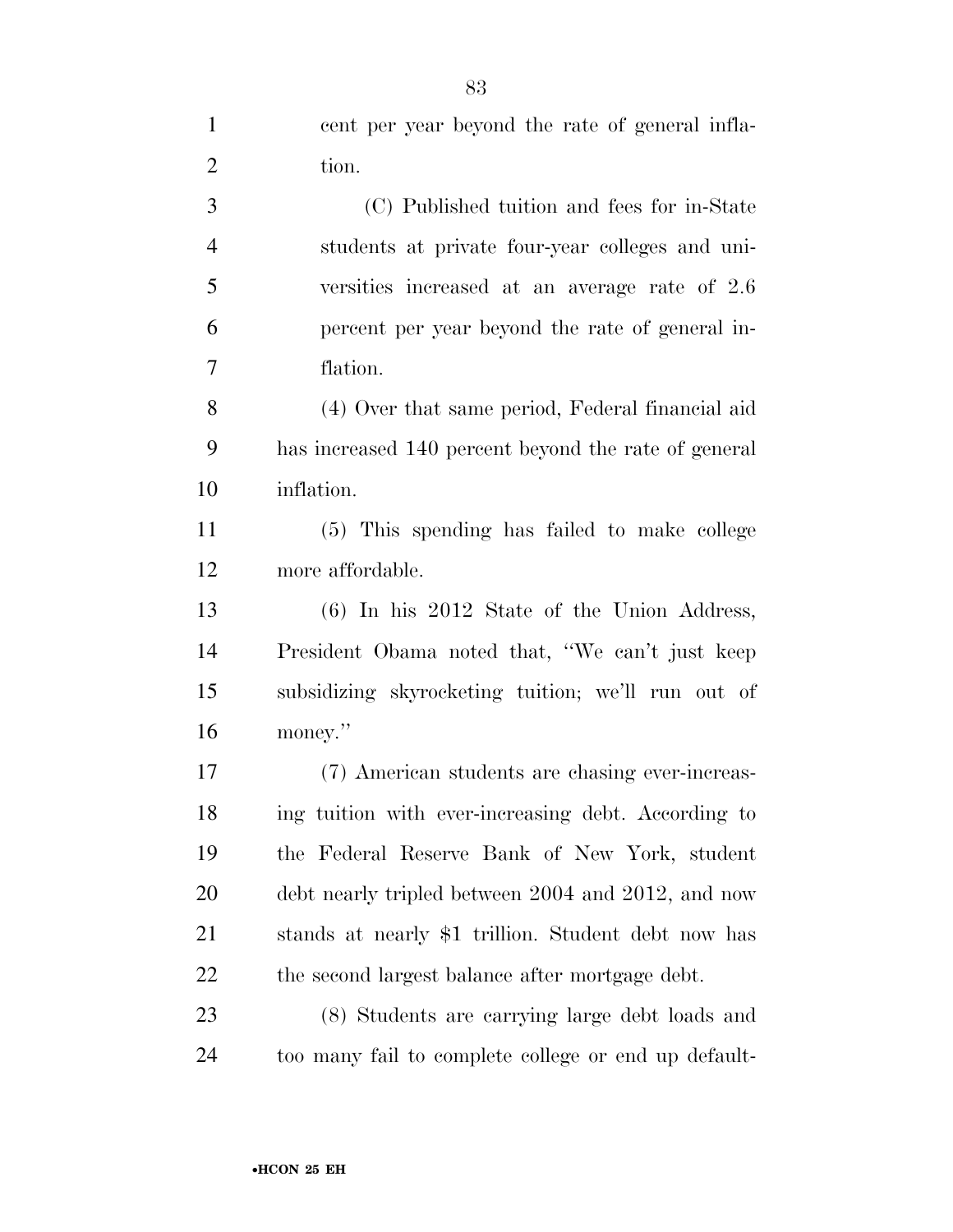cent per year beyond the rate of general inflation.

(C) Published tuition and fees for in-State students at private four-year colleges and universities increased at an average rate of 2.6 percent per year beyond the rate of general inflation.

(4) Over that same period, Federal financial aid has increased 140 percent beyond the rate of general inflation.

(5) This spending has failed to make college more affordable.

(6) In his 2012 State of the Union Address, President Obama noted that, ''We can't just keep subsidizing skyrocketing tuition; we'll run out of money.''

(7) American students are chasing ever-increasing tuition with ever-increasing debt. According to the Federal Reserve Bank of New York, student debt nearly tripled between 2004 and 2012, and now stands at nearly $1 trillion. Student debt now has the second largest balance after mortgage debt.

(8) Students are carrying large debt loads and too many fail to complete college or end up default-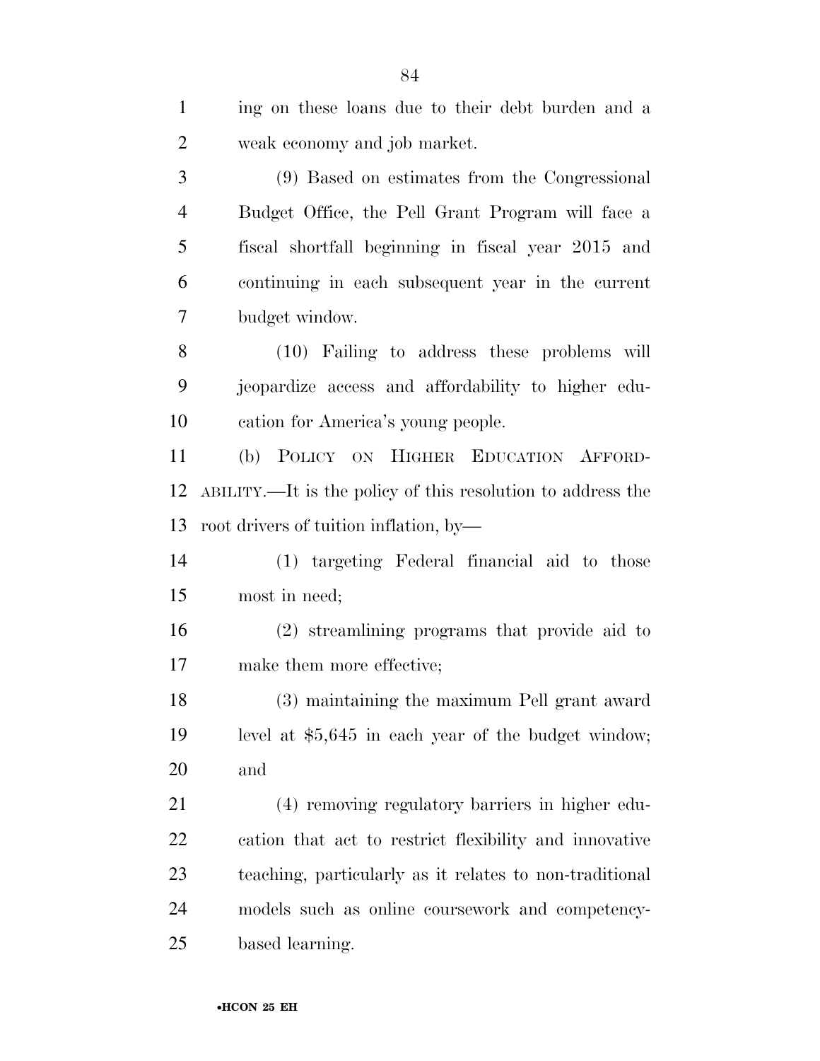ing on these loans due to their debt burden and a weak economy and job market.

(9) Based on estimates from the Congressional Budget Office, the Pell Grant Program will face a fiscal shortfall beginning in fiscal year 2015 and continuing in each subsequent year in the current budget window.

(10) Failing to address these problems will jeopardize access and affordability to higher education for America's young people.

(b) POLICY ON HIGHER EDUCATION AFFORDABILITY.—It is the policy of this resolution to address the root drivers of tuition inflation, by—

(1) targeting Federal financial aid to those most in need;

(2) streamlining programs that provide aid to make them more effective;

(3) maintaining the maximum Pell grant award level at $5,645 in each year of the budget window; and

(4) removing regulatory barriers in higher education that act to restrict flexibility and innovative teaching, particularly as it relates to non-traditional models such as online coursework and competency-based learning.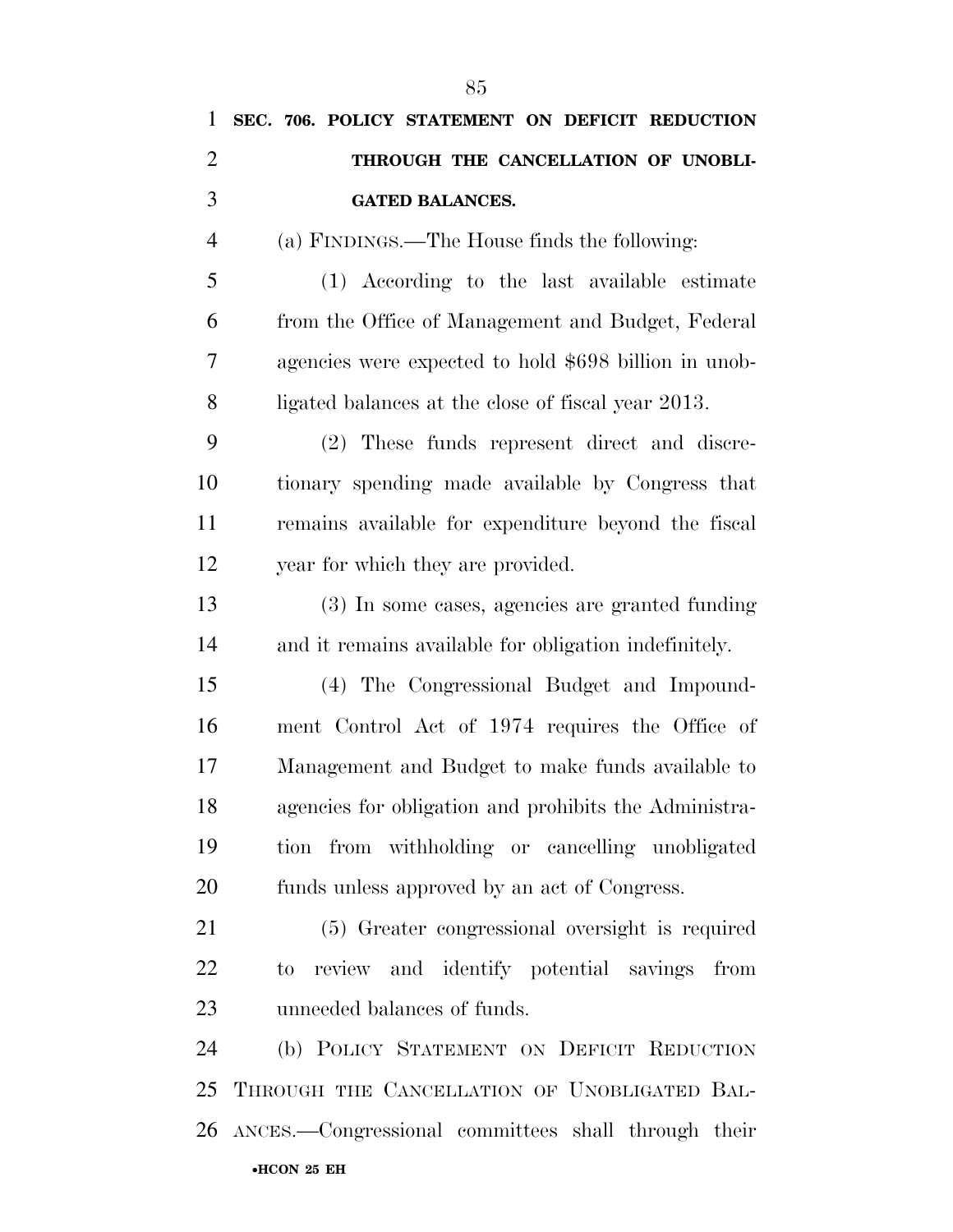### SEC. 706. POLICY STATEMENT ON DEFICIT REDUCTION THROUGH THE CANCELLATION OF UNOBLIGATED BALANCES.

(a) FINDINGS.—The House finds the following:

(1) According to the last available estimate from the Office of Management and Budget, Federal agencies were expected to hold $698 billion in unobligated balances at the close of fiscal year 2013.

(2) These funds represent direct and discretionary spending made available by Congress that remains available for expenditure beyond the fiscal year for which they are provided.

(3) In some cases, agencies are granted funding and it remains available for obligation indefinitely.

(4) The Congressional Budget and Impoundment Control Act of 1974 requires the Office of Management and Budget to make funds available to agencies for obligation and prohibits the Administration from withholding or cancelling unobligated funds unless approved by an act of Congress.

(5) Greater congressional oversight is required to review and identify potential savings from unneeded balances of funds.

(b) POLICY STATEMENT ON DEFICIT REDUCTION THROUGH THE CANCELLATION OF UNOBLIGATED BALANCES.—Congressional committees shall through their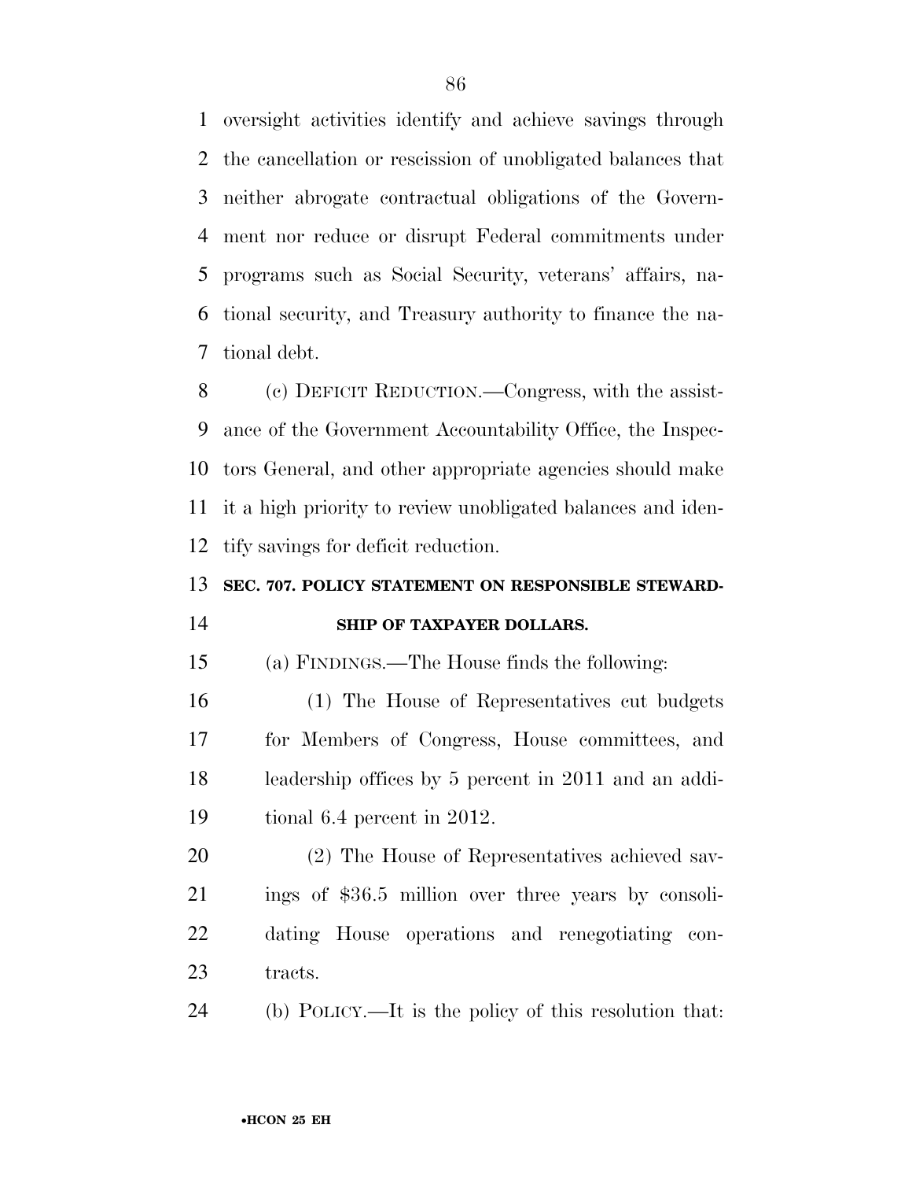oversight activities identify and achieve savings through the cancellation or rescission of unobligated balances that neither abrogate contractual obligations of the Government nor reduce or disrupt Federal commitments under programs such as Social Security, veterans' affairs, national security, and Treasury authority to finance the national debt.

(c) DEFICIT REDUCTION.—Congress, with the assistance of the Government Accountability Office, the Inspectors General, and other appropriate agencies should make it a high priority to review unobligated balances and identify savings for deficit reduction.

## SEC. 707. POLICY STATEMENT ON RESPONSIBLE STEWARDSHIP OF TAXPAYER DOLLARS.

(a) FINDINGS.—The House finds the following:

(1) The House of Representatives cut budgets for Members of Congress, House committees, and leadership offices by 5 percent in 2011 and an additional 6.4 percent in 2012.

(2) The House of Representatives achieved savings of $36.5 million over three years by consolidating House operations and renegotiating contracts.

(b) POLICY.—It is the policy of this resolution that: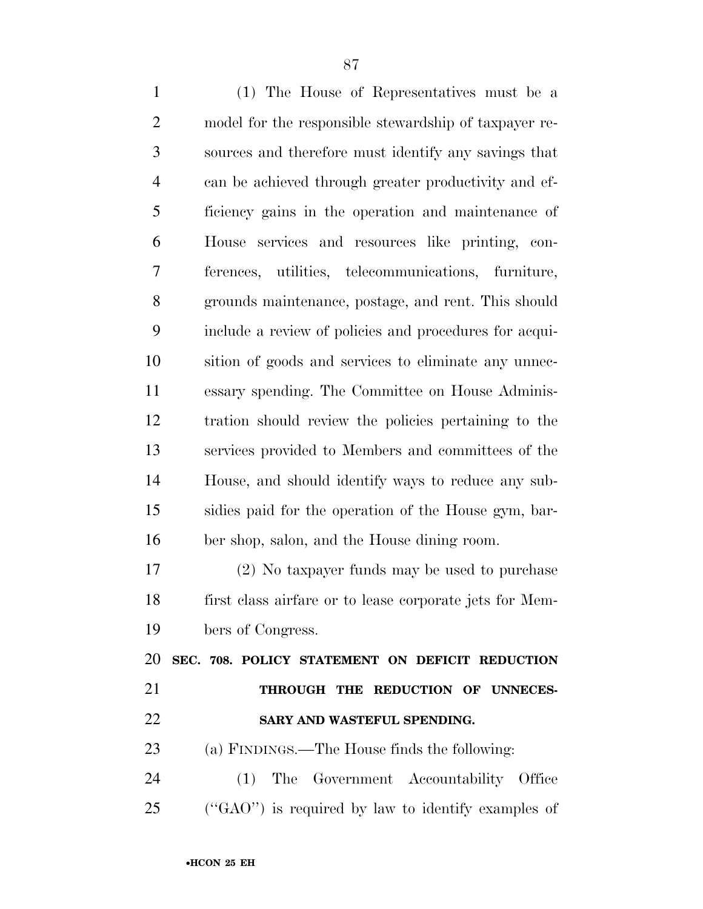(1) The House of Representatives must be a model for the responsible stewardship of taxpayer resources and therefore must identify any savings that can be achieved through greater productivity and efficiency gains in the operation and maintenance of House services and resources like printing, conferences, utilities, telecommunications, furniture, grounds maintenance, postage, and rent. This should include a review of policies and procedures for acquisition of goods and services to eliminate any unnecessary spending. The Committee on House Administration should review the policies pertaining to the services provided to Members and committees of the House, and should identify ways to reduce any subsidies paid for the operation of the House gym, barber shop, salon, and the House dining room.

(2) No taxpayer funds may be used to purchase first class airfare or to lease corporate jets for Members of Congress.

**SEC. 708. POLICY STATEMENT ON DEFICIT REDUCTION THROUGH THE REDUCTION OF UNNECESSARY AND WASTEFUL SPENDING.**

(a) FINDINGS.—The House finds the following:

(1) The Government Accountability Office ("GAO") is required by law to identify examples of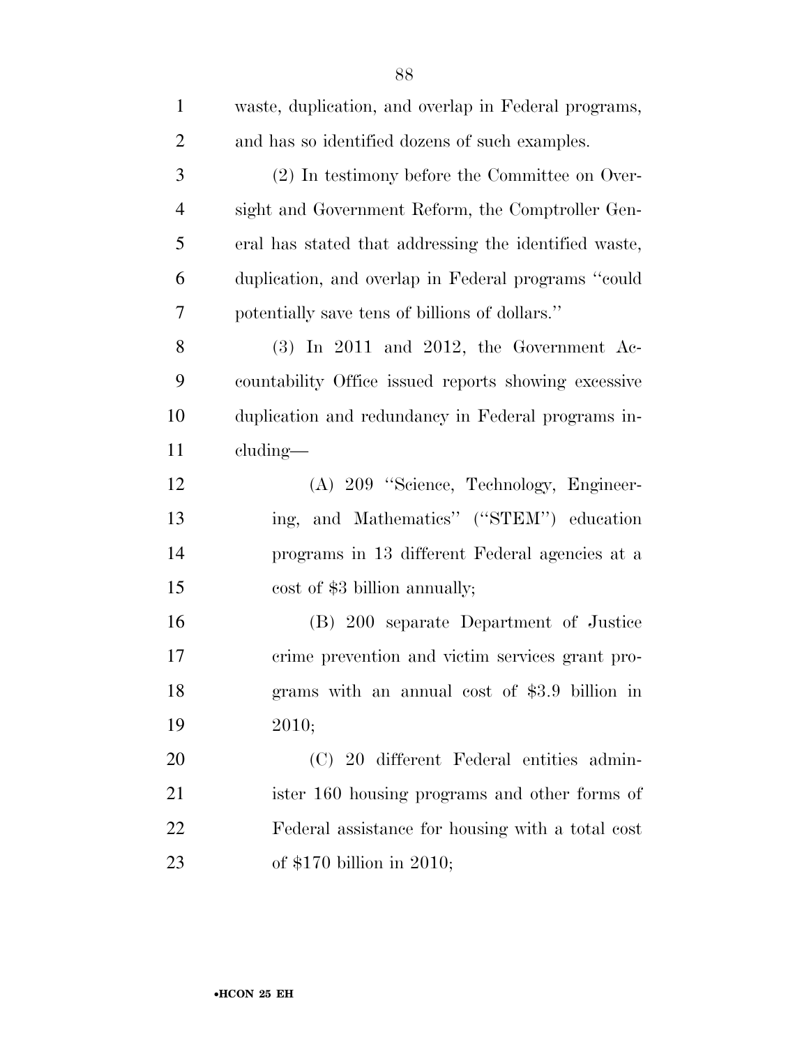waste, duplication, and overlap in Federal programs, and has so identified dozens of such examples.

(2) In testimony before the Committee on Oversight and Government Reform, the Comptroller General has stated that addressing the identified waste, duplication, and overlap in Federal programs ''could potentially save tens of billions of dollars.''

(3) In 2011 and 2012, the Government Accountability Office issued reports showing excessive duplication and redundancy in Federal programs including—

(A) 209 ''Science, Technology, Engineering, and Mathematics'' (''STEM'') education programs in 13 different Federal agencies at a cost of $3 billion annually;

(B) 200 separate Department of Justice crime prevention and victim services grant programs with an annual cost of $3.9 billion in 2010;

(C) 20 different Federal entities administer 160 housing programs and other forms of Federal assistance for housing with a total cost of $170 billion in 2010;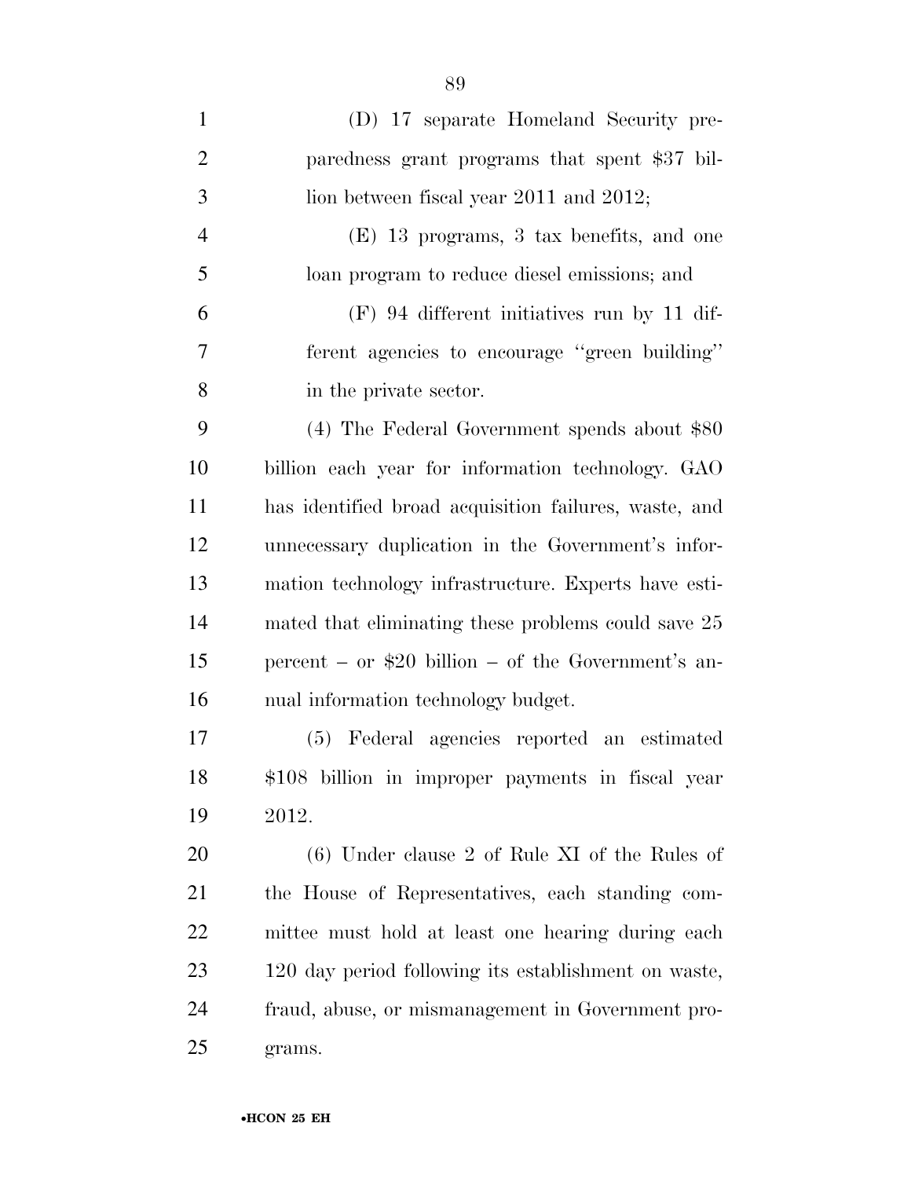(D) 17 separate Homeland Security preparedness grant programs that spent $37 billion between fiscal year 2011 and 2012;

(E) 13 programs, 3 tax benefits, and one loan program to reduce diesel emissions; and

(F) 94 different initiatives run by 11 different agencies to encourage ''green building'' in the private sector.

(4) The Federal Government spends about $80 billion each year for information technology. GAO has identified broad acquisition failures, waste, and unnecessary duplication in the Government's information technology infrastructure. Experts have estimated that eliminating these problems could save 25 percent – or $20 billion – of the Government's annual information technology budget.

(5) Federal agencies reported an estimated $108 billion in improper payments in fiscal year 2012.

(6) Under clause 2 of Rule XI of the Rules of the House of Representatives, each standing committee must hold at least one hearing during each 120 day period following its establishment on waste, fraud, abuse, or mismanagement in Government programs.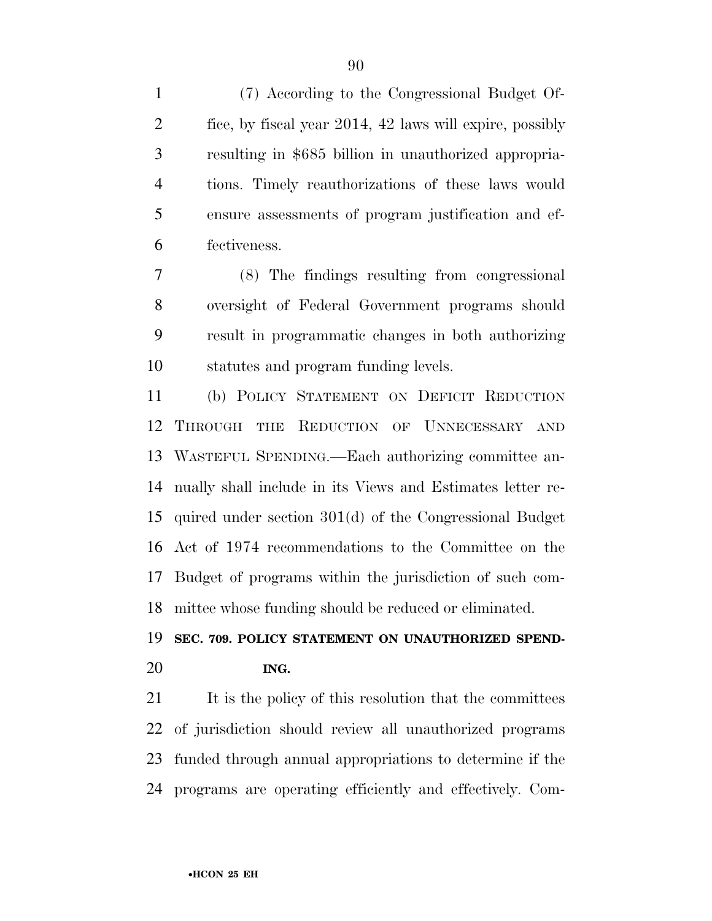(7) According to the Congressional Budget Office, by fiscal year 2014, 42 laws will expire, possibly resulting in $685 billion in unauthorized appropriations. Timely reauthorizations of these laws would ensure assessments of program justification and effectiveness.

(8) The findings resulting from congressional oversight of Federal Government programs should result in programmatic changes in both authorizing statutes and program funding levels.

(b) POLICY STATEMENT ON DEFICIT REDUCTION THROUGH THE REDUCTION OF UNNECESSARY AND WASTEFUL SPENDING.—Each authorizing committee annually shall include in its Views and Estimates letter required under section 301(d) of the Congressional Budget Act of 1974 recommendations to the Committee on the Budget of programs within the jurisdiction of such committee whose funding should be reduced or eliminated.

**SEC. 709. POLICY STATEMENT ON UNAUTHORIZED SPENDING.**

It is the policy of this resolution that the committees of jurisdiction should review all unauthorized programs funded through annual appropriations to determine if the programs are operating efficiently and effectively. Com-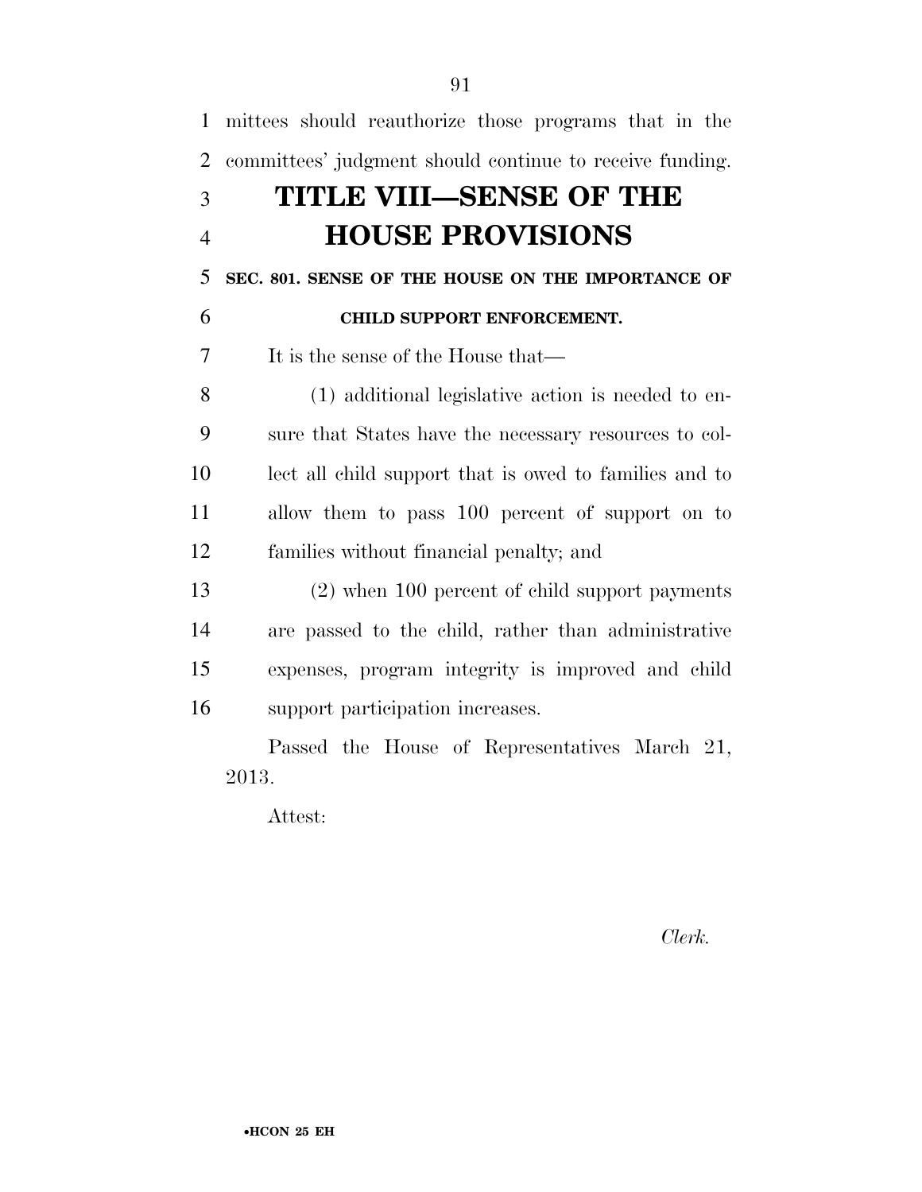mittees should reauthorize those programs that in the committees' judgment should continue to receive funding.

# TITLE VIII—SENSE OF THE HOUSE PROVISIONS

## SEC. 801. SENSE OF THE HOUSE ON THE IMPORTANCE OF CHILD SUPPORT ENFORCEMENT.

It is the sense of the House that—

(1) additional legislative action is needed to ensure that States have the necessary resources to collect all child support that is owed to families and to allow them to pass 100 percent of support on to families without financial penalty; and

(2) when 100 percent of child support payments are passed to the child, rather than administrative expenses, program integrity is improved and child support participation increases.

Passed the House of Representatives March 21, 2013.

Attest:

*Clerk.*

•HCON 25 EH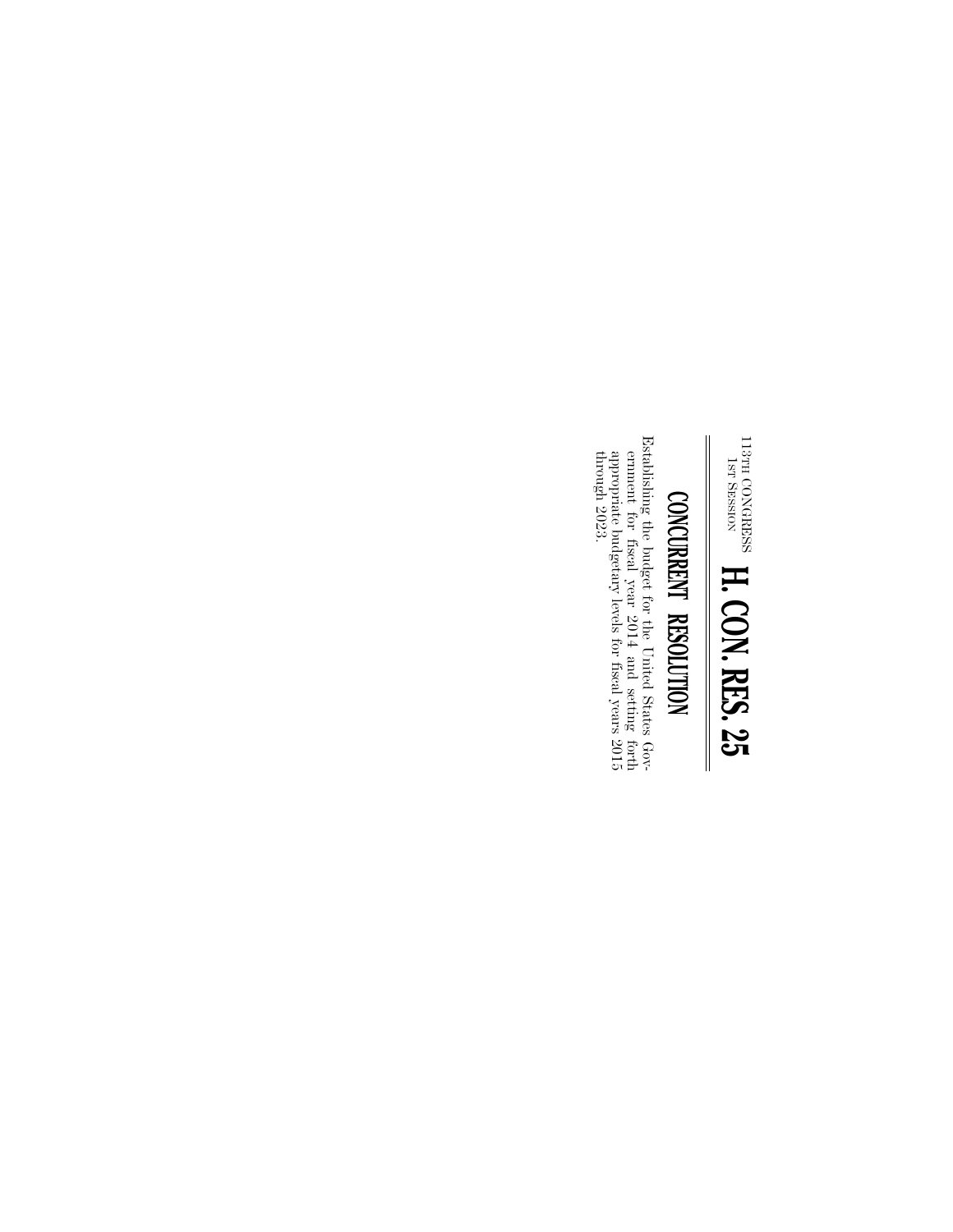113TH CONGRESS
1ST SESSION

# H. CON. RES. 25

## CONCURRENT RESOLUTION

Establishing the budget for the United States Government for fiscal year 2014 and setting forth appropriate budgetary levels for fiscal years 2015 through 2023.